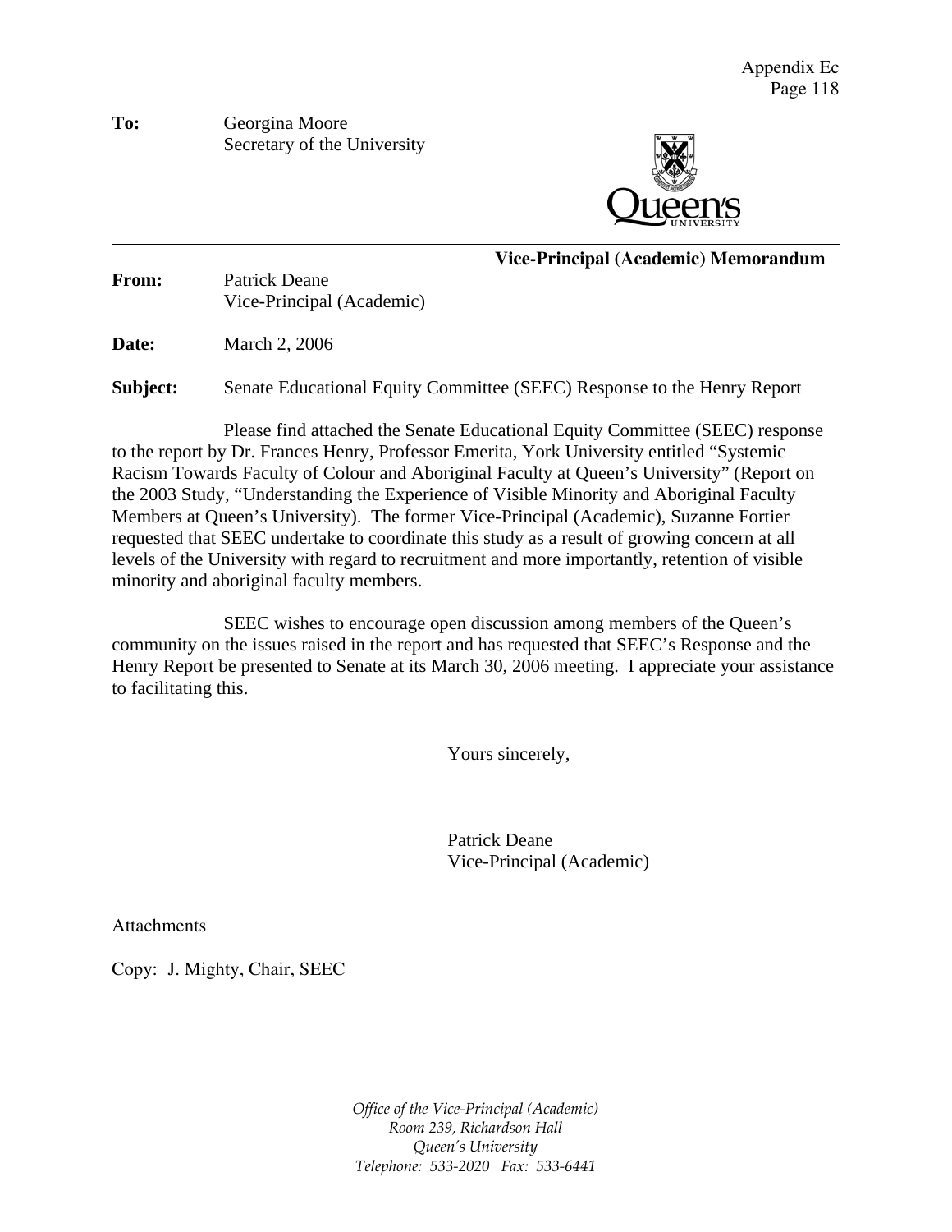**To:** Georgina Moore
Secretary of the University

**Vice-Principal (Academic) Memorandum**

**From:** Patrick Deane
Vice-Principal (Academic)

**Date:** March 2, 2006

**Subject:** Senate Educational Equity Committee (SEEC) Response to the Henry Report

Please find attached the Senate Educational Equity Committee (SEEC) response to the report by Dr. Frances Henry, Professor Emerita, York University entitled "Systemic Racism Towards Faculty of Colour and Aboriginal Faculty at Queen's University" (Report on the 2003 Study, "Understanding the Experience of Visible Minority and Aboriginal Faculty Members at Queen's University). The former Vice-Principal (Academic), Suzanne Fortier requested that SEEC undertake to coordinate this study as a result of growing concern at all levels of the University with regard to recruitment and more importantly, retention of visible minority and aboriginal faculty members.

SEEC wishes to encourage open discussion among members of the Queen's community on the issues raised in the report and has requested that SEEC's Response and the Henry Report be presented to Senate at its March 30, 2006 meeting. I appreciate your assistance to facilitating this.

Yours sincerely,

Patrick Deane
Vice-Principal (Academic)

Attachments

Copy: J. Mighty, Chair, SEEC

*Office of the Vice-Principal (Academic)*
*Room 239, Richardson Hall*
*Queen's University*
*Telephone: 533-2020 Fax: 533-6441*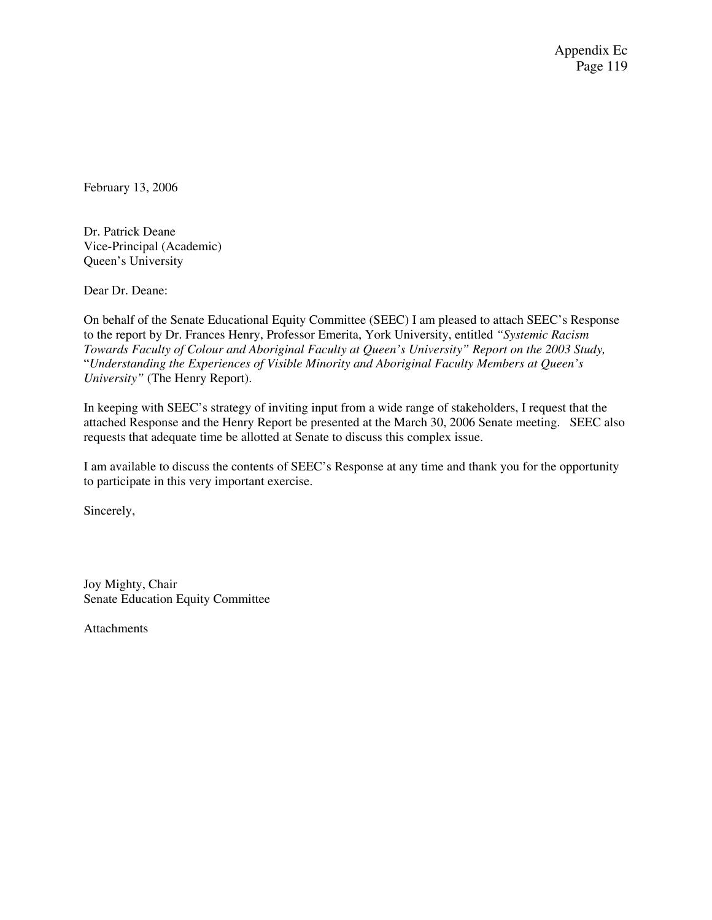February 13, 2006

Dr. Patrick Deane
Vice-Principal (Academic)
Queen's University

Dear Dr. Deane:

On behalf of the Senate Educational Equity Committee (SEEC) I am pleased to attach SEEC's Response to the report by Dr. Frances Henry, Professor Emerita, York University, entitled *"Systemic Racism Towards Faculty of Colour and Aboriginal Faculty at Queen's University" Report on the 2003 Study,* "*Understanding the Experiences of Visible Minority and Aboriginal Faculty Members at Queen's University"* (The Henry Report).

In keeping with SEEC's strategy of inviting input from a wide range of stakeholders, I request that the attached Response and the Henry Report be presented at the March 30, 2006 Senate meeting. SEEC also requests that adequate time be allotted at Senate to discuss this complex issue.

I am available to discuss the contents of SEEC's Response at any time and thank you for the opportunity to participate in this very important exercise.

Sincerely,

Joy Mighty, Chair
Senate Education Equity Committee

Attachments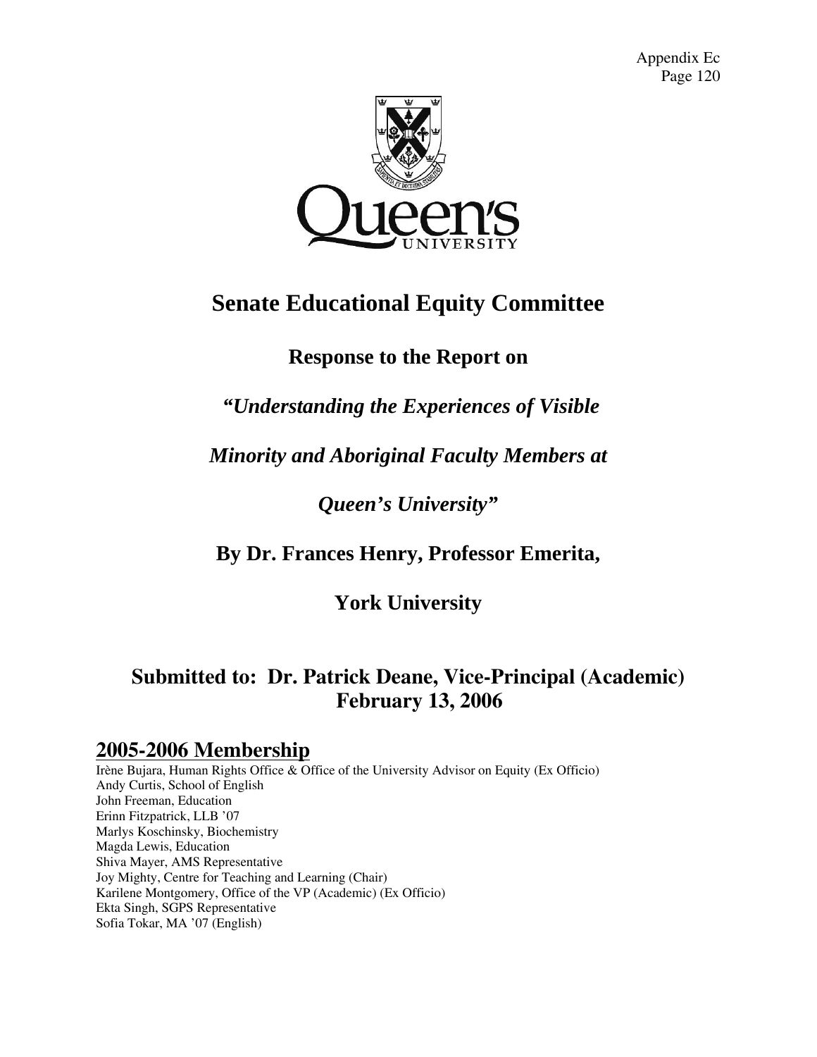# Senate Educational Equity Committee

## Response to the Report on

## *"Understanding the Experiences of Visible Minority and Aboriginal Faculty Members at Queen's University"*

## By Dr. Frances Henry, Professor Emerita, York University

## Submitted to: Dr. Patrick Deane, Vice-Principal (Academic) February 13, 2006

## 2005-2006 Membership

Irène Bujara, Human Rights Office & Office of the University Advisor on Equity (Ex Officio)
Andy Curtis, School of English
John Freeman, Education
Erinn Fitzpatrick, LLB '07
Marlys Koschinsky, Biochemistry
Magda Lewis, Education
Shiva Mayer, AMS Representative
Joy Mighty, Centre for Teaching and Learning (Chair)
Karilene Montgomery, Office of the VP (Academic) (Ex Officio)
Ekta Singh, SGPS Representative
Sofia Tokar, MA '07 (English)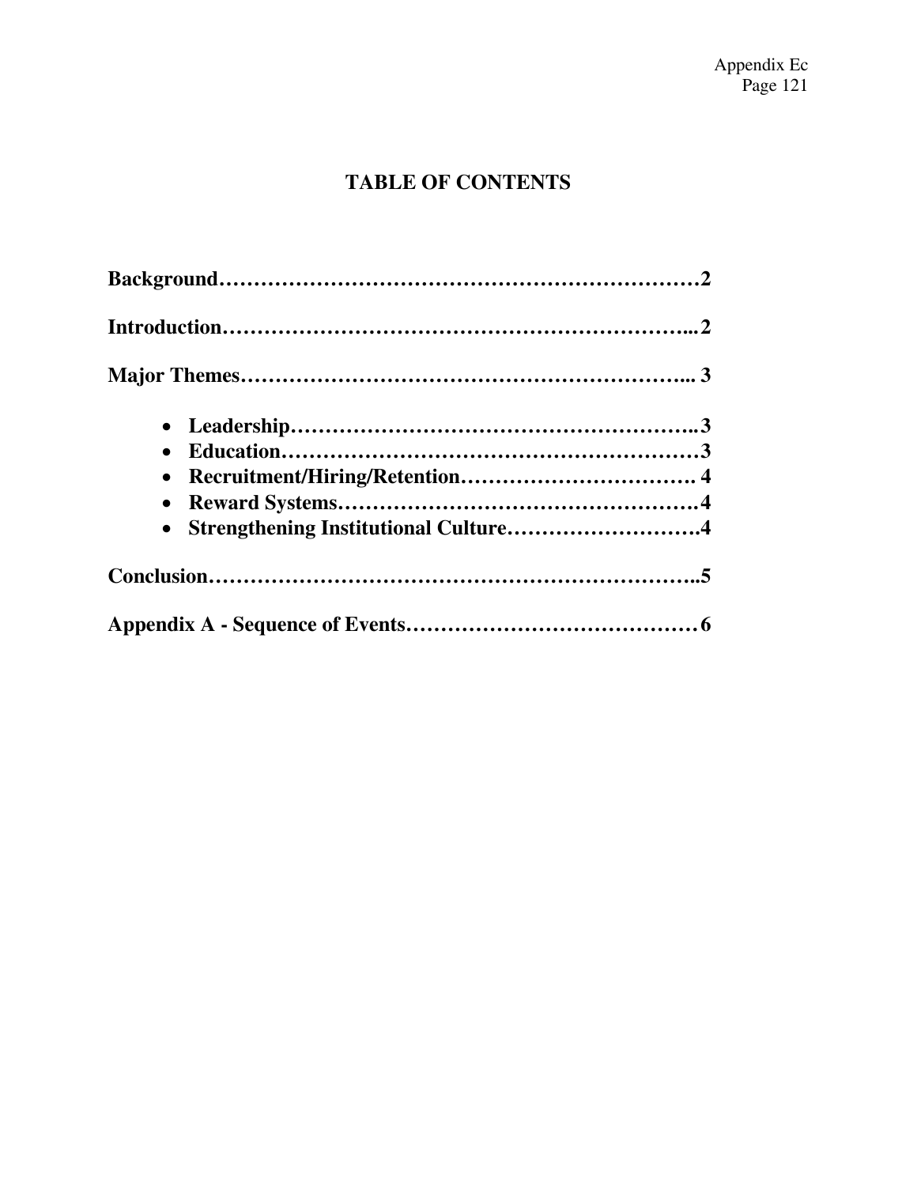# TABLE OF CONTENTS

**Background……………………………………………………………2**

**Introduction…………………………………………………………...2**

**Major Themes………………………………………………………... 3**

- **Leadership…………………………………………………..3**
- **Education……………………………………………………3**
- **Recruitment/Hiring/Retention……………………………. 4**
- **Reward Systems…………………………………………….4**
- **Strengthening Institutional Culture……………………….4**

**Conclusion……………………………………………………………..5**

**Appendix A - Sequence of Events……………………………………6**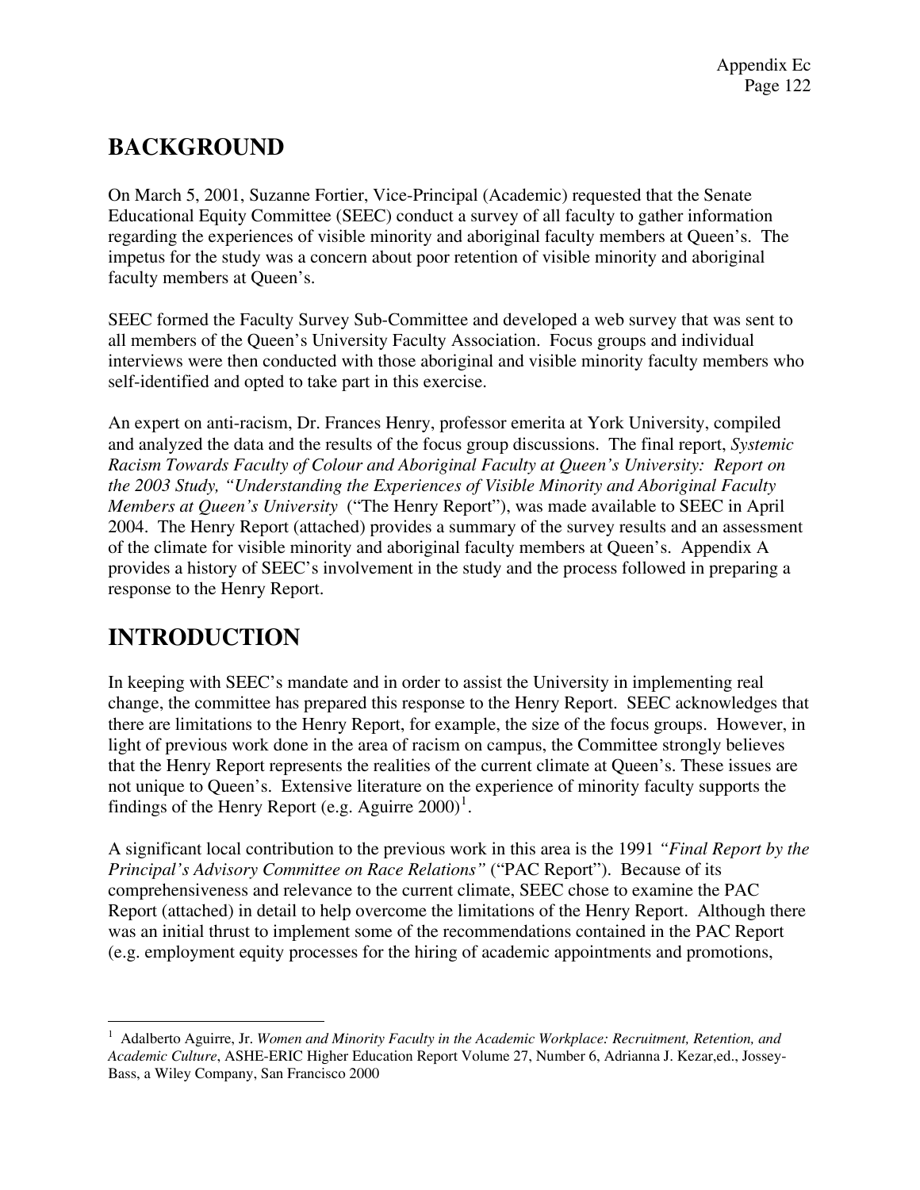## BACKGROUND

On March 5, 2001, Suzanne Fortier, Vice-Principal (Academic) requested that the Senate Educational Equity Committee (SEEC) conduct a survey of all faculty to gather information regarding the experiences of visible minority and aboriginal faculty members at Queen's. The impetus for the study was a concern about poor retention of visible minority and aboriginal faculty members at Queen's.

SEEC formed the Faculty Survey Sub-Committee and developed a web survey that was sent to all members of the Queen's University Faculty Association. Focus groups and individual interviews were then conducted with those aboriginal and visible minority faculty members who self-identified and opted to take part in this exercise.

An expert on anti-racism, Dr. Frances Henry, professor emerita at York University, compiled and analyzed the data and the results of the focus group discussions. The final report, *Systemic Racism Towards Faculty of Colour and Aboriginal Faculty at Queen's University: Report on the 2003 Study, "Understanding the Experiences of Visible Minority and Aboriginal Faculty Members at Queen's University* ("The Henry Report"), was made available to SEEC in April 2004. The Henry Report (attached) provides a summary of the survey results and an assessment of the climate for visible minority and aboriginal faculty members at Queen's. Appendix A provides a history of SEEC's involvement in the study and the process followed in preparing a response to the Henry Report.

## INTRODUCTION

In keeping with SEEC's mandate and in order to assist the University in implementing real change, the committee has prepared this response to the Henry Report. SEEC acknowledges that there are limitations to the Henry Report, for example, the size of the focus groups. However, in light of previous work done in the area of racism on campus, the Committee strongly believes that the Henry Report represents the realities of the current climate at Queen's. These issues are not unique to Queen's. Extensive literature on the experience of minority faculty supports the findings of the Henry Report (e.g. Aguirre 2000)[1].

A significant local contribution to the previous work in this area is the 1991 *"Final Report by the Principal's Advisory Committee on Race Relations"* ("PAC Report"). Because of its comprehensiveness and relevance to the current climate, SEEC chose to examine the PAC Report (attached) in detail to help overcome the limitations of the Henry Report. Although there was an initial thrust to implement some of the recommendations contained in the PAC Report (e.g. employment equity processes for the hiring of academic appointments and promotions,

---

[1] Adalberto Aguirre, Jr. *Women and Minority Faculty in the Academic Workplace: Recruitment, Retention, and Academic Culture*, ASHE-ERIC Higher Education Report Volume 27, Number 6, Adrianna J. Kezar,ed., Jossey-Bass, a Wiley Company, San Francisco 2000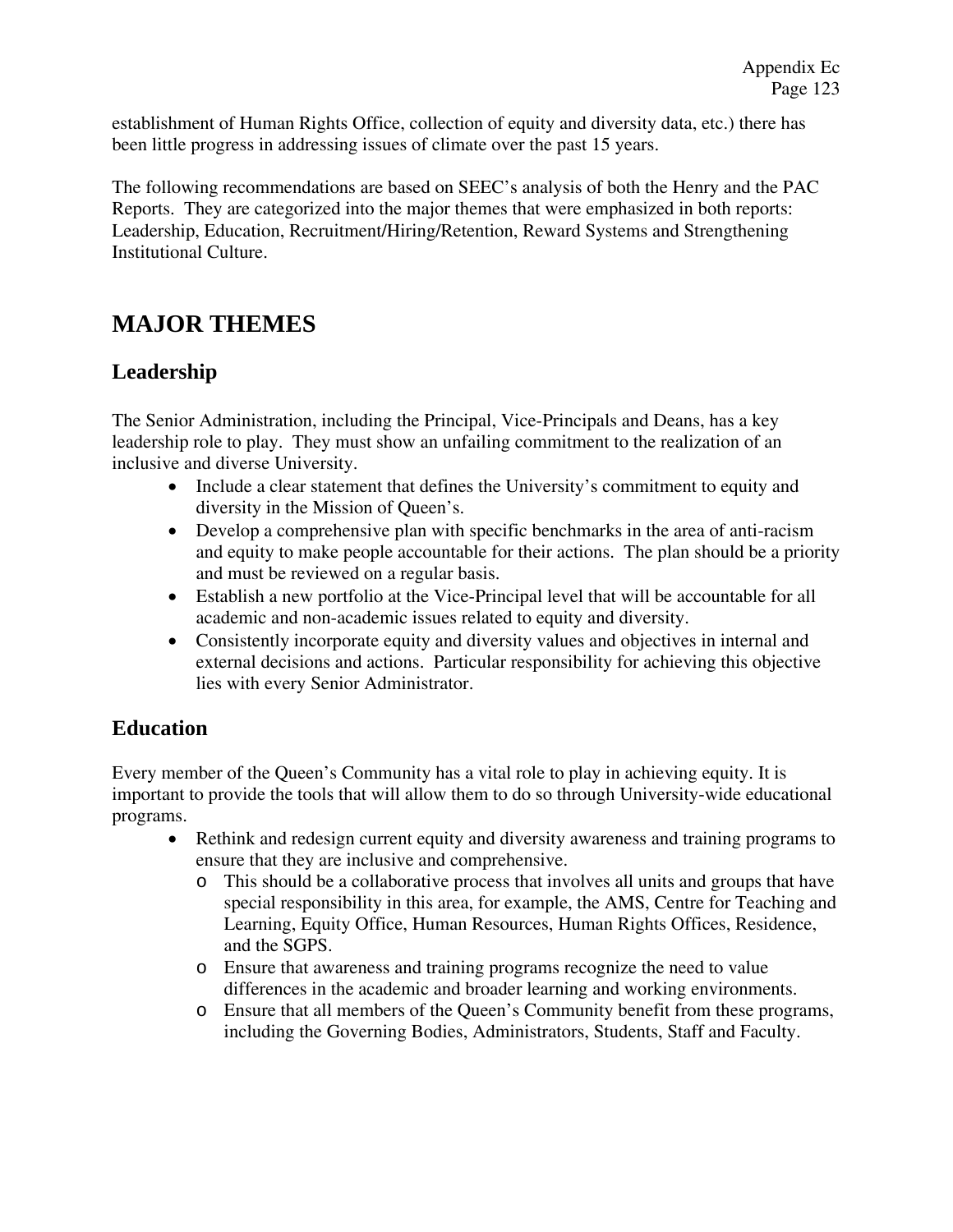establishment of Human Rights Office, collection of equity and diversity data, etc.) there has been little progress in addressing issues of climate over the past 15 years.

The following recommendations are based on SEEC's analysis of both the Henry and the PAC Reports. They are categorized into the major themes that were emphasized in both reports: Leadership, Education, Recruitment/Hiring/Retention, Reward Systems and Strengthening Institutional Culture.

# MAJOR THEMES

## Leadership

The Senior Administration, including the Principal, Vice-Principals and Deans, has a key leadership role to play. They must show an unfailing commitment to the realization of an inclusive and diverse University.

- Include a clear statement that defines the University's commitment to equity and diversity in the Mission of Queen's.
- Develop a comprehensive plan with specific benchmarks in the area of anti-racism and equity to make people accountable for their actions. The plan should be a priority and must be reviewed on a regular basis.
- Establish a new portfolio at the Vice-Principal level that will be accountable for all academic and non-academic issues related to equity and diversity.
- Consistently incorporate equity and diversity values and objectives in internal and external decisions and actions. Particular responsibility for achieving this objective lies with every Senior Administrator.

## Education

Every member of the Queen's Community has a vital role to play in achieving equity. It is important to provide the tools that will allow them to do so through University-wide educational programs.

- Rethink and redesign current equity and diversity awareness and training programs to ensure that they are inclusive and comprehensive.
  - This should be a collaborative process that involves all units and groups that have special responsibility in this area, for example, the AMS, Centre for Teaching and Learning, Equity Office, Human Resources, Human Rights Offices, Residence, and the SGPS.
  - Ensure that awareness and training programs recognize the need to value differences in the academic and broader learning and working environments.
  - Ensure that all members of the Queen's Community benefit from these programs, including the Governing Bodies, Administrators, Students, Staff and Faculty.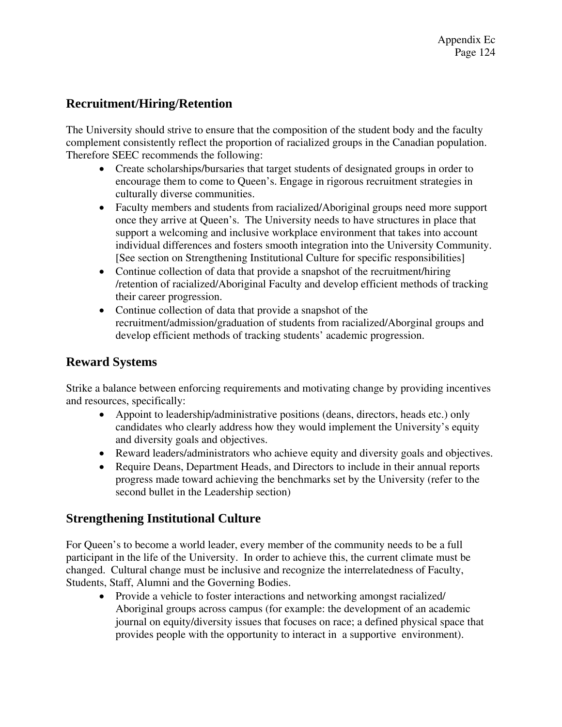## Recruitment/Hiring/Retention

The University should strive to ensure that the composition of the student body and the faculty complement consistently reflect the proportion of racialized groups in the Canadian population. Therefore SEEC recommends the following:

- Create scholarships/bursaries that target students of designated groups in order to encourage them to come to Queen's. Engage in rigorous recruitment strategies in culturally diverse communities.
- Faculty members and students from racialized/Aboriginal groups need more support once they arrive at Queen's. The University needs to have structures in place that support a welcoming and inclusive workplace environment that takes into account individual differences and fosters smooth integration into the University Community. [See section on Strengthening Institutional Culture for specific responsibilities]
- Continue collection of data that provide a snapshot of the recruitment/hiring /retention of racialized/Aboriginal Faculty and develop efficient methods of tracking their career progression.
- Continue collection of data that provide a snapshot of the recruitment/admission/graduation of students from racialized/Aborginal groups and develop efficient methods of tracking students' academic progression.

## Reward Systems

Strike a balance between enforcing requirements and motivating change by providing incentives and resources, specifically:

- Appoint to leadership/administrative positions (deans, directors, heads etc.) only candidates who clearly address how they would implement the University's equity and diversity goals and objectives.
- Reward leaders/administrators who achieve equity and diversity goals and objectives.
- Require Deans, Department Heads, and Directors to include in their annual reports progress made toward achieving the benchmarks set by the University (refer to the second bullet in the Leadership section)

## Strengthening Institutional Culture

For Queen's to become a world leader, every member of the community needs to be a full participant in the life of the University. In order to achieve this, the current climate must be changed. Cultural change must be inclusive and recognize the interrelatedness of Faculty, Students, Staff, Alumni and the Governing Bodies.

- Provide a vehicle to foster interactions and networking amongst racialized/ Aboriginal groups across campus (for example: the development of an academic journal on equity/diversity issues that focuses on race; a defined physical space that provides people with the opportunity to interact in a supportive environment).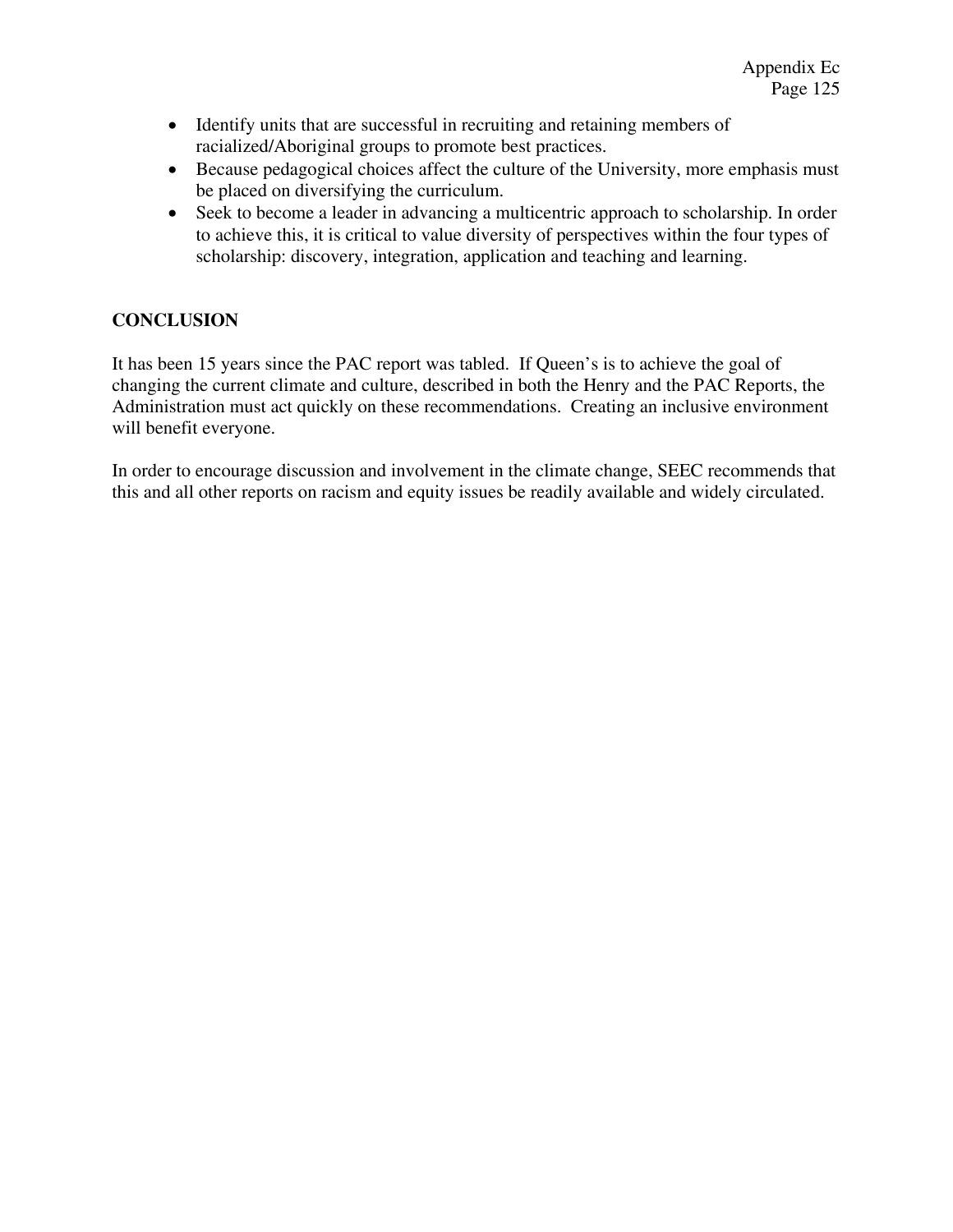- Identify units that are successful in recruiting and retaining members of racialized/Aboriginal groups to promote best practices.
- Because pedagogical choices affect the culture of the University, more emphasis must be placed on diversifying the curriculum.
- Seek to become a leader in advancing a multicentric approach to scholarship. In order to achieve this, it is critical to value diversity of perspectives within the four types of scholarship: discovery, integration, application and teaching and learning.

## CONCLUSION

It has been 15 years since the PAC report was tabled. If Queen's is to achieve the goal of changing the current climate and culture, described in both the Henry and the PAC Reports, the Administration must act quickly on these recommendations. Creating an inclusive environment will benefit everyone.

In order to encourage discussion and involvement in the climate change, SEEC recommends that this and all other reports on racism and equity issues be readily available and widely circulated.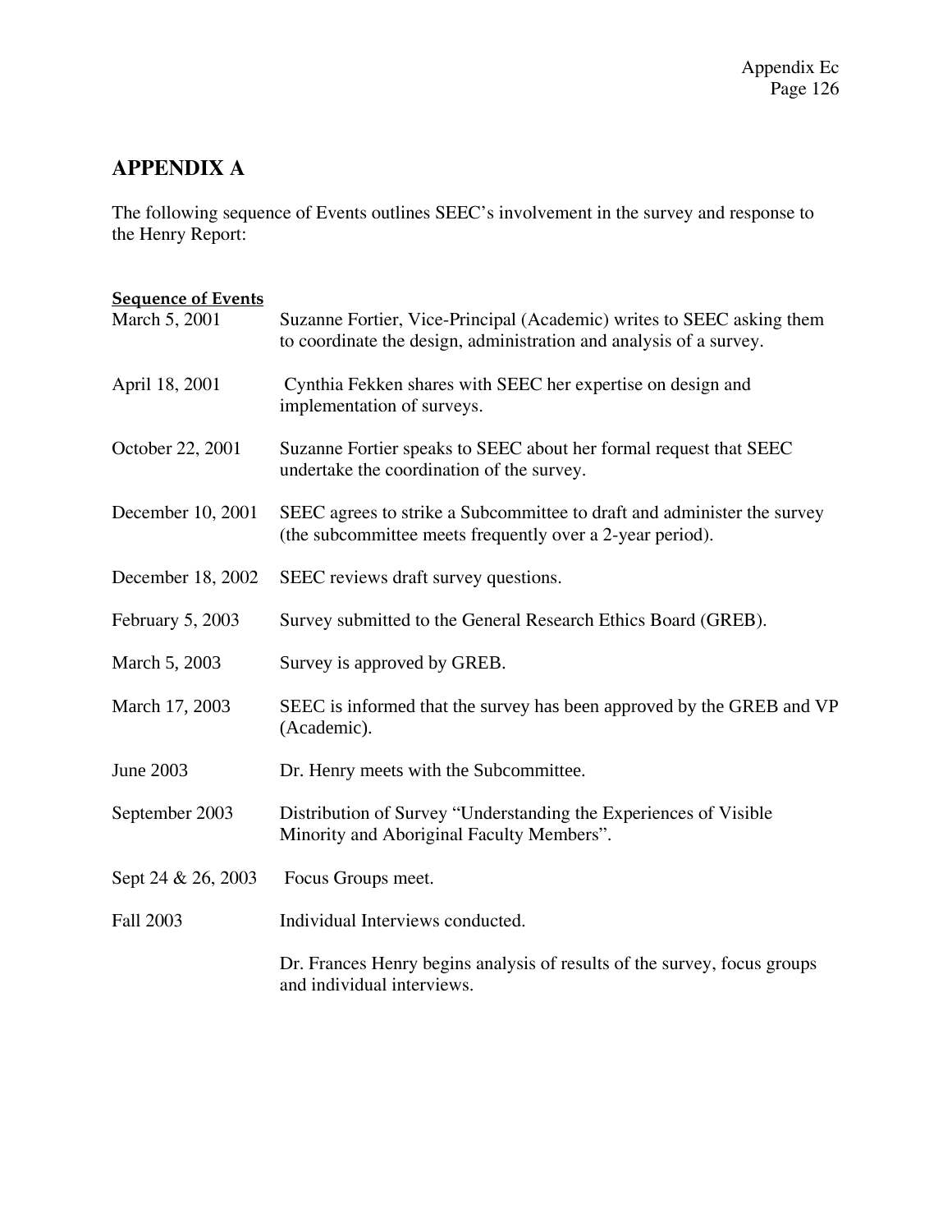## APPENDIX A

The following sequence of Events outlines SEEC's involvement in the survey and response to the Henry Report:

**Sequence of Events**

| | |
|---|---|
| March 5, 2001 | Suzanne Fortier, Vice-Principal (Academic) writes to SEEC asking them to coordinate the design, administration and analysis of a survey. |
| April 18, 2001 | Cynthia Fekken shares with SEEC her expertise on design and implementation of surveys. |
| October 22, 2001 | Suzanne Fortier speaks to SEEC about her formal request that SEEC undertake the coordination of the survey. |
| December 10, 2001 | SEEC agrees to strike a Subcommittee to draft and administer the survey (the subcommittee meets frequently over a 2-year period). |
| December 18, 2002 | SEEC reviews draft survey questions. |
| February 5, 2003 | Survey submitted to the General Research Ethics Board (GREB). |
| March 5, 2003 | Survey is approved by GREB. |
| March 17, 2003 | SEEC is informed that the survey has been approved by the GREB and VP (Academic). |
| June 2003 | Dr. Henry meets with the Subcommittee. |
| September 2003 | Distribution of Survey "Understanding the Experiences of Visible Minority and Aboriginal Faculty Members". |
| Sept 24 & 26, 2003 | Focus Groups meet. |
| Fall 2003 | Individual Interviews conducted. |
| | Dr. Frances Henry begins analysis of results of the survey, focus groups and individual interviews. |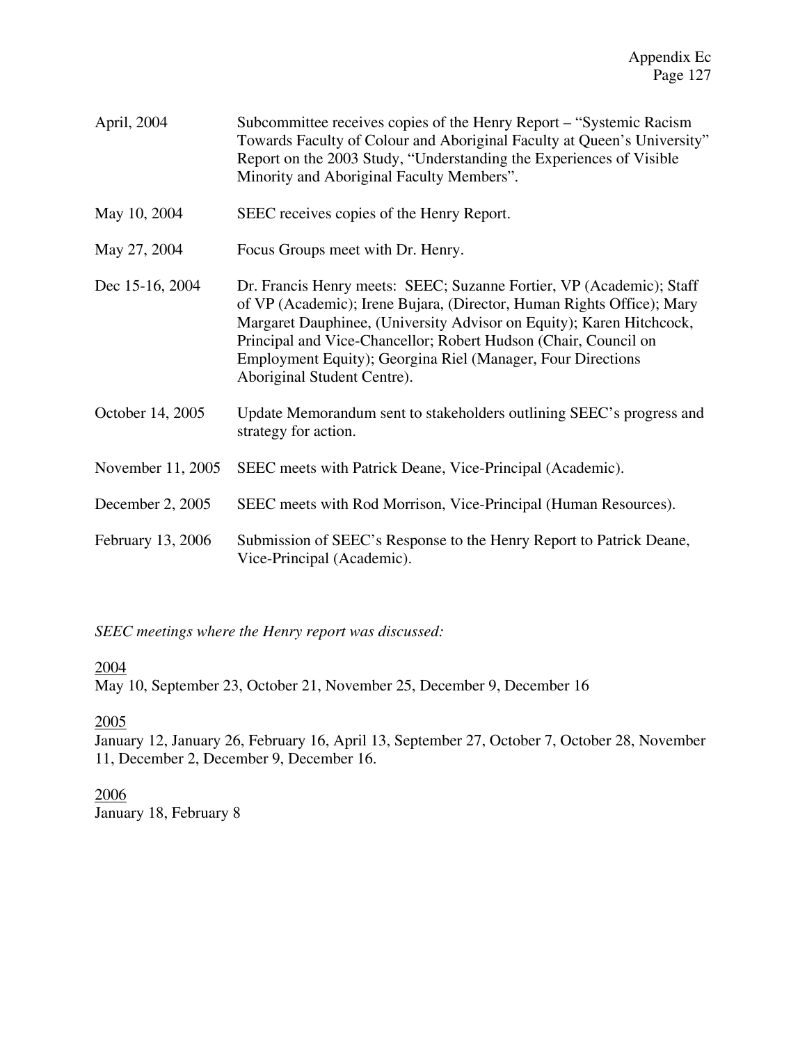| | |
|---|---|
| April, 2004 | Subcommittee receives copies of the Henry Report – "Systemic Racism Towards Faculty of Colour and Aboriginal Faculty at Queen's University" Report on the 2003 Study, "Understanding the Experiences of Visible Minority and Aboriginal Faculty Members". |
| May 10, 2004 | SEEC receives copies of the Henry Report. |
| May 27, 2004 | Focus Groups meet with Dr. Henry. |
| Dec 15-16, 2004 | Dr. Francis Henry meets: SEEC; Suzanne Fortier, VP (Academic); Staff of VP (Academic); Irene Bujara, (Director, Human Rights Office); Mary Margaret Dauphinee, (University Advisor on Equity); Karen Hitchcock, Principal and Vice-Chancellor; Robert Hudson (Chair, Council on Employment Equity); Georgina Riel (Manager, Four Directions Aboriginal Student Centre). |
| October 14, 2005 | Update Memorandum sent to stakeholders outlining SEEC's progress and strategy for action. |
| November 11, 2005 | SEEC meets with Patrick Deane, Vice-Principal (Academic). |
| December 2, 2005 | SEEC meets with Rod Morrison, Vice-Principal (Human Resources). |
| February 13, 2006 | Submission of SEEC's Response to the Henry Report to Patrick Deane, Vice-Principal (Academic). |

*SEEC meetings where the Henry report was discussed:*

<u>2004</u>
May 10, September 23, October 21, November 25, December 9, December 16

<u>2005</u>
January 12, January 26, February 16, April 13, September 27, October 7, October 28, November 11, December 2, December 9, December 16.

<u>2006</u>
January 18, February 8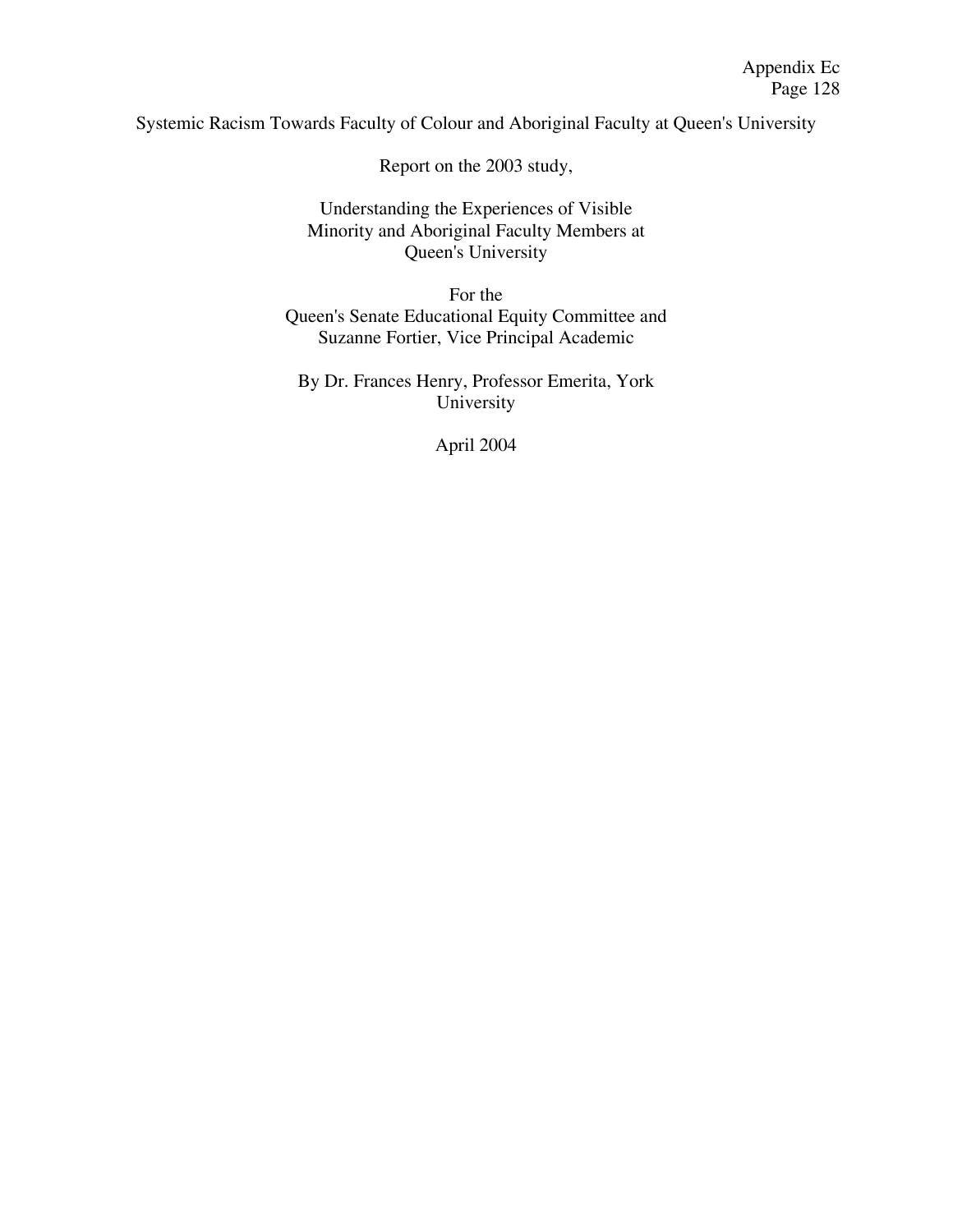# Systemic Racism Towards Faculty of Colour and Aboriginal Faculty at Queen's University

Report on the 2003 study,

Understanding the Experiences of Visible Minority and Aboriginal Faculty Members at Queen's University

For the Queen's Senate Educational Equity Committee and Suzanne Fortier, Vice Principal Academic

By Dr. Frances Henry, Professor Emerita, York University

April 2004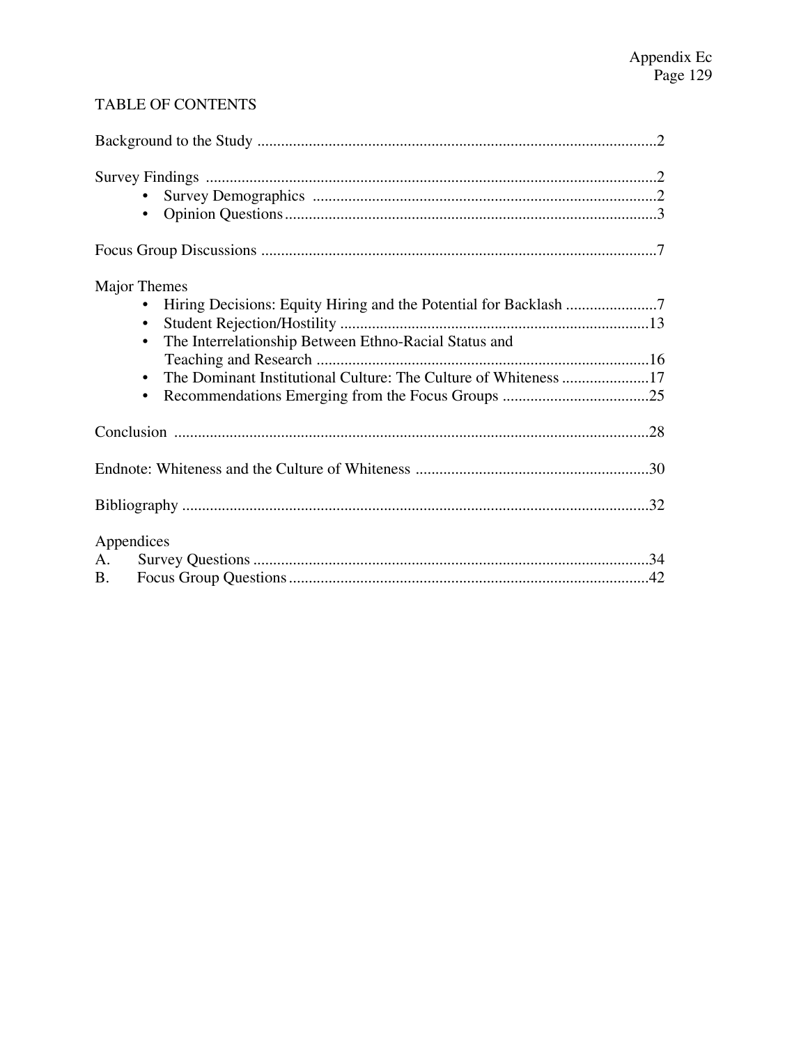## TABLE OF CONTENTS

Background to the Study .....................................................................................................2

Survey Findings ..................................................................................................................2
- Survey Demographics .......................................................................................2
- Opinion Questions..............................................................................................3

Focus Group Discussions ....................................................................................................7

Major Themes
- Hiring Decisions: Equity Hiring and the Potential for Backlash .......................7
- Student Rejection/Hostility ..............................................................................13
- The Interrelationship Between Ethno-Racial Status and Teaching and Research ....................................................................................16
- The Dominant Institutional Culture: The Culture of Whiteness ......................17
- Recommendations Emerging from the Focus Groups .....................................25

Conclusion .........................................................................................................................28

Endnote: Whiteness and the Culture of Whiteness ...........................................................30

Bibliography ......................................................................................................................32

Appendices
- A. Survey Questions ....................................................................................................34
- B. Focus Group Questions ...........................................................................................42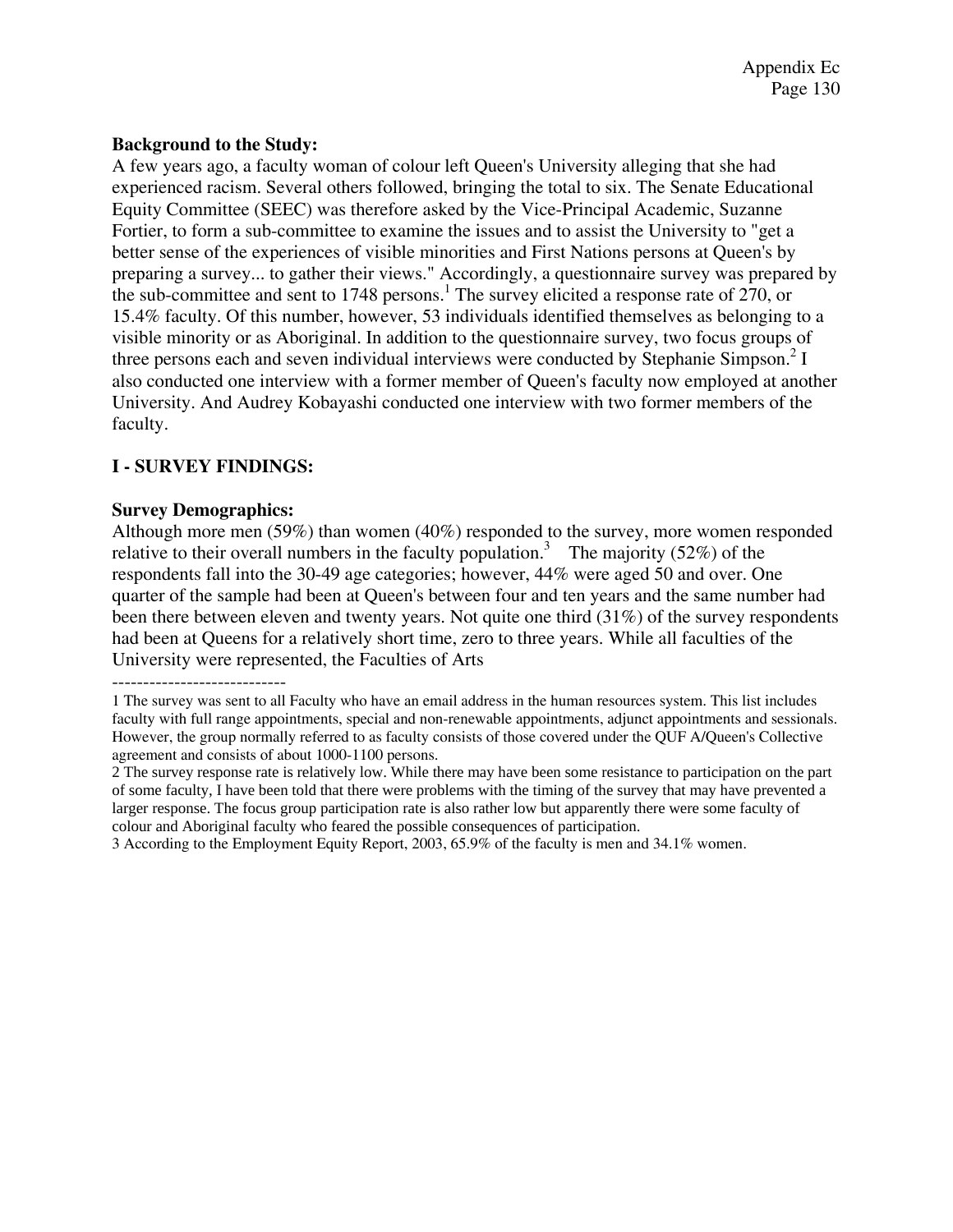**Background to the Study:**

A few years ago, a faculty woman of colour left Queen's University alleging that she had experienced racism. Several others followed, bringing the total to six. The Senate Educational Equity Committee (SEEC) was therefore asked by the Vice-Principal Academic, Suzanne Fortier, to form a sub-committee to examine the issues and to assist the University to "get a better sense of the experiences of visible minorities and First Nations persons at Queen's by preparing a survey... to gather their views." Accordingly, a questionnaire survey was prepared by the sub-committee and sent to 1748 persons.[1] The survey elicited a response rate of 270, or 15.4% faculty. Of this number, however, 53 individuals identified themselves as belonging to a visible minority or as Aboriginal. In addition to the questionnaire survey, two focus groups of three persons each and seven individual interviews were conducted by Stephanie Simpson.[2] I also conducted one interview with a former member of Queen's faculty now employed at another University. And Audrey Kobayashi conducted one interview with two former members of the faculty.

## I - SURVEY FINDINGS:

**Survey Demographics:**

Although more men (59%) than women (40%) responded to the survey, more women responded relative to their overall numbers in the faculty population.[3] The majority (52%) of the respondents fall into the 30-49 age categories; however, 44% were aged 50 and over. One quarter of the sample had been at Queen's between four and ten years and the same number had been there between eleven and twenty years. Not quite one third (31%) of the survey respondents had been at Queens for a relatively short time, zero to three years. While all faculties of the University were represented, the Faculties of Arts

----------------------------

1 The survey was sent to all Faculty who have an email address in the human resources system. This list includes faculty with full range appointments, special and non-renewable appointments, adjunct appointments and sessionals. However, the group normally referred to as faculty consists of those covered under the QUF A/Queen's Collective agreement and consists of about 1000-1100 persons.

2 The survey response rate is relatively low. While there may have been some resistance to participation on the part of some faculty, I have been told that there were problems with the timing of the survey that may have prevented a larger response. The focus group participation rate is also rather low but apparently there were some faculty of colour and Aboriginal faculty who feared the possible consequences of participation.

3 According to the Employment Equity Report, 2003, 65.9% of the faculty is men and 34.1% women.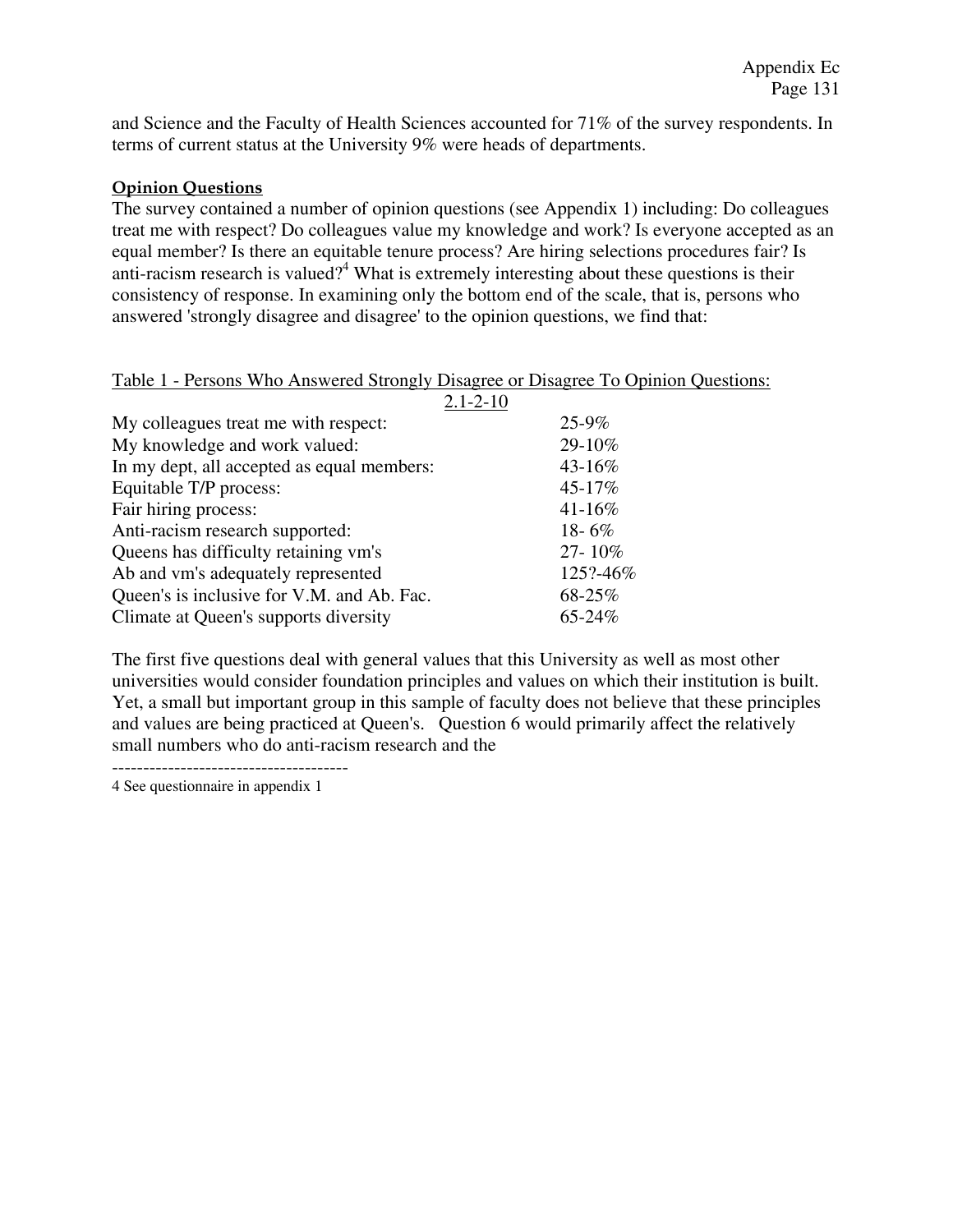and Science and the Faculty of Health Sciences accounted for 71% of the survey respondents. In terms of current status at the University 9% were heads of departments.

**Opinion Questions**

The survey contained a number of opinion questions (see Appendix 1) including: Do colleagues treat me with respect? Do colleagues value my knowledge and work? Is everyone accepted as an equal member? Is there an equitable tenure process? Are hiring selections procedures fair? Is anti-racism research is valued?[4] What is extremely interesting about these questions is their consistency of response. In examining only the bottom end of the scale, that is, persons who answered 'strongly disagree and disagree' to the opinion questions, we find that:

Table 1 - Persons Who Answered Strongly Disagree or Disagree To Opinion Questions: 2.1-2-10

| Question | Response |
|---|---|
| My colleagues treat me with respect: | 25-9% |
| My knowledge and work valued: | 29-10% |
| In my dept, all accepted as equal members: | 43-16% |
| Equitable T/P process: | 45-17% |
| Fair hiring process: | 41-16% |
| Anti-racism research supported: | 18- 6% |
| Queens has difficulty retaining vm's | 27- 10% |
| Ab and vm's adequately represented | 125?-46% |
| Queen's is inclusive for V.M. and Ab. Fac. | 68-25% |
| Climate at Queen's supports diversity | 65-24% |

The first five questions deal with general values that this University as well as most other universities would consider foundation principles and values on which their institution is built. Yet, a small but important group in this sample of faculty does not believe that these principles and values are being practiced at Queen's. Question 6 would primarily affect the relatively small numbers who do anti-racism research and the

---

4 See questionnaire in appendix 1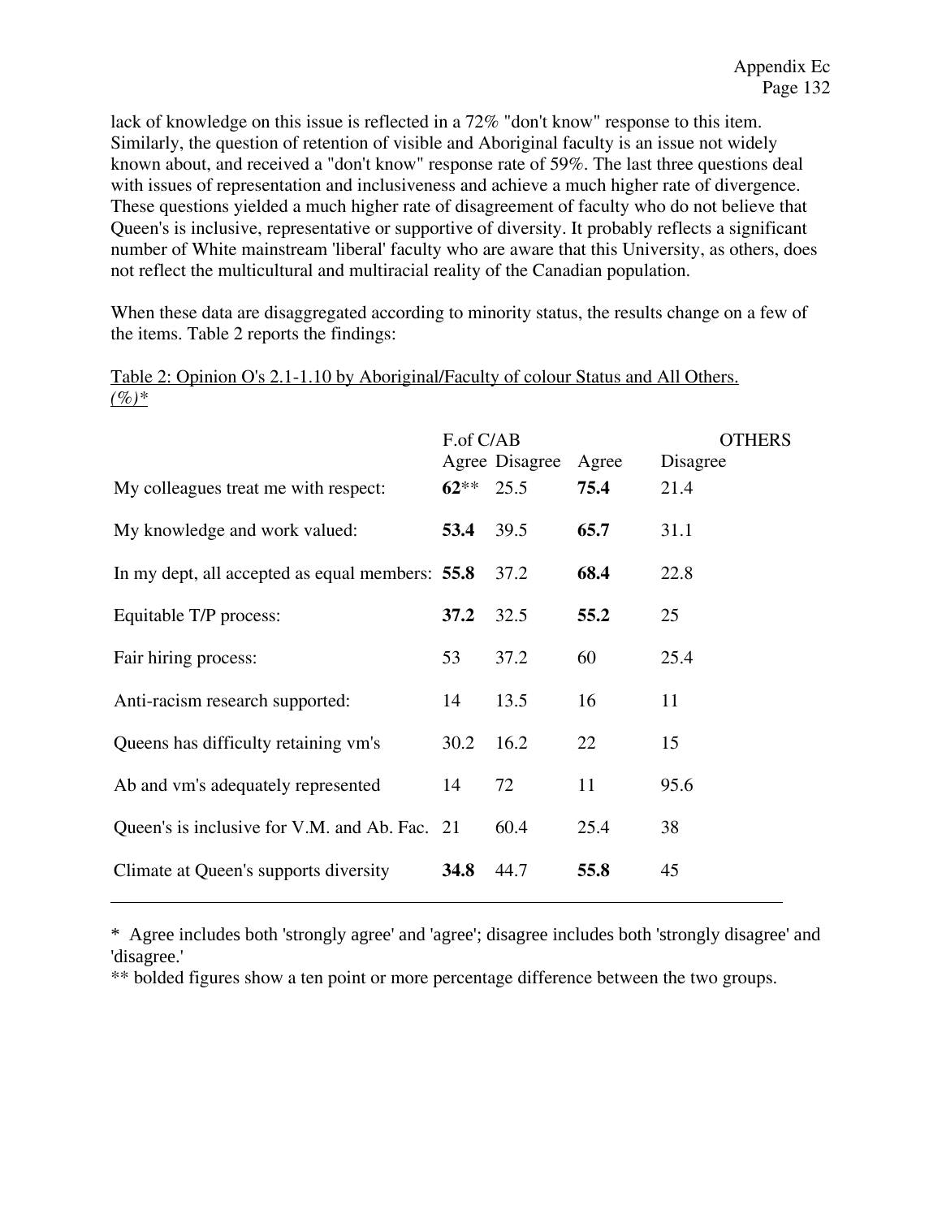lack of knowledge on this issue is reflected in a 72% "don't know" response to this item. Similarly, the question of retention of visible and Aboriginal faculty is an issue not widely known about, and received a "don't know" response rate of 59%. The last three questions deal with issues of representation and inclusiveness and achieve a much higher rate of divergence. These questions yielded a much higher rate of disagreement of faculty who do not believe that Queen's is inclusive, representative or supportive of diversity. It probably reflects a significant number of White mainstream 'liberal' faculty who are aware that this University, as others, does not reflect the multicultural and multiracial reality of the Canadian population.

When these data are disaggregated according to minority status, the results change on a few of the items. Table 2 reports the findings:

Table 2: Opinion O's 2.1-1.10 by Aboriginal/Faculty of colour Status and All Others. *(%)**

| | F.of C/AB | | OTHERS | |
|---|---|---|---|---|
| | Agree | Disagree | Agree | Disagree |
| My colleagues treat me with respect: | **62**** | 25.5 | **75.4** | 21.4 |
| My knowledge and work valued: | **53.4** | 39.5 | **65.7** | 31.1 |
| In my dept, all accepted as equal members: | **55.8** | 37.2 | **68.4** | 22.8 |
| Equitable T/P process: | **37.2** | 32.5 | **55.2** | 25 |
| Fair hiring process: | 53 | 37.2 | 60 | 25.4 |
| Anti-racism research supported: | 14 | 13.5 | 16 | 11 |
| Queens has difficulty retaining vm's | 30.2 | 16.2 | 22 | 15 |
| Ab and vm's adequately represented | 14 | 72 | 11 | 95.6 |
| Queen's is inclusive for V.M. and Ab. Fac. | 21 | 60.4 | 25.4 | 38 |
| Climate at Queen's supports diversity | **34.8** | 44.7 | **55.8** | 45 |

\* Agree includes both 'strongly agree' and 'agree'; disagree includes both 'strongly disagree' and 'disagree.'

\*\* bolded figures show a ten point or more percentage difference between the two groups.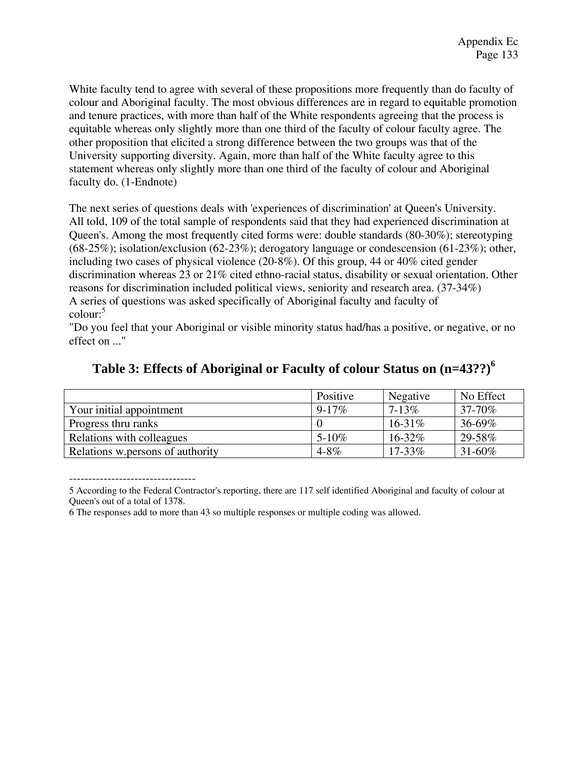White faculty tend to agree with several of these propositions more frequently than do faculty of colour and Aboriginal faculty. The most obvious differences are in regard to equitable promotion and tenure practices, with more than half of the White respondents agreeing that the process is equitable whereas only slightly more than one third of the faculty of colour faculty agree. The other proposition that elicited a strong difference between the two groups was that of the University supporting diversity. Again, more than half of the White faculty agree to this statement whereas only slightly more than one third of the faculty of colour and Aboriginal faculty do. (1-Endnote)

The next series of questions deals with 'experiences of discrimination' at Queen's University. All told, 109 of the total sample of respondents said that they had experienced discrimination at Queen's. Among the most frequently cited forms were: double standards (80-30%); stereotyping (68-25%); isolation/exclusion (62-23%); derogatory language or condescension (61-23%); other, including two cases of physical violence (20-8%). Of this group, 44 or 40% cited gender discrimination whereas 23 or 21% cited ethno-racial status, disability or sexual orientation. Other reasons for discrimination included political views, seniority and research area. (37-34%)
A series of questions was asked specifically of Aboriginal faculty and faculty of colour:[5]
"Do you feel that your Aboriginal or visible minority status had/has a positive, or negative, or no effect on ..."

## Table 3: Effects of Aboriginal or Faculty of colour Status on (n=43??)[6]

| | Positive | Negative | No Effect |
|---|---|---|---|
| Your initial appointment | 9-17% | 7-13% | 37-70% |
| Progress thru ranks | 0 | 16-31% | 36-69% |
| Relations with colleagues | 5-10% | 16-32% | 29-58% |
| Relations w.persons of authority | 4-8% | 17-33% | 31-60% |

---------------------------------

5 According to the Federal Contractor's reporting, there are 117 self identified Aboriginal and faculty of colour at Queen's out of a total of 1378.

6 The responses add to more than 43 so multiple responses or multiple coding was allowed.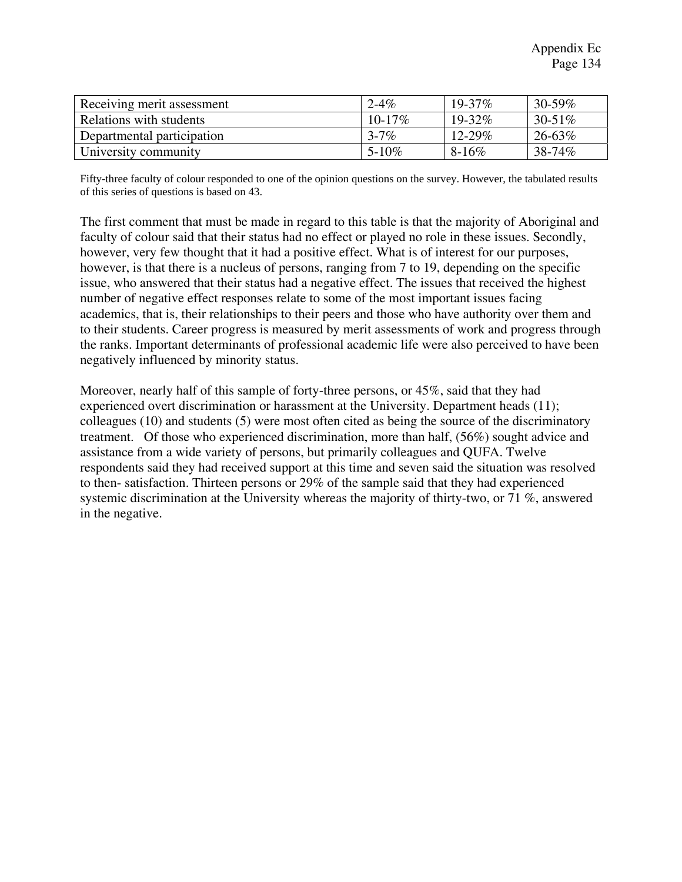| Receiving merit assessment | 2-4% | 19-37% | 30-59% |
|---|---|---|---|
| Relations with students | 10-17% | 19-32% | 30-51% |
| Departmental participation | 3-7% | 12-29% | 26-63% |
| University community | 5-10% | 8-16% | 38-74% |

Fifty-three faculty of colour responded to one of the opinion questions on the survey. However, the tabulated results of this series of questions is based on 43.

The first comment that must be made in regard to this table is that the majority of Aboriginal and faculty of colour said that their status had no effect or played no role in these issues. Secondly, however, very few thought that it had a positive effect. What is of interest for our purposes, however, is that there is a nucleus of persons, ranging from 7 to 19, depending on the specific issue, who answered that their status had a negative effect. The issues that received the highest number of negative effect responses relate to some of the most important issues facing academics, that is, their relationships to their peers and those who have authority over them and to their students. Career progress is measured by merit assessments of work and progress through the ranks. Important determinants of professional academic life were also perceived to have been negatively influenced by minority status.

Moreover, nearly half of this sample of forty-three persons, or 45%, said that they had experienced overt discrimination or harassment at the University. Department heads (11); colleagues (10) and students (5) were most often cited as being the source of the discriminatory treatment. Of those who experienced discrimination, more than half, (56%) sought advice and assistance from a wide variety of persons, but primarily colleagues and QUFA. Twelve respondents said they had received support at this time and seven said the situation was resolved to then- satisfaction. Thirteen persons or 29% of the sample said that they had experienced systemic discrimination at the University whereas the majority of thirty-two, or 71 %, answered in the negative.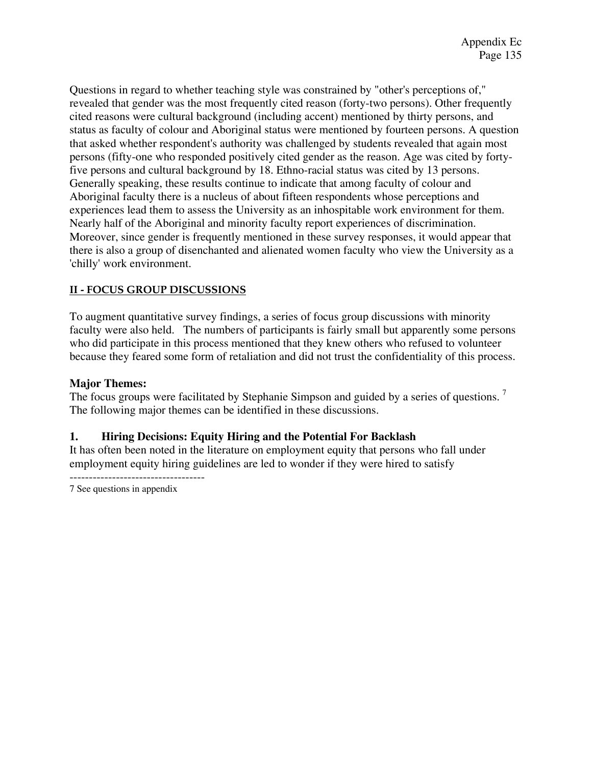Questions in regard to whether teaching style was constrained by "other's perceptions of," revealed that gender was the most frequently cited reason (forty-two persons). Other frequently cited reasons were cultural background (including accent) mentioned by thirty persons, and status as faculty of colour and Aboriginal status were mentioned by fourteen persons. A question that asked whether respondent's authority was challenged by students revealed that again most persons (fifty-one who responded positively cited gender as the reason. Age was cited by forty-five persons and cultural background by 18. Ethno-racial status was cited by 13 persons. Generally speaking, these results continue to indicate that among faculty of colour and Aboriginal faculty there is a nucleus of about fifteen respondents whose perceptions and experiences lead them to assess the University as an inhospitable work environment for them. Nearly half of the Aboriginal and minority faculty report experiences of discrimination. Moreover, since gender is frequently mentioned in these survey responses, it would appear that there is also a group of disenchanted and alienated women faculty who view the University as a 'chilly' work environment.

## II - FOCUS GROUP DISCUSSIONS

To augment quantitative survey findings, a series of focus group discussions with minority faculty were also held. The numbers of participants is fairly small but apparently some persons who did participate in this process mentioned that they knew others who refused to volunteer because they feared some form of retaliation and did not trust the confidentiality of this process.

### Major Themes:

The focus groups were facilitated by Stephanie Simpson and guided by a series of questions. [7] The following major themes can be identified in these discussions.

### 1. Hiring Decisions: Equity Hiring and the Potential For Backlash

It has often been noted in the literature on employment equity that persons who fall under employment equity hiring guidelines are led to wonder if they were hired to satisfy

---

7 See questions in appendix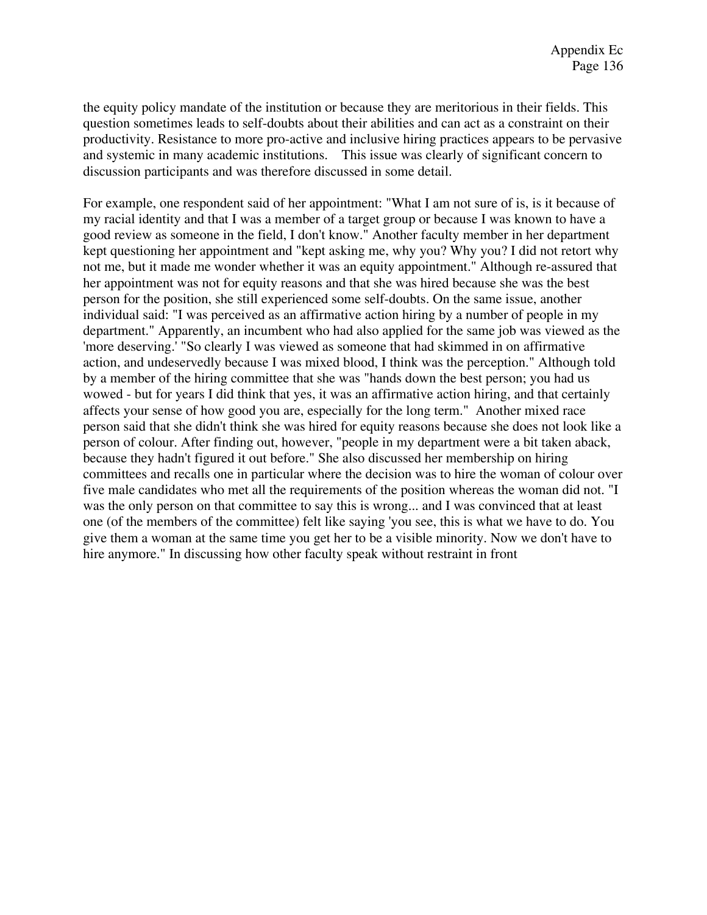the equity policy mandate of the institution or because they are meritorious in their fields. This question sometimes leads to self-doubts about their abilities and can act as a constraint on their productivity. Resistance to more pro-active and inclusive hiring practices appears to be pervasive and systemic in many academic institutions. This issue was clearly of significant concern to discussion participants and was therefore discussed in some detail.

For example, one respondent said of her appointment: "What I am not sure of is, is it because of my racial identity and that I was a member of a target group or because I was known to have a good review as someone in the field, I don't know." Another faculty member in her department kept questioning her appointment and "kept asking me, why you? Why you? I did not retort why not me, but it made me wonder whether it was an equity appointment." Although re-assured that her appointment was not for equity reasons and that she was hired because she was the best person for the position, she still experienced some self-doubts. On the same issue, another individual said: "I was perceived as an affirmative action hiring by a number of people in my department." Apparently, an incumbent who had also applied for the same job was viewed as the 'more deserving.' "So clearly I was viewed as someone that had skimmed in on affirmative action, and undeservedly because I was mixed blood, I think was the perception." Although told by a member of the hiring committee that she was "hands down the best person; you had us wowed - but for years I did think that yes, it was an affirmative action hiring, and that certainly affects your sense of how good you are, especially for the long term." Another mixed race person said that she didn't think she was hired for equity reasons because she does not look like a person of colour. After finding out, however, "people in my department were a bit taken aback, because they hadn't figured it out before." She also discussed her membership on hiring committees and recalls one in particular where the decision was to hire the woman of colour over five male candidates who met all the requirements of the position whereas the woman did not. "I was the only person on that committee to say this is wrong... and I was convinced that at least one (of the members of the committee) felt like saying 'you see, this is what we have to do. You give them a woman at the same time you get her to be a visible minority. Now we don't have to hire anymore." In discussing how other faculty speak without restraint in front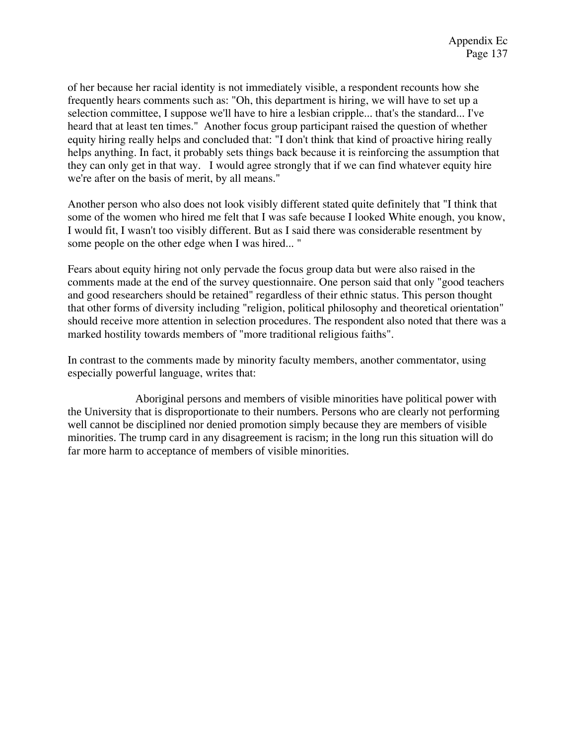of her because her racial identity is not immediately visible, a respondent recounts how she frequently hears comments such as: "Oh, this department is hiring, we will have to set up a selection committee, I suppose we'll have to hire a lesbian cripple... that's the standard... I've heard that at least ten times." Another focus group participant raised the question of whether equity hiring really helps and concluded that: "I don't think that kind of proactive hiring really helps anything. In fact, it probably sets things back because it is reinforcing the assumption that they can only get in that way. I would agree strongly that if we can find whatever equity hire we're after on the basis of merit, by all means."

Another person who also does not look visibly different stated quite definitely that "I think that some of the women who hired me felt that I was safe because I looked White enough, you know, I would fit, I wasn't too visibly different. But as I said there was considerable resentment by some people on the other edge when I was hired... "

Fears about equity hiring not only pervade the focus group data but were also raised in the comments made at the end of the survey questionnaire. One person said that only "good teachers and good researchers should be retained" regardless of their ethnic status. This person thought that other forms of diversity including "religion, political philosophy and theoretical orientation" should receive more attention in selection procedures. The respondent also noted that there was a marked hostility towards members of "more traditional religious faiths".

In contrast to the comments made by minority faculty members, another commentator, using especially powerful language, writes that:

> Aboriginal persons and members of visible minorities have political power with the University that is disproportionate to their numbers. Persons who are clearly not performing well cannot be disciplined nor denied promotion simply because they are members of visible minorities. The trump card in any disagreement is racism; in the long run this situation will do far more harm to acceptance of members of visible minorities.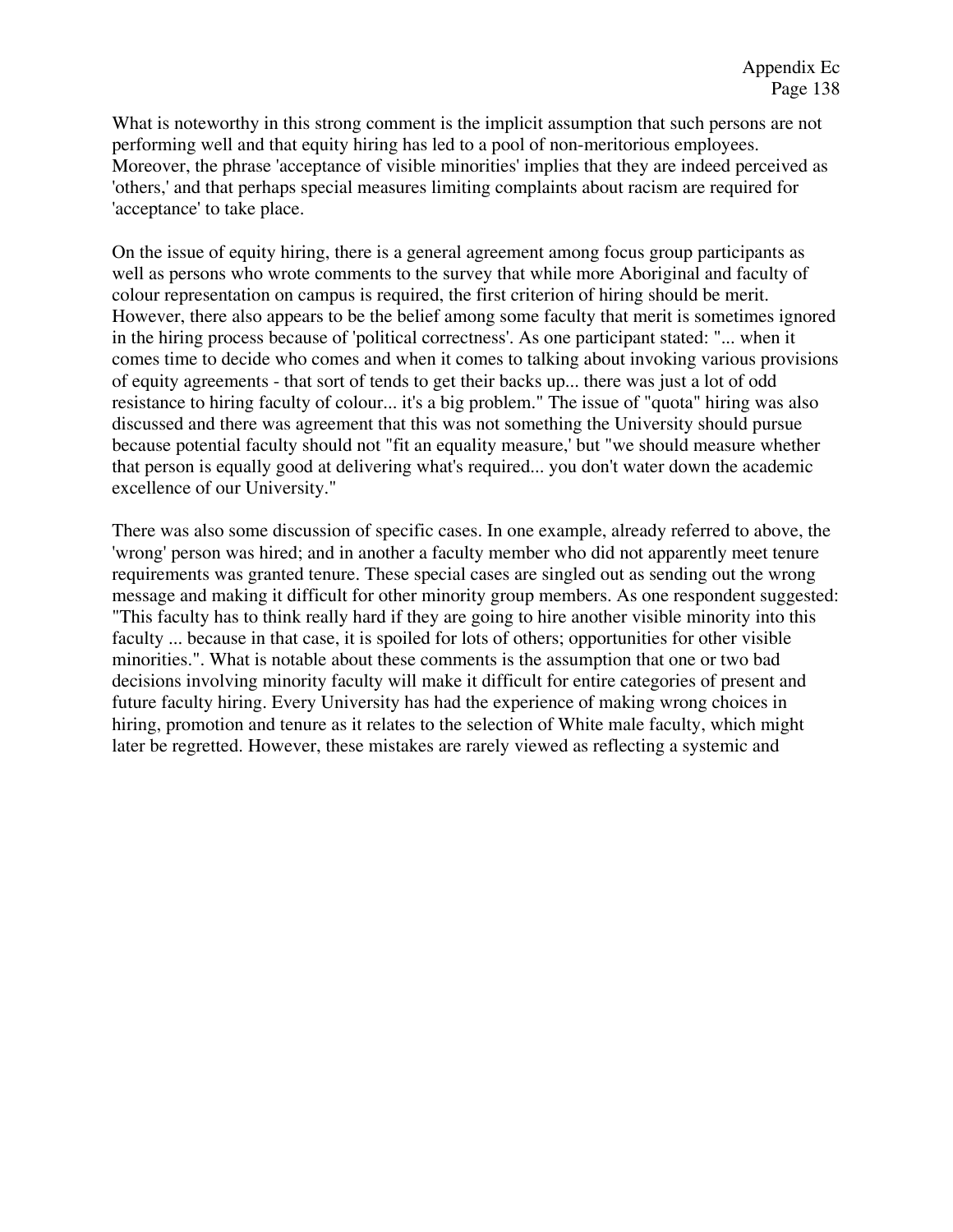What is noteworthy in this strong comment is the implicit assumption that such persons are not performing well and that equity hiring has led to a pool of non-meritorious employees. Moreover, the phrase 'acceptance of visible minorities' implies that they are indeed perceived as 'others,' and that perhaps special measures limiting complaints about racism are required for 'acceptance' to take place.

On the issue of equity hiring, there is a general agreement among focus group participants as well as persons who wrote comments to the survey that while more Aboriginal and faculty of colour representation on campus is required, the first criterion of hiring should be merit. However, there also appears to be the belief among some faculty that merit is sometimes ignored in the hiring process because of 'political correctness'. As one participant stated: "... when it comes time to decide who comes and when it comes to talking about invoking various provisions of equity agreements - that sort of tends to get their backs up... there was just a lot of odd resistance to hiring faculty of colour... it's a big problem." The issue of "quota" hiring was also discussed and there was agreement that this was not something the University should pursue because potential faculty should not "fit an equality measure,' but "we should measure whether that person is equally good at delivering what's required... you don't water down the academic excellence of our University."

There was also some discussion of specific cases. In one example, already referred to above, the 'wrong' person was hired; and in another a faculty member who did not apparently meet tenure requirements was granted tenure. These special cases are singled out as sending out the wrong message and making it difficult for other minority group members. As one respondent suggested: "This faculty has to think really hard if they are going to hire another visible minority into this faculty ... because in that case, it is spoiled for lots of others; opportunities for other visible minorities.". What is notable about these comments is the assumption that one or two bad decisions involving minority faculty will make it difficult for entire categories of present and future faculty hiring. Every University has had the experience of making wrong choices in hiring, promotion and tenure as it relates to the selection of White male faculty, which might later be regretted. However, these mistakes are rarely viewed as reflecting a systemic and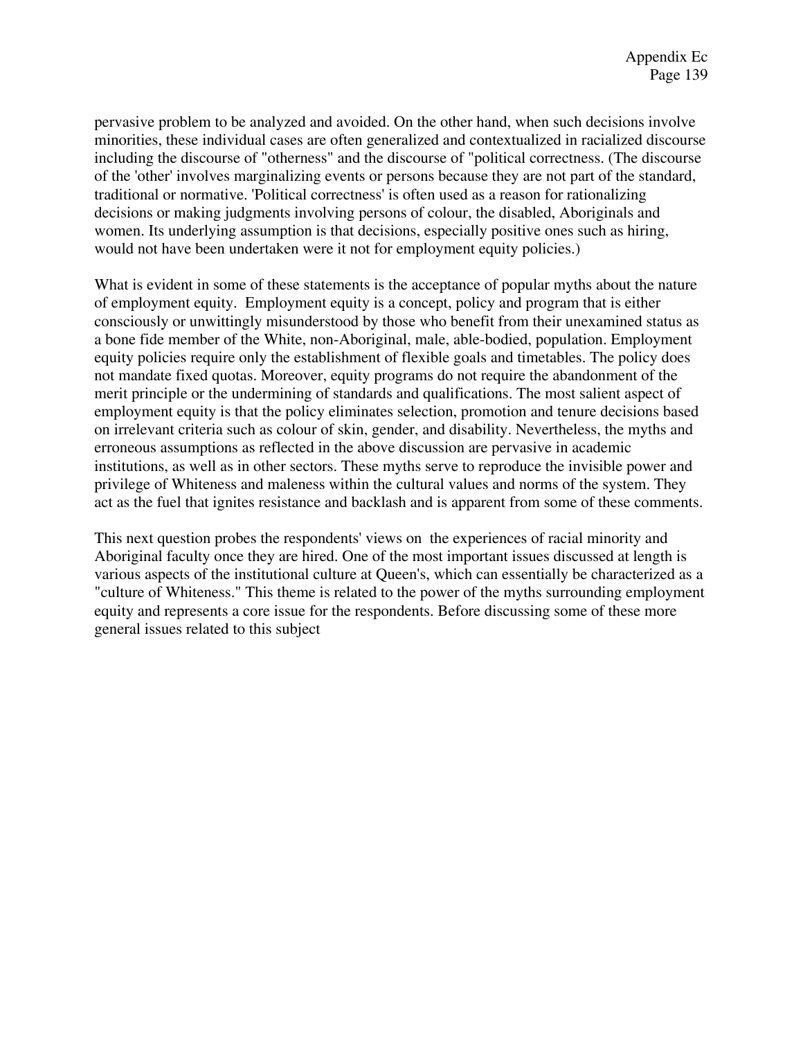pervasive problem to be analyzed and avoided. On the other hand, when such decisions involve minorities, these individual cases are often generalized and contextualized in racialized discourse including the discourse of "otherness" and the discourse of "political correctness. (The discourse of the 'other' involves marginalizing events or persons because they are not part of the standard, traditional or normative. 'Political correctness' is often used as a reason for rationalizing decisions or making judgments involving persons of colour, the disabled, Aboriginals and women. Its underlying assumption is that decisions, especially positive ones such as hiring, would not have been undertaken were it not for employment equity policies.)

What is evident in some of these statements is the acceptance of popular myths about the nature of employment equity. Employment equity is a concept, policy and program that is either consciously or unwittingly misunderstood by those who benefit from their unexamined status as a bone fide member of the White, non-Aboriginal, male, able-bodied, population. Employment equity policies require only the establishment of flexible goals and timetables. The policy does not mandate fixed quotas. Moreover, equity programs do not require the abandonment of the merit principle or the undermining of standards and qualifications. The most salient aspect of employment equity is that the policy eliminates selection, promotion and tenure decisions based on irrelevant criteria such as colour of skin, gender, and disability. Nevertheless, the myths and erroneous assumptions as reflected in the above discussion are pervasive in academic institutions, as well as in other sectors. These myths serve to reproduce the invisible power and privilege of Whiteness and maleness within the cultural values and norms of the system. They act as the fuel that ignites resistance and backlash and is apparent from some of these comments.

This next question probes the respondents' views on the experiences of racial minority and Aboriginal faculty once they are hired. One of the most important issues discussed at length is various aspects of the institutional culture at Queen's, which can essentially be characterized as a "culture of Whiteness." This theme is related to the power of the myths surrounding employment equity and represents a core issue for the respondents. Before discussing some of these more general issues related to this subject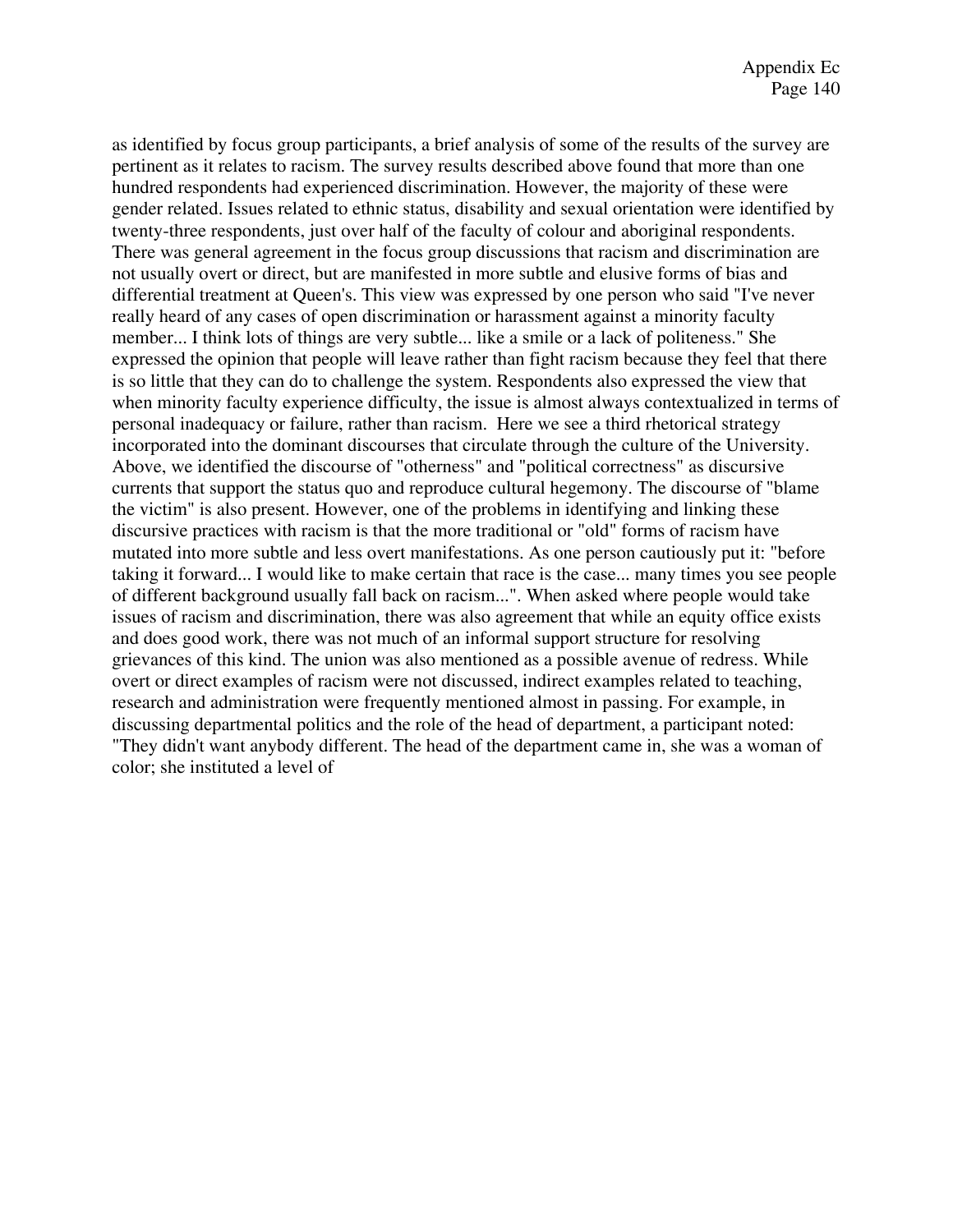as identified by focus group participants, a brief analysis of some of the results of the survey are pertinent as it relates to racism. The survey results described above found that more than one hundred respondents had experienced discrimination. However, the majority of these were gender related. Issues related to ethnic status, disability and sexual orientation were identified by twenty-three respondents, just over half of the faculty of colour and aboriginal respondents. There was general agreement in the focus group discussions that racism and discrimination are not usually overt or direct, but are manifested in more subtle and elusive forms of bias and differential treatment at Queen's. This view was expressed by one person who said "I've never really heard of any cases of open discrimination or harassment against a minority faculty member... I think lots of things are very subtle... like a smile or a lack of politeness." She expressed the opinion that people will leave rather than fight racism because they feel that there is so little that they can do to challenge the system. Respondents also expressed the view that when minority faculty experience difficulty, the issue is almost always contextualized in terms of personal inadequacy or failure, rather than racism. Here we see a third rhetorical strategy incorporated into the dominant discourses that circulate through the culture of the University. Above, we identified the discourse of "otherness" and "political correctness" as discursive currents that support the status quo and reproduce cultural hegemony. The discourse of "blame the victim" is also present. However, one of the problems in identifying and linking these discursive practices with racism is that the more traditional or "old" forms of racism have mutated into more subtle and less overt manifestations. As one person cautiously put it: "before taking it forward... I would like to make certain that race is the case... many times you see people of different background usually fall back on racism...". When asked where people would take issues of racism and discrimination, there was also agreement that while an equity office exists and does good work, there was not much of an informal support structure for resolving grievances of this kind. The union was also mentioned as a possible avenue of redress. While overt or direct examples of racism were not discussed, indirect examples related to teaching, research and administration were frequently mentioned almost in passing. For example, in discussing departmental politics and the role of the head of department, a participant noted: "They didn't want anybody different. The head of the department came in, she was a woman of color; she instituted a level of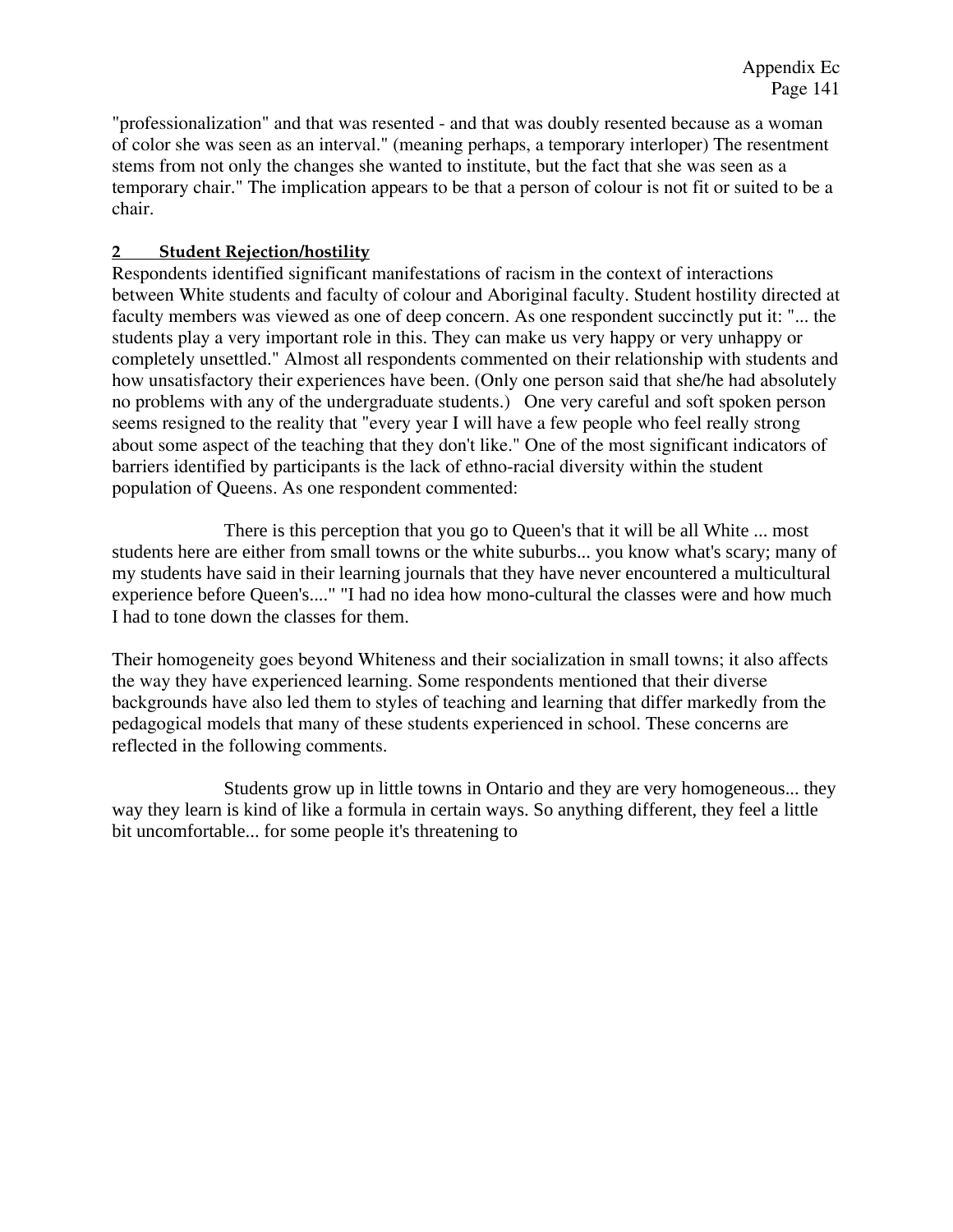"professionalization" and that was resented - and that was doubly resented because as a woman of color she was seen as an interval." (meaning perhaps, a temporary interloper) The resentment stems from not only the changes she wanted to institute, but the fact that she was seen as a temporary chair." The implication appears to be that a person of colour is not fit or suited to be a chair.

**2 Student Rejection/hostility**

Respondents identified significant manifestations of racism in the context of interactions between White students and faculty of colour and Aboriginal faculty. Student hostility directed at faculty members was viewed as one of deep concern. As one respondent succinctly put it: "... the students play a very important role in this. They can make us very happy or very unhappy or completely unsettled." Almost all respondents commented on their relationship with students and how unsatisfactory their experiences have been. (Only one person said that she/he had absolutely no problems with any of the undergraduate students.) One very careful and soft spoken person seems resigned to the reality that "every year I will have a few people who feel really strong about some aspect of the teaching that they don't like." One of the most significant indicators of barriers identified by participants is the lack of ethno-racial diversity within the student population of Queens. As one respondent commented:

> There is this perception that you go to Queen's that it will be all White ... most students here are either from small towns or the white suburbs... you know what's scary; many of my students have said in their learning journals that they have never encountered a multicultural experience before Queen's...." "I had no idea how mono-cultural the classes were and how much I had to tone down the classes for them.

Their homogeneity goes beyond Whiteness and their socialization in small towns; it also affects the way they have experienced learning. Some respondents mentioned that their diverse backgrounds have also led them to styles of teaching and learning that differ markedly from the pedagogical models that many of these students experienced in school. These concerns are reflected in the following comments.

> Students grow up in little towns in Ontario and they are very homogeneous... they way they learn is kind of like a formula in certain ways. So anything different, they feel a little bit uncomfortable... for some people it's threatening to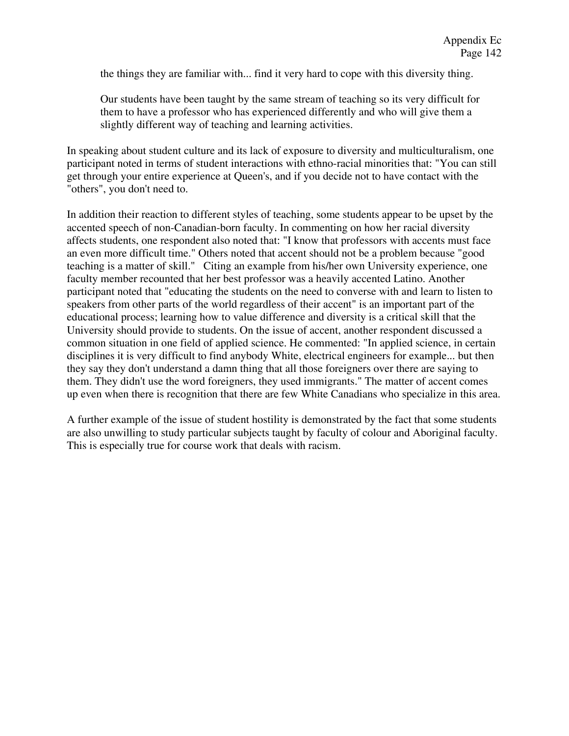> the things they are familiar with... find it very hard to cope with this diversity thing.
>
> Our students have been taught by the same stream of teaching so its very difficult for them to have a professor who has experienced differently and who will give them a slightly different way of teaching and learning activities.

In speaking about student culture and its lack of exposure to diversity and multiculturalism, one participant noted in terms of student interactions with ethno-racial minorities that: "You can still get through your entire experience at Queen's, and if you decide not to have contact with the "others", you don't need to.

In addition their reaction to different styles of teaching, some students appear to be upset by the accented speech of non-Canadian-born faculty. In commenting on how her racial diversity affects students, one respondent also noted that: "I know that professors with accents must face an even more difficult time." Others noted that accent should not be a problem because "good teaching is a matter of skill." Citing an example from his/her own University experience, one faculty member recounted that her best professor was a heavily accented Latino. Another participant noted that "educating the students on the need to converse with and learn to listen to speakers from other parts of the world regardless of their accent" is an important part of the educational process; learning how to value difference and diversity is a critical skill that the University should provide to students. On the issue of accent, another respondent discussed a common situation in one field of applied science. He commented: "In applied science, in certain disciplines it is very difficult to find anybody White, electrical engineers for example... but then they say they don't understand a damn thing that all those foreigners over there are saying to them. They didn't use the word foreigners, they used immigrants." The matter of accent comes up even when there is recognition that there are few White Canadians who specialize in this area.

A further example of the issue of student hostility is demonstrated by the fact that some students are also unwilling to study particular subjects taught by faculty of colour and Aboriginal faculty. This is especially true for course work that deals with racism.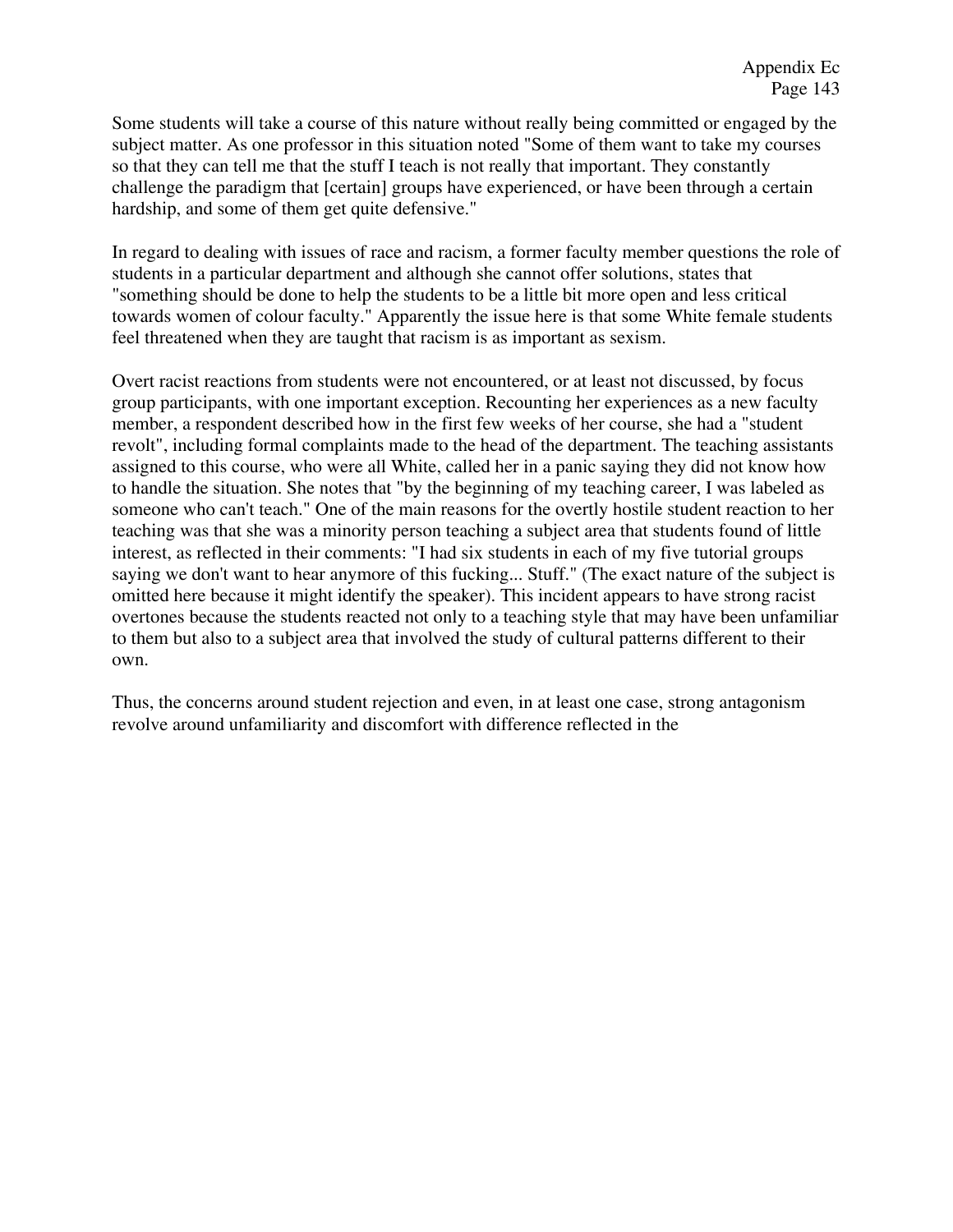Some students will take a course of this nature without really being committed or engaged by the subject matter. As one professor in this situation noted "Some of them want to take my courses so that they can tell me that the stuff I teach is not really that important. They constantly challenge the paradigm that [certain] groups have experienced, or have been through a certain hardship, and some of them get quite defensive."

In regard to dealing with issues of race and racism, a former faculty member questions the role of students in a particular department and although she cannot offer solutions, states that "something should be done to help the students to be a little bit more open and less critical towards women of colour faculty." Apparently the issue here is that some White female students feel threatened when they are taught that racism is as important as sexism.

Overt racist reactions from students were not encountered, or at least not discussed, by focus group participants, with one important exception. Recounting her experiences as a new faculty member, a respondent described how in the first few weeks of her course, she had a "student revolt", including formal complaints made to the head of the department. The teaching assistants assigned to this course, who were all White, called her in a panic saying they did not know how to handle the situation. She notes that "by the beginning of my teaching career, I was labeled as someone who can't teach." One of the main reasons for the overtly hostile student reaction to her teaching was that she was a minority person teaching a subject area that students found of little interest, as reflected in their comments: "I had six students in each of my five tutorial groups saying we don't want to hear anymore of this fucking... Stuff." (The exact nature of the subject is omitted here because it might identify the speaker). This incident appears to have strong racist overtones because the students reacted not only to a teaching style that may have been unfamiliar to them but also to a subject area that involved the study of cultural patterns different to their own.

Thus, the concerns around student rejection and even, in at least one case, strong antagonism revolve around unfamiliarity and discomfort with difference reflected in the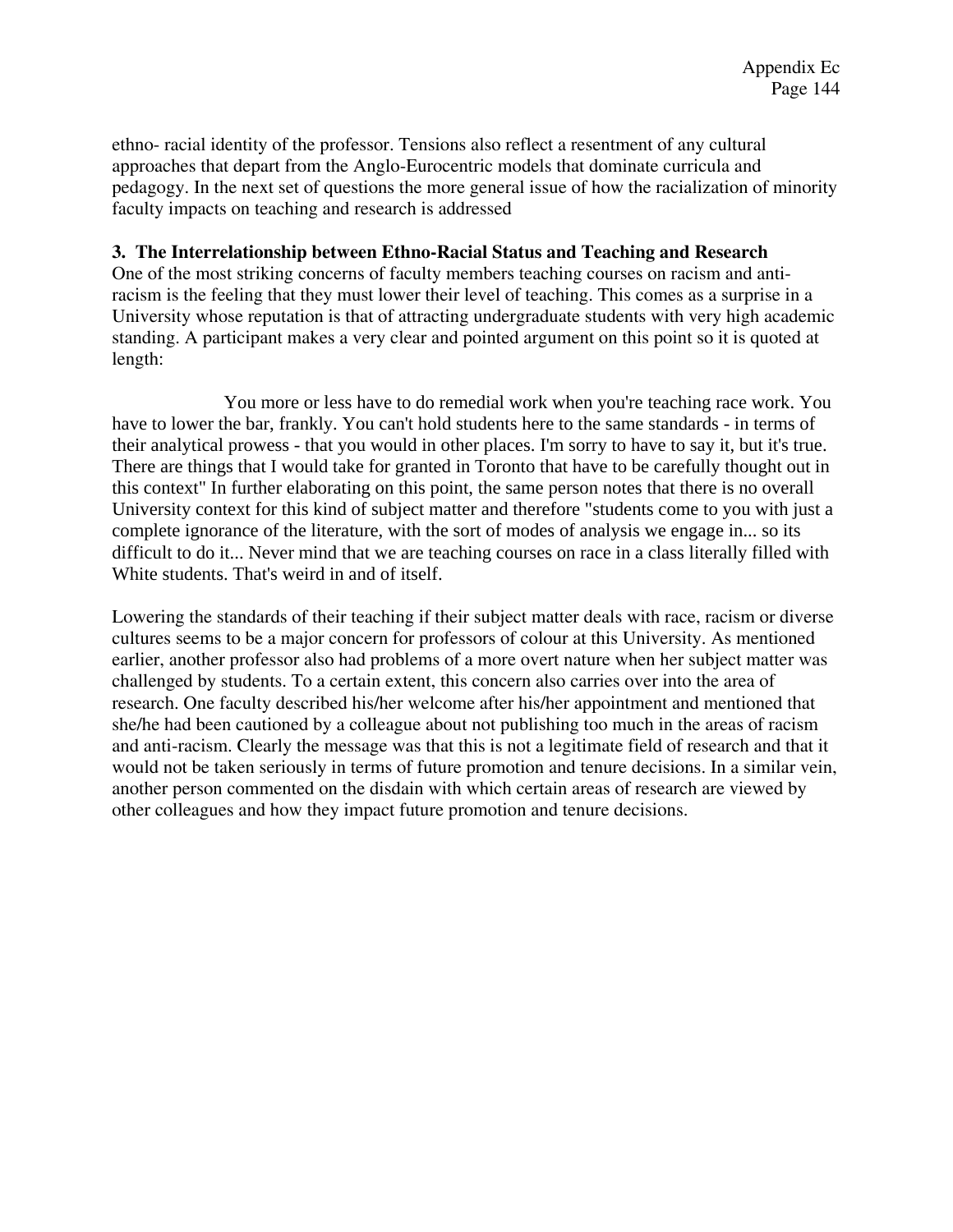ethno- racial identity of the professor. Tensions also reflect a resentment of any cultural approaches that depart from the Anglo-Eurocentric models that dominate curricula and pedagogy. In the next set of questions the more general issue of how the racialization of minority faculty impacts on teaching and research is addressed

**3. The Interrelationship between Ethno-Racial Status and Teaching and Research**

One of the most striking concerns of faculty members teaching courses on racism and anti-racism is the feeling that they must lower their level of teaching. This comes as a surprise in a University whose reputation is that of attracting undergraduate students with very high academic standing. A participant makes a very clear and pointed argument on this point so it is quoted at length:

You more or less have to do remedial work when you're teaching race work. You have to lower the bar, frankly. You can't hold students here to the same standards - in terms of their analytical prowess - that you would in other places. I'm sorry to have to say it, but it's true. There are things that I would take for granted in Toronto that have to be carefully thought out in this context" In further elaborating on this point, the same person notes that there is no overall University context for this kind of subject matter and therefore "students come to you with just a complete ignorance of the literature, with the sort of modes of analysis we engage in... so its difficult to do it... Never mind that we are teaching courses on race in a class literally filled with White students. That's weird in and of itself.

Lowering the standards of their teaching if their subject matter deals with race, racism or diverse cultures seems to be a major concern for professors of colour at this University. As mentioned earlier, another professor also had problems of a more overt nature when her subject matter was challenged by students. To a certain extent, this concern also carries over into the area of research. One faculty described his/her welcome after his/her appointment and mentioned that she/he had been cautioned by a colleague about not publishing too much in the areas of racism and anti-racism. Clearly the message was that this is not a legitimate field of research and that it would not be taken seriously in terms of future promotion and tenure decisions. In a similar vein, another person commented on the disdain with which certain areas of research are viewed by other colleagues and how they impact future promotion and tenure decisions.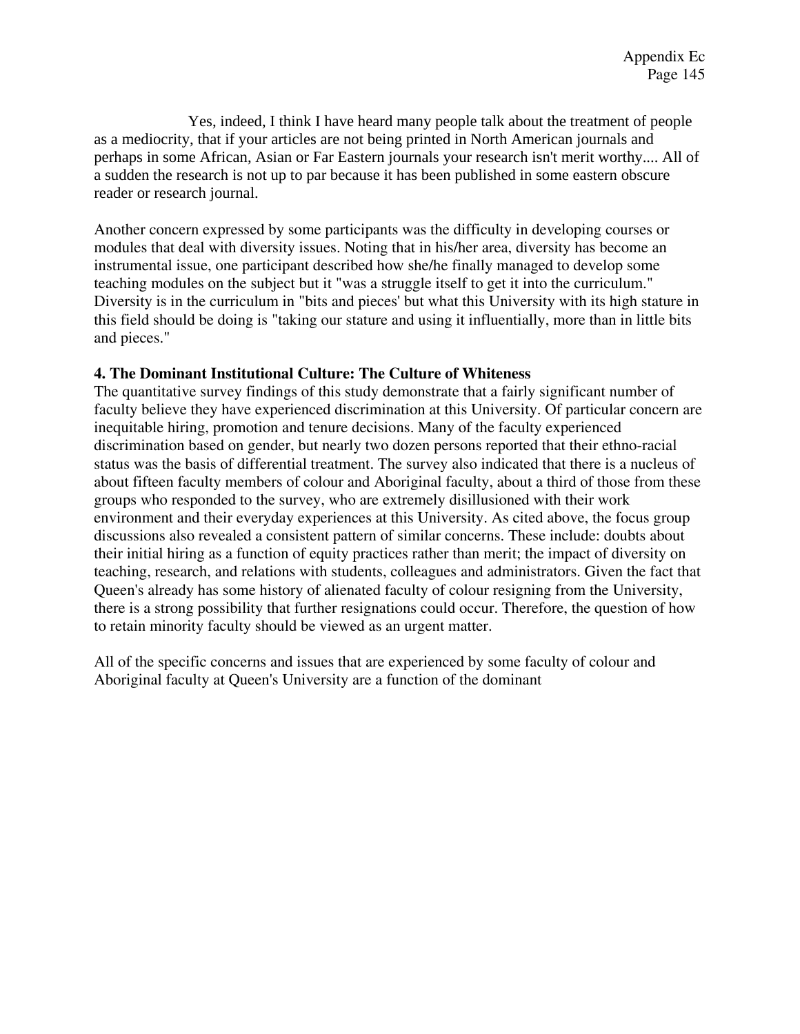Yes, indeed, I think I have heard many people talk about the treatment of people as a mediocrity, that if your articles are not being printed in North American journals and perhaps in some African, Asian or Far Eastern journals your research isn't merit worthy.... All of a sudden the research is not up to par because it has been published in some eastern obscure reader or research journal.

Another concern expressed by some participants was the difficulty in developing courses or modules that deal with diversity issues. Noting that in his/her area, diversity has become an instrumental issue, one participant described how she/he finally managed to develop some teaching modules on the subject but it "was a struggle itself to get it into the curriculum." Diversity is in the curriculum in "bits and pieces' but what this University with its high stature in this field should be doing is "taking our stature and using it influentially, more than in little bits and pieces."

**4. The Dominant Institutional Culture: The Culture of Whiteness**

The quantitative survey findings of this study demonstrate that a fairly significant number of faculty believe they have experienced discrimination at this University. Of particular concern are inequitable hiring, promotion and tenure decisions. Many of the faculty experienced discrimination based on gender, but nearly two dozen persons reported that their ethno-racial status was the basis of differential treatment. The survey also indicated that there is a nucleus of about fifteen faculty members of colour and Aboriginal faculty, about a third of those from these groups who responded to the survey, who are extremely disillusioned with their work environment and their everyday experiences at this University. As cited above, the focus group discussions also revealed a consistent pattern of similar concerns. These include: doubts about their initial hiring as a function of equity practices rather than merit; the impact of diversity on teaching, research, and relations with students, colleagues and administrators. Given the fact that Queen's already has some history of alienated faculty of colour resigning from the University, there is a strong possibility that further resignations could occur. Therefore, the question of how to retain minority faculty should be viewed as an urgent matter.

All of the specific concerns and issues that are experienced by some faculty of colour and Aboriginal faculty at Queen's University are a function of the dominant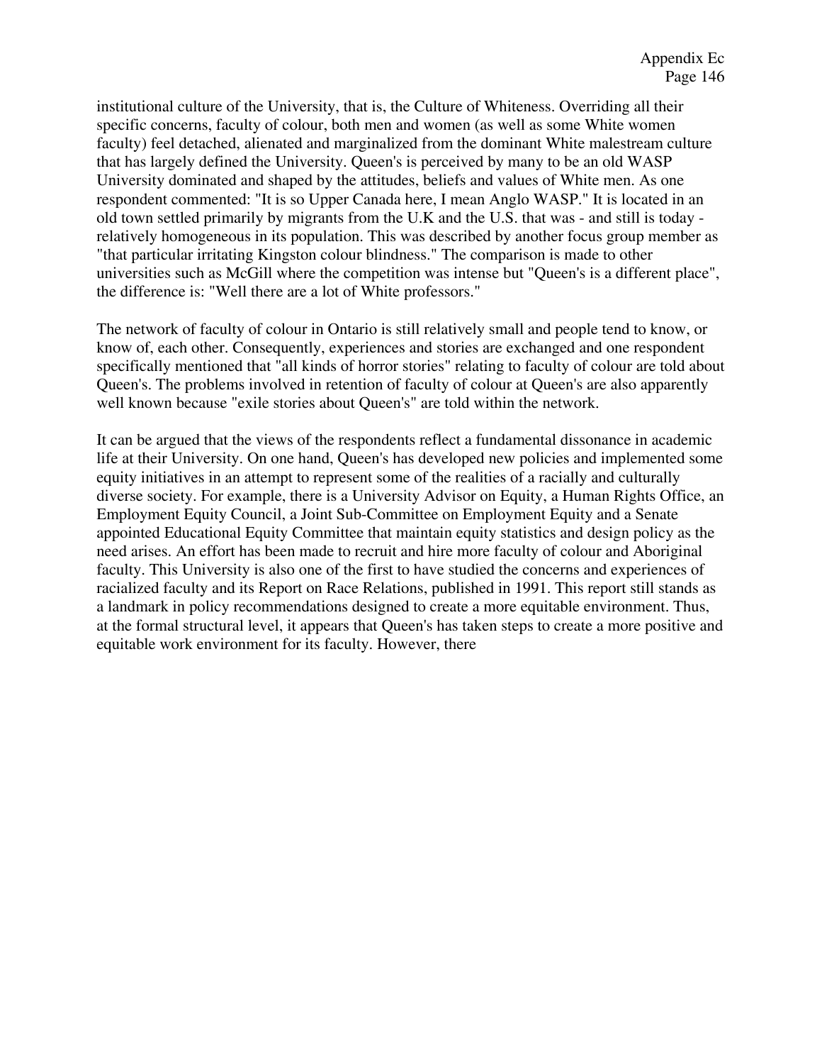institutional culture of the University, that is, the Culture of Whiteness. Overriding all their specific concerns, faculty of colour, both men and women (as well as some White women faculty) feel detached, alienated and marginalized from the dominant White malestream culture that has largely defined the University. Queen's is perceived by many to be an old WASP University dominated and shaped by the attitudes, beliefs and values of White men. As one respondent commented: "It is so Upper Canada here, I mean Anglo WASP." It is located in an old town settled primarily by migrants from the U.K and the U.S. that was - and still is today - relatively homogeneous in its population. This was described by another focus group member as "that particular irritating Kingston colour blindness." The comparison is made to other universities such as McGill where the competition was intense but "Queen's is a different place", the difference is: "Well there are a lot of White professors."

The network of faculty of colour in Ontario is still relatively small and people tend to know, or know of, each other. Consequently, experiences and stories are exchanged and one respondent specifically mentioned that "all kinds of horror stories" relating to faculty of colour are told about Queen's. The problems involved in retention of faculty of colour at Queen's are also apparently well known because "exile stories about Queen's" are told within the network.

It can be argued that the views of the respondents reflect a fundamental dissonance in academic life at their University. On one hand, Queen's has developed new policies and implemented some equity initiatives in an attempt to represent some of the realities of a racially and culturally diverse society. For example, there is a University Advisor on Equity, a Human Rights Office, an Employment Equity Council, a Joint Sub-Committee on Employment Equity and a Senate appointed Educational Equity Committee that maintain equity statistics and design policy as the need arises. An effort has been made to recruit and hire more faculty of colour and Aboriginal faculty. This University is also one of the first to have studied the concerns and experiences of racialized faculty and its Report on Race Relations, published in 1991. This report still stands as a landmark in policy recommendations designed to create a more equitable environment. Thus, at the formal structural level, it appears that Queen's has taken steps to create a more positive and equitable work environment for its faculty. However, there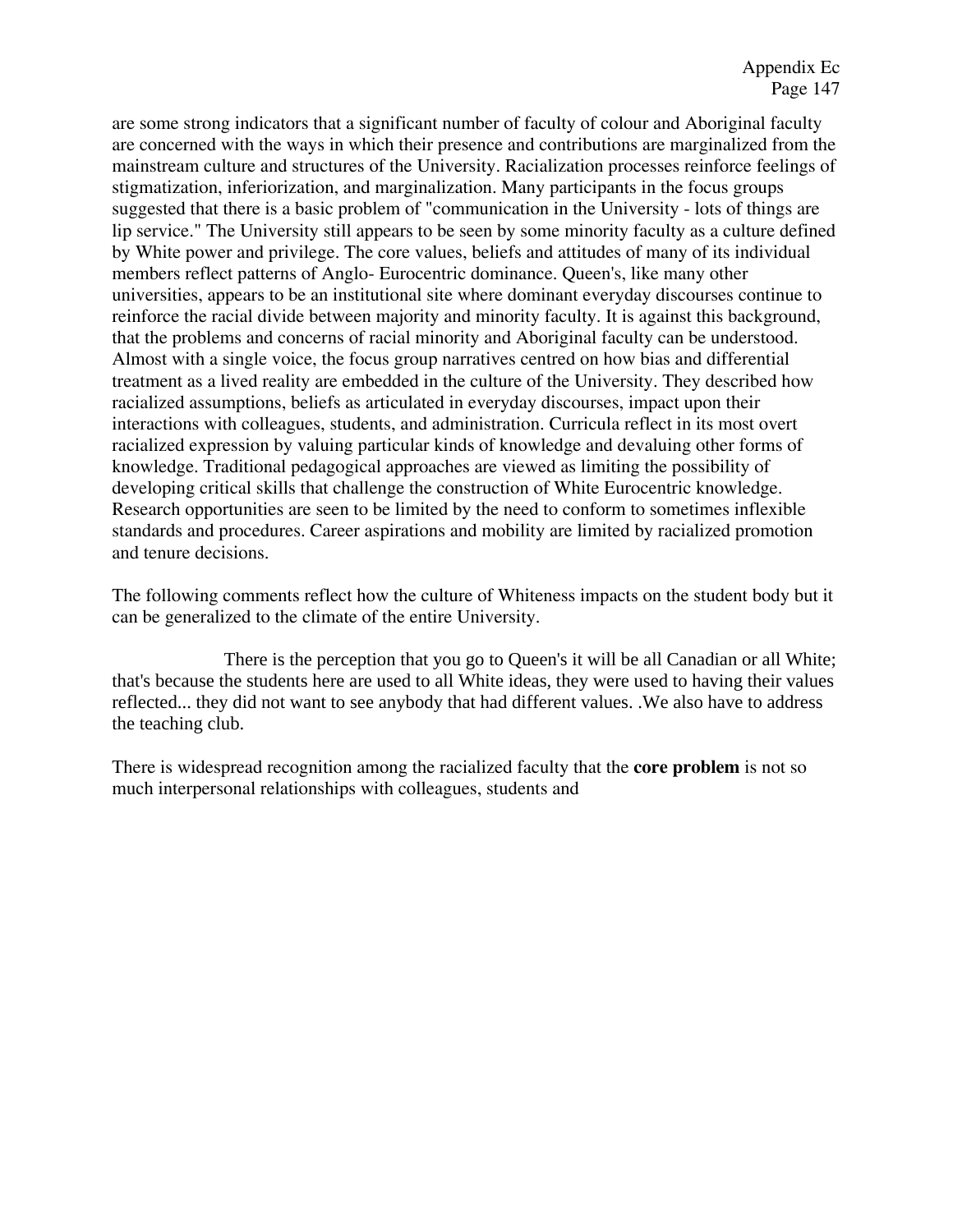are some strong indicators that a significant number of faculty of colour and Aboriginal faculty are concerned with the ways in which their presence and contributions are marginalized from the mainstream culture and structures of the University. Racialization processes reinforce feelings of stigmatization, inferiorization, and marginalization. Many participants in the focus groups suggested that there is a basic problem of "communication in the University - lots of things are lip service." The University still appears to be seen by some minority faculty as a culture defined by White power and privilege. The core values, beliefs and attitudes of many of its individual members reflect patterns of Anglo- Eurocentric dominance. Queen's, like many other universities, appears to be an institutional site where dominant everyday discourses continue to reinforce the racial divide between majority and minority faculty. It is against this background, that the problems and concerns of racial minority and Aboriginal faculty can be understood. Almost with a single voice, the focus group narratives centred on how bias and differential treatment as a lived reality are embedded in the culture of the University. They described how racialized assumptions, beliefs as articulated in everyday discourses, impact upon their interactions with colleagues, students, and administration. Curricula reflect in its most overt racialized expression by valuing particular kinds of knowledge and devaluing other forms of knowledge. Traditional pedagogical approaches are viewed as limiting the possibility of developing critical skills that challenge the construction of White Eurocentric knowledge. Research opportunities are seen to be limited by the need to conform to sometimes inflexible standards and procedures. Career aspirations and mobility are limited by racialized promotion and tenure decisions.

The following comments reflect how the culture of Whiteness impacts on the student body but it can be generalized to the climate of the entire University.

There is the perception that you go to Queen's it will be all Canadian or all White; that's because the students here are used to all White ideas, they were used to having their values reflected... they did not want to see anybody that had different values. .We also have to address the teaching club.

There is widespread recognition among the racialized faculty that the **core problem** is not so much interpersonal relationships with colleagues, students and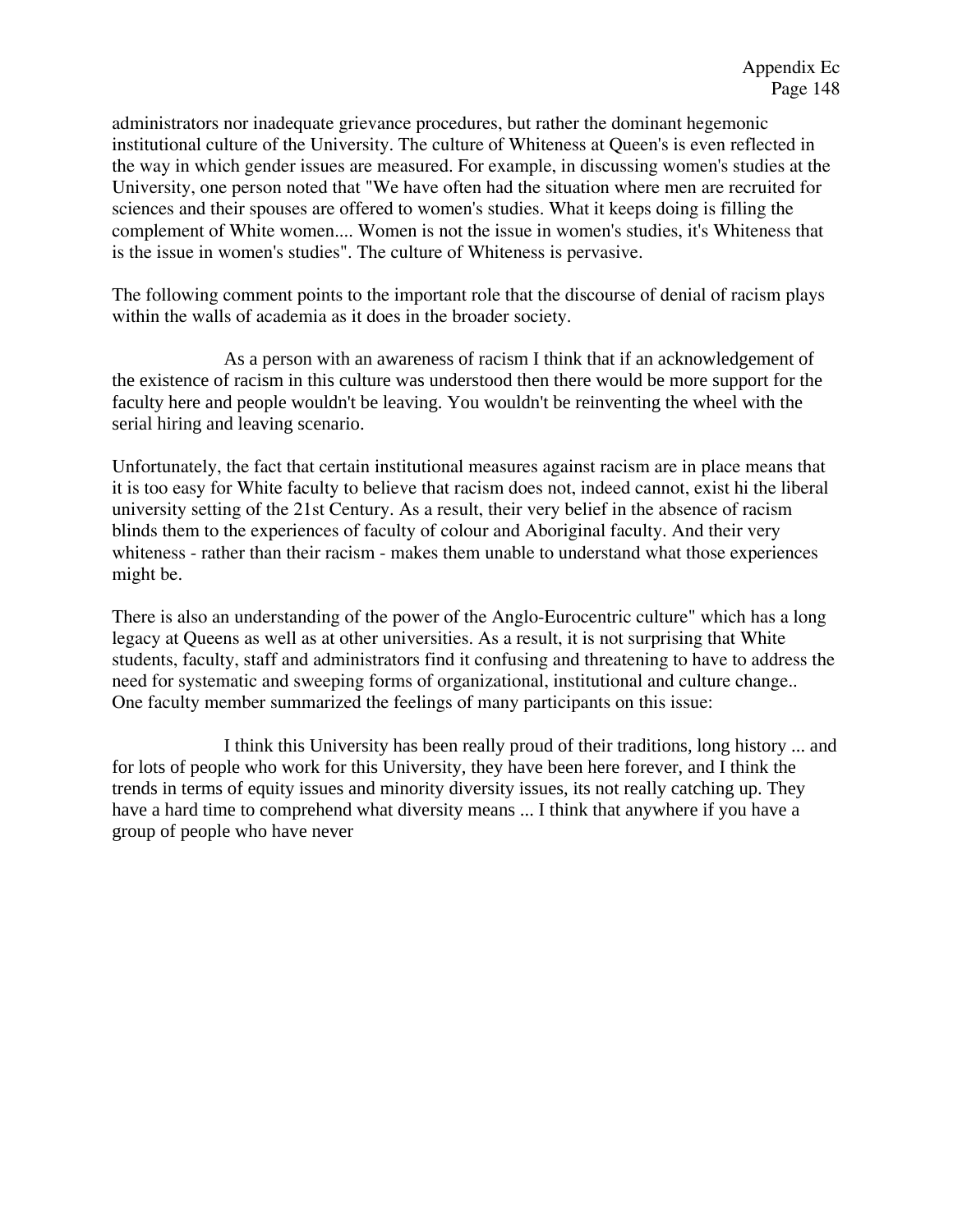administrators nor inadequate grievance procedures, but rather the dominant hegemonic institutional culture of the University. The culture of Whiteness at Queen's is even reflected in the way in which gender issues are measured. For example, in discussing women's studies at the University, one person noted that "We have often had the situation where men are recruited for sciences and their spouses are offered to women's studies. What it keeps doing is filling the complement of White women.... Women is not the issue in women's studies, it's Whiteness that is the issue in women's studies". The culture of Whiteness is pervasive.

The following comment points to the important role that the discourse of denial of racism plays within the walls of academia as it does in the broader society.

> As a person with an awareness of racism I think that if an acknowledgement of the existence of racism in this culture was understood then there would be more support for the faculty here and people wouldn't be leaving. You wouldn't be reinventing the wheel with the serial hiring and leaving scenario.

Unfortunately, the fact that certain institutional measures against racism are in place means that it is too easy for White faculty to believe that racism does not, indeed cannot, exist hi the liberal university setting of the 21st Century. As a result, their very belief in the absence of racism blinds them to the experiences of faculty of colour and Aboriginal faculty. And their very whiteness - rather than their racism - makes them unable to understand what those experiences might be.

There is also an understanding of the power of the Anglo-Eurocentric culture" which has a long legacy at Queens as well as at other universities. As a result, it is not surprising that White students, faculty, staff and administrators find it confusing and threatening to have to address the need for systematic and sweeping forms of organizational, institutional and culture change.. One faculty member summarized the feelings of many participants on this issue:

> I think this University has been really proud of their traditions, long history ... and for lots of people who work for this University, they have been here forever, and I think the trends in terms of equity issues and minority diversity issues, its not really catching up. They have a hard time to comprehend what diversity means ... I think that anywhere if you have a group of people who have never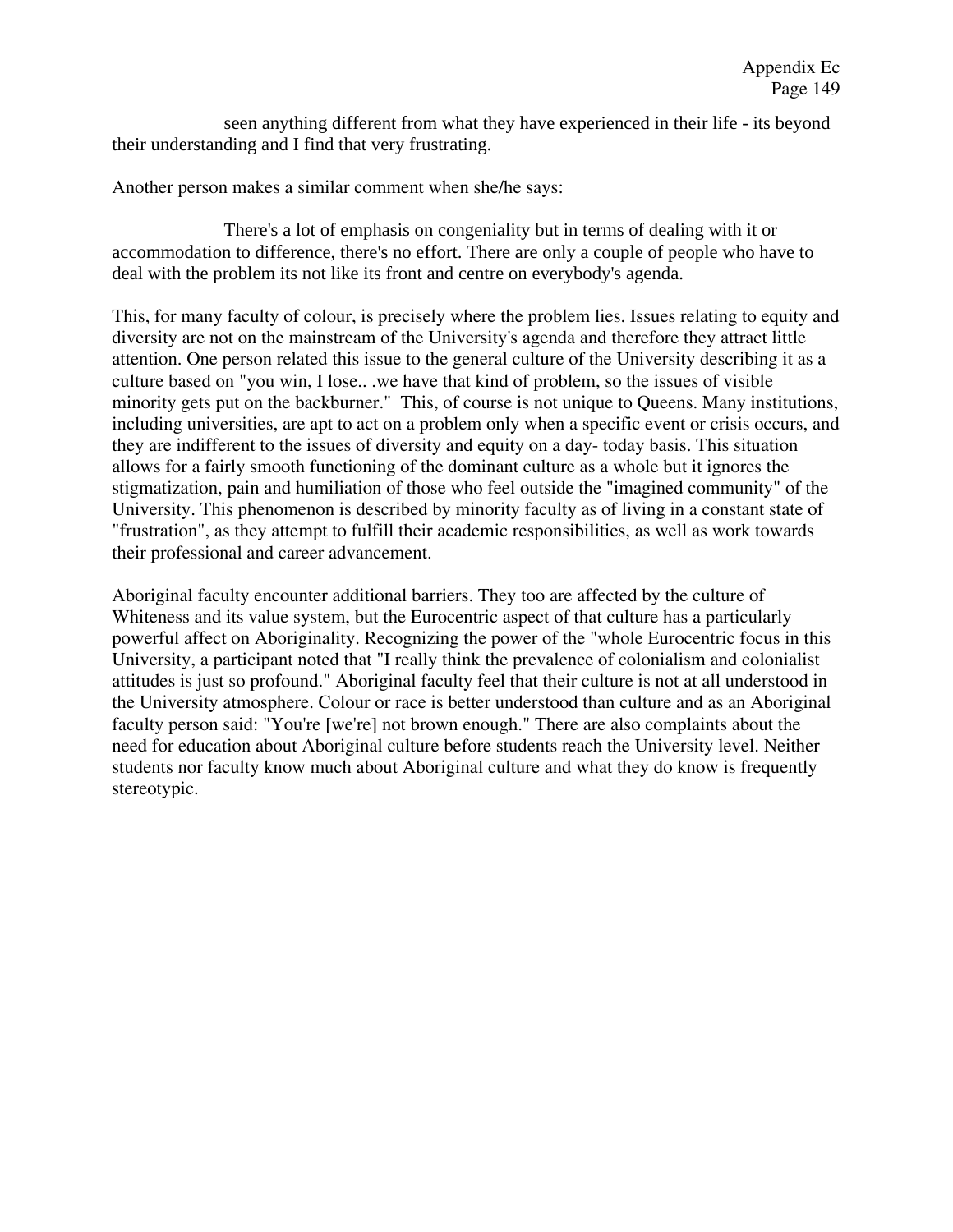seen anything different from what they have experienced in their life - its beyond their understanding and I find that very frustrating.

Another person makes a similar comment when she/he says:

> There's a lot of emphasis on congeniality but in terms of dealing with it or accommodation to difference, there's no effort. There are only a couple of people who have to deal with the problem its not like its front and centre on everybody's agenda.

This, for many faculty of colour, is precisely where the problem lies. Issues relating to equity and diversity are not on the mainstream of the University's agenda and therefore they attract little attention. One person related this issue to the general culture of the University describing it as a culture based on "you win, I lose.. .we have that kind of problem, so the issues of visible minority gets put on the backburner." This, of course is not unique to Queens. Many institutions, including universities, are apt to act on a problem only when a specific event or crisis occurs, and they are indifferent to the issues of diversity and equity on a day- today basis. This situation allows for a fairly smooth functioning of the dominant culture as a whole but it ignores the stigmatization, pain and humiliation of those who feel outside the "imagined community" of the University. This phenomenon is described by minority faculty as of living in a constant state of "frustration", as they attempt to fulfill their academic responsibilities, as well as work towards their professional and career advancement.

Aboriginal faculty encounter additional barriers. They too are affected by the culture of Whiteness and its value system, but the Eurocentric aspect of that culture has a particularly powerful affect on Aboriginality. Recognizing the power of the "whole Eurocentric focus in this University, a participant noted that "I really think the prevalence of colonialism and colonialist attitudes is just so profound." Aboriginal faculty feel that their culture is not at all understood in the University atmosphere. Colour or race is better understood than culture and as an Aboriginal faculty person said: "You're [we're] not brown enough." There are also complaints about the need for education about Aboriginal culture before students reach the University level. Neither students nor faculty know much about Aboriginal culture and what they do know is frequently stereotypic.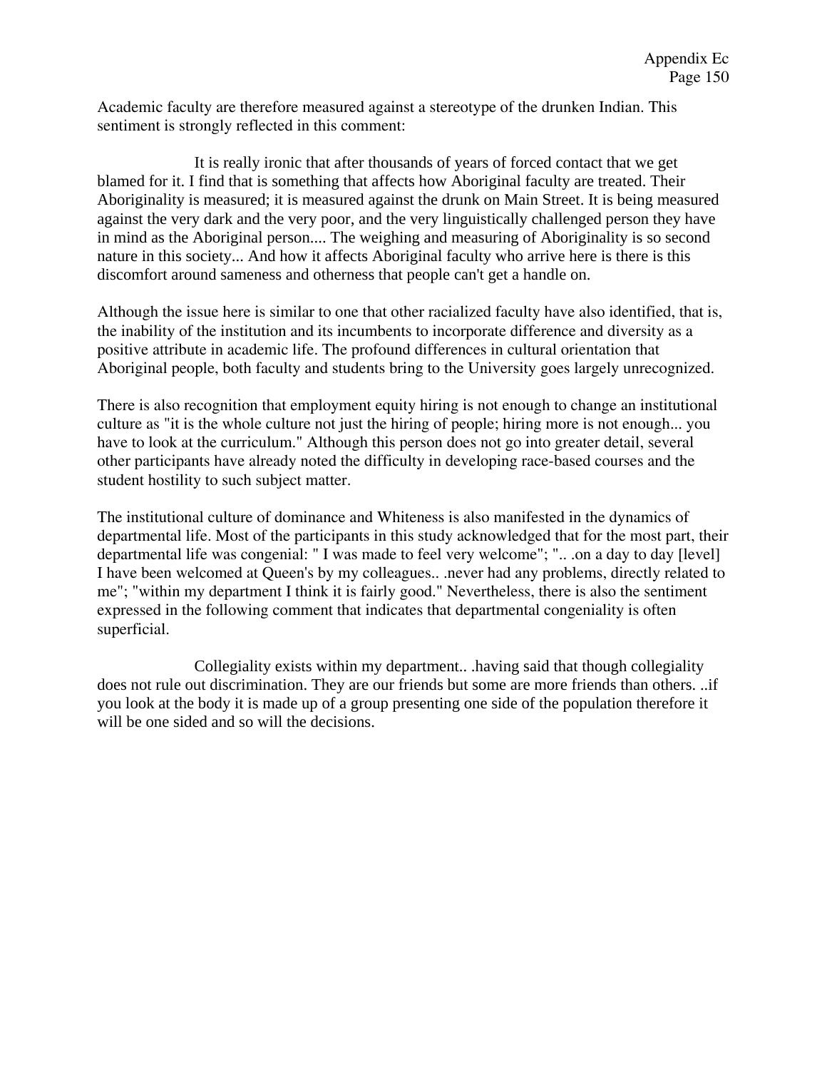Academic faculty are therefore measured against a stereotype of the drunken Indian. This sentiment is strongly reflected in this comment:

> It is really ironic that after thousands of years of forced contact that we get blamed for it. I find that is something that affects how Aboriginal faculty are treated. Their Aboriginality is measured; it is measured against the drunk on Main Street. It is being measured against the very dark and the very poor, and the very linguistically challenged person they have in mind as the Aboriginal person.... The weighing and measuring of Aboriginality is so second nature in this society... And how it affects Aboriginal faculty who arrive here is there is this discomfort around sameness and otherness that people can't get a handle on.

Although the issue here is similar to one that other racialized faculty have also identified, that is, the inability of the institution and its incumbents to incorporate difference and diversity as a positive attribute in academic life. The profound differences in cultural orientation that Aboriginal people, both faculty and students bring to the University goes largely unrecognized.

There is also recognition that employment equity hiring is not enough to change an institutional culture as "it is the whole culture not just the hiring of people; hiring more is not enough... you have to look at the curriculum." Although this person does not go into greater detail, several other participants have already noted the difficulty in developing race-based courses and the student hostility to such subject matter.

The institutional culture of dominance and Whiteness is also manifested in the dynamics of departmental life. Most of the participants in this study acknowledged that for the most part, their departmental life was congenial: " I was made to feel very welcome"; ".. .on a day to day [level] I have been welcomed at Queen's by my colleagues.. .never had any problems, directly related to me"; "within my department I think it is fairly good." Nevertheless, there is also the sentiment expressed in the following comment that indicates that departmental congeniality is often superficial.

> Collegiality exists within my department.. .having said that though collegiality does not rule out discrimination. They are our friends but some are more friends than others. ..if you look at the body it is made up of a group presenting one side of the population therefore it will be one sided and so will the decisions.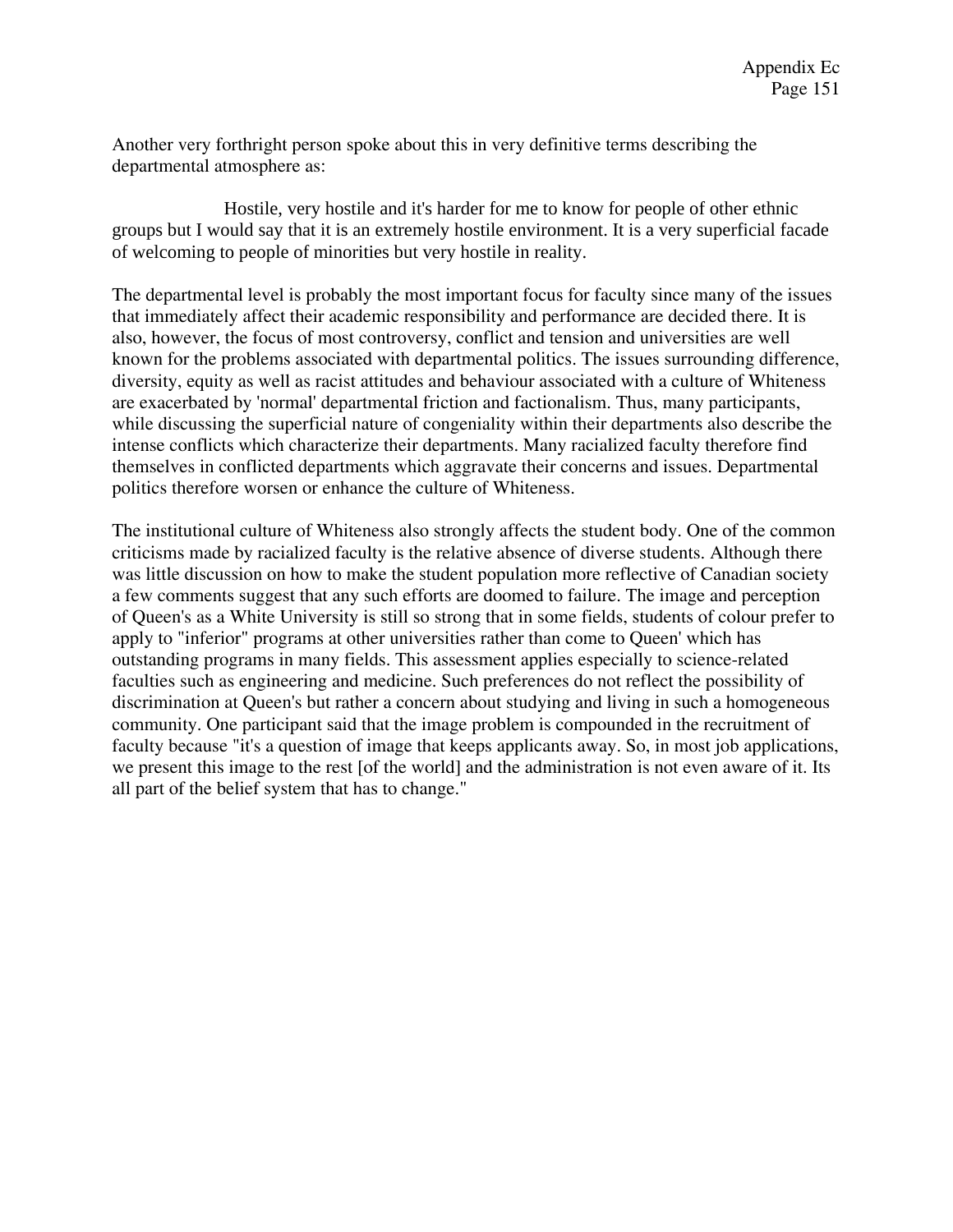Another very forthright person spoke about this in very definitive terms describing the departmental atmosphere as:

> Hostile, very hostile and it's harder for me to know for people of other ethnic groups but I would say that it is an extremely hostile environment. It is a very superficial facade of welcoming to people of minorities but very hostile in reality.

The departmental level is probably the most important focus for faculty since many of the issues that immediately affect their academic responsibility and performance are decided there. It is also, however, the focus of most controversy, conflict and tension and universities are well known for the problems associated with departmental politics. The issues surrounding difference, diversity, equity as well as racist attitudes and behaviour associated with a culture of Whiteness are exacerbated by 'normal' departmental friction and factionalism. Thus, many participants, while discussing the superficial nature of congeniality within their departments also describe the intense conflicts which characterize their departments. Many racialized faculty therefore find themselves in conflicted departments which aggravate their concerns and issues. Departmental politics therefore worsen or enhance the culture of Whiteness.

The institutional culture of Whiteness also strongly affects the student body. One of the common criticisms made by racialized faculty is the relative absence of diverse students. Although there was little discussion on how to make the student population more reflective of Canadian society a few comments suggest that any such efforts are doomed to failure. The image and perception of Queen's as a White University is still so strong that in some fields, students of colour prefer to apply to "inferior" programs at other universities rather than come to Queen' which has outstanding programs in many fields. This assessment applies especially to science-related faculties such as engineering and medicine. Such preferences do not reflect the possibility of discrimination at Queen's but rather a concern about studying and living in such a homogeneous community. One participant said that the image problem is compounded in the recruitment of faculty because "it's a question of image that keeps applicants away. So, in most job applications, we present this image to the rest [of the world] and the administration is not even aware of it. Its all part of the belief system that has to change."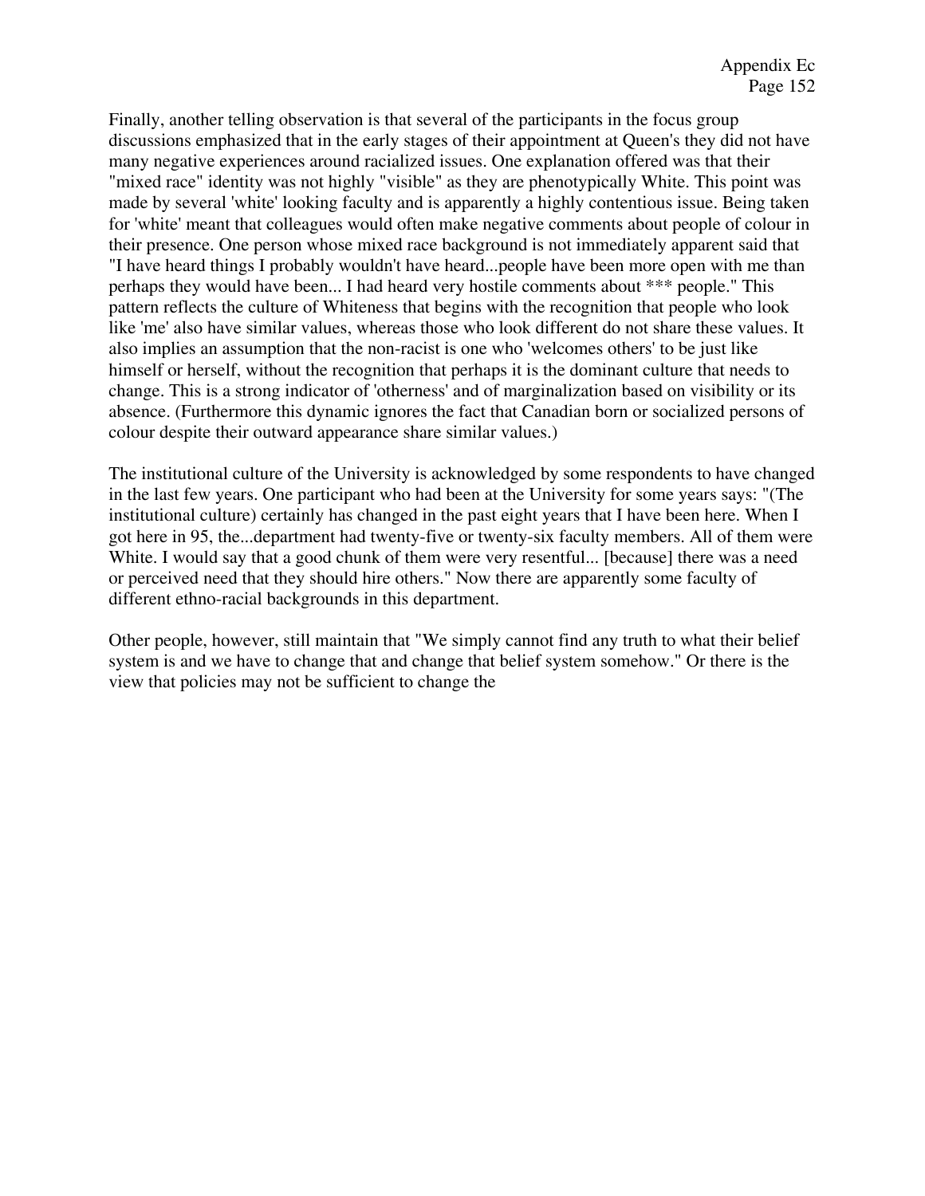Finally, another telling observation is that several of the participants in the focus group discussions emphasized that in the early stages of their appointment at Queen's they did not have many negative experiences around racialized issues. One explanation offered was that their "mixed race" identity was not highly "visible" as they are phenotypically White. This point was made by several 'white' looking faculty and is apparently a highly contentious issue. Being taken for 'white' meant that colleagues would often make negative comments about people of colour in their presence. One person whose mixed race background is not immediately apparent said that "I have heard things I probably wouldn't have heard...people have been more open with me than perhaps they would have been... I had heard very hostile comments about *** people." This pattern reflects the culture of Whiteness that begins with the recognition that people who look like 'me' also have similar values, whereas those who look different do not share these values. It also implies an assumption that the non-racist is one who 'welcomes others' to be just like himself or herself, without the recognition that perhaps it is the dominant culture that needs to change. This is a strong indicator of 'otherness' and of marginalization based on visibility or its absence. (Furthermore this dynamic ignores the fact that Canadian born or socialized persons of colour despite their outward appearance share similar values.)

The institutional culture of the University is acknowledged by some respondents to have changed in the last few years. One participant who had been at the University for some years says: "(The institutional culture) certainly has changed in the past eight years that I have been here. When I got here in 95, the...department had twenty-five or twenty-six faculty members. All of them were White. I would say that a good chunk of them were very resentful... [because] there was a need or perceived need that they should hire others." Now there are apparently some faculty of different ethno-racial backgrounds in this department.

Other people, however, still maintain that "We simply cannot find any truth to what their belief system is and we have to change that and change that belief system somehow." Or there is the view that policies may not be sufficient to change the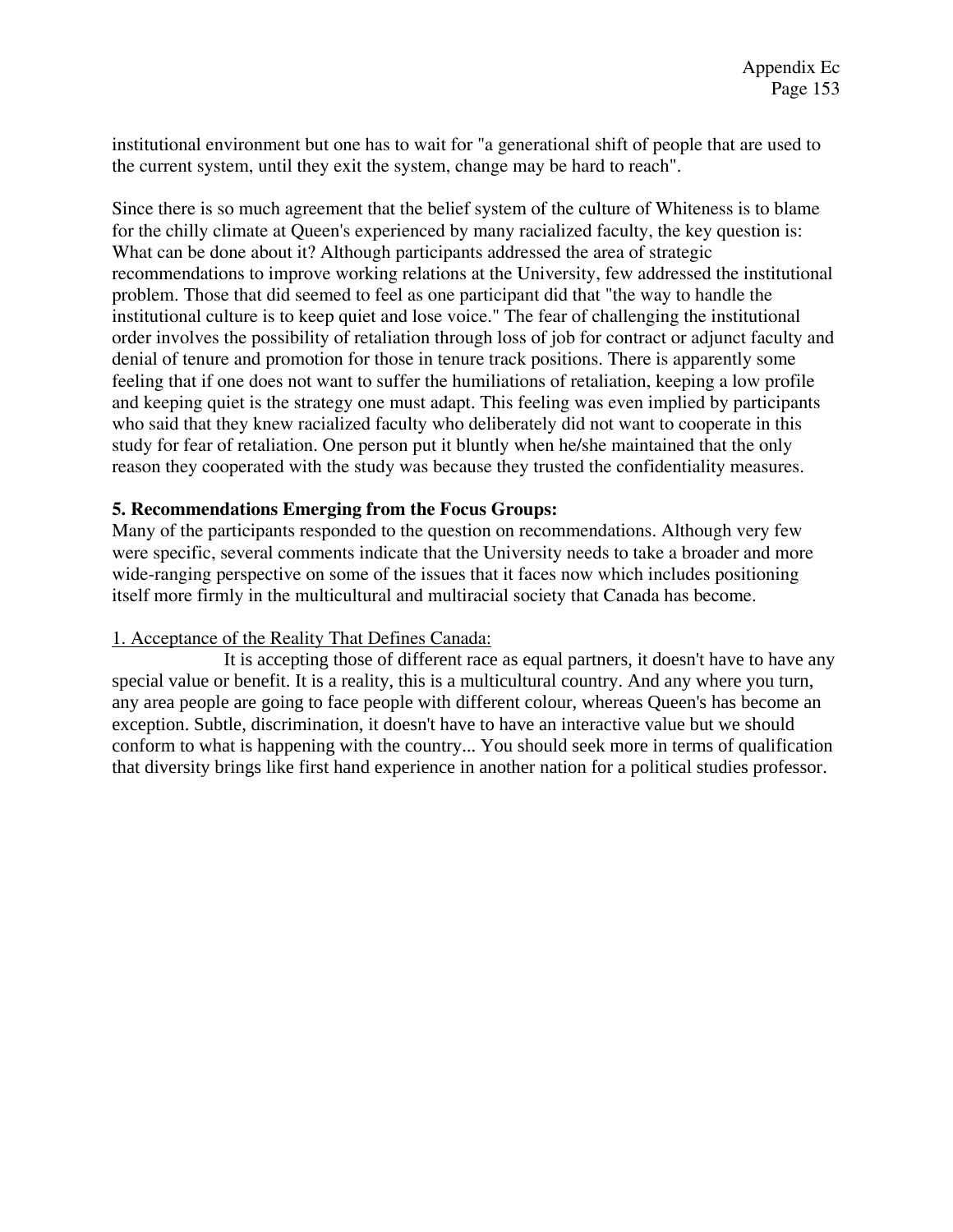institutional environment but one has to wait for "a generational shift of people that are used to the current system, until they exit the system, change may be hard to reach".

Since there is so much agreement that the belief system of the culture of Whiteness is to blame for the chilly climate at Queen's experienced by many racialized faculty, the key question is: What can be done about it? Although participants addressed the area of strategic recommendations to improve working relations at the University, few addressed the institutional problem. Those that did seemed to feel as one participant did that "the way to handle the institutional culture is to keep quiet and lose voice." The fear of challenging the institutional order involves the possibility of retaliation through loss of job for contract or adjunct faculty and denial of tenure and promotion for those in tenure track positions. There is apparently some feeling that if one does not want to suffer the humiliations of retaliation, keeping a low profile and keeping quiet is the strategy one must adapt. This feeling was even implied by participants who said that they knew racialized faculty who deliberately did not want to cooperate in this study for fear of retaliation. One person put it bluntly when he/she maintained that the only reason they cooperated with the study was because they trusted the confidentiality measures.

**5. Recommendations Emerging from the Focus Groups:**

Many of the participants responded to the question on recommendations. Although very few were specific, several comments indicate that the University needs to take a broader and more wide-ranging perspective on some of the issues that it faces now which includes positioning itself more firmly in the multicultural and multiracial society that Canada has become.

<u>1. Acceptance of the Reality That Defines Canada:</u>

It is accepting those of different race as equal partners, it doesn't have to have any special value or benefit. It is a reality, this is a multicultural country. And any where you turn, any area people are going to face people with different colour, whereas Queen's has become an exception. Subtle, discrimination, it doesn't have to have an interactive value but we should conform to what is happening with the country... You should seek more in terms of qualification that diversity brings like first hand experience in another nation for a political studies professor.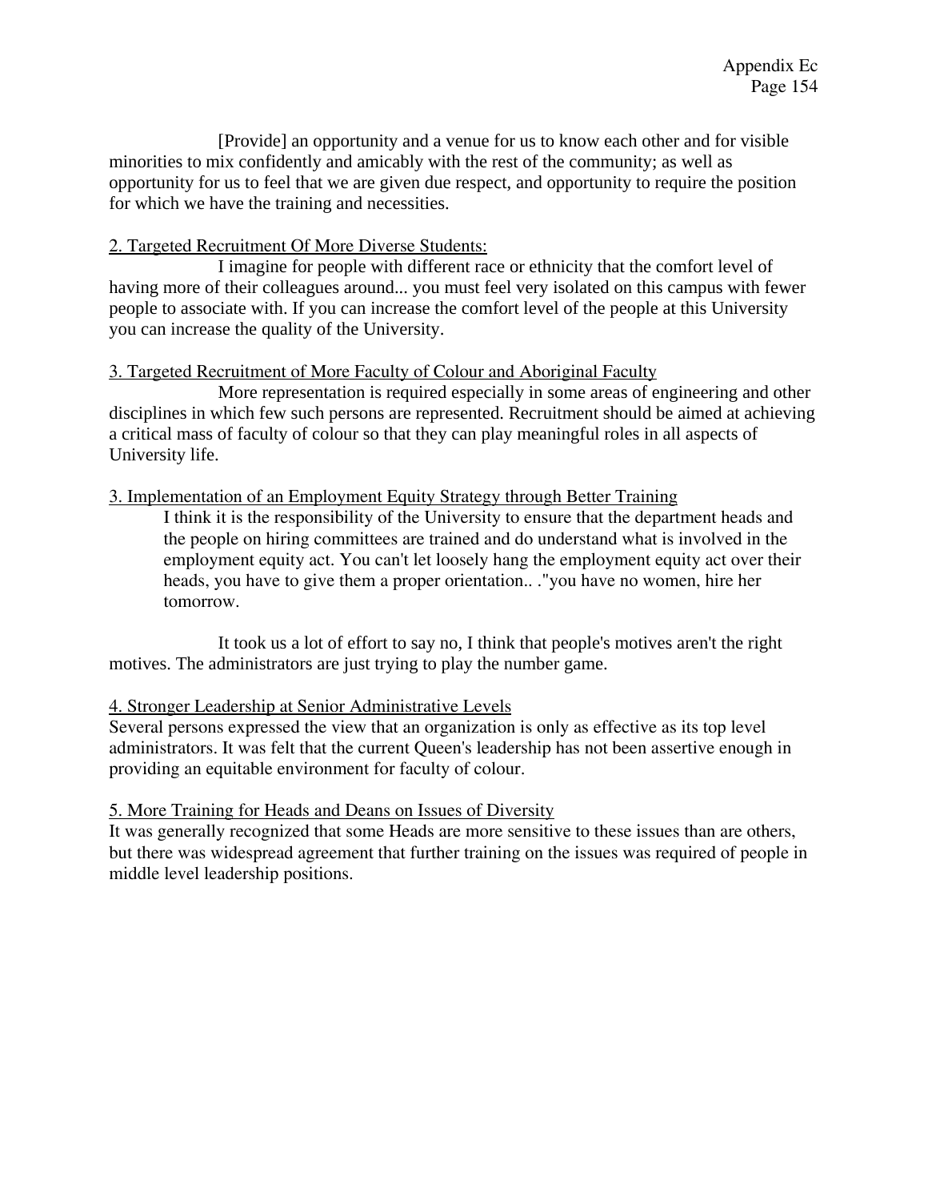[Provide] an opportunity and a venue for us to know each other and for visible minorities to mix confidently and amicably with the rest of the community; as well as opportunity for us to feel that we are given due respect, and opportunity to require the position for which we have the training and necessities.

<u>2. Targeted Recruitment Of More Diverse Students:</u>

I imagine for people with different race or ethnicity that the comfort level of having more of their colleagues around... you must feel very isolated on this campus with fewer people to associate with. If you can increase the comfort level of the people at this University you can increase the quality of the University.

<u>3. Targeted Recruitment of More Faculty of Colour and Aboriginal Faculty</u>

More representation is required especially in some areas of engineering and other disciplines in which few such persons are represented. Recruitment should be aimed at achieving a critical mass of faculty of colour so that they can play meaningful roles in all aspects of University life.

<u>3. Implementation of an Employment Equity Strategy through Better Training</u>

> I think it is the responsibility of the University to ensure that the department heads and the people on hiring committees are trained and do understand what is involved in the employment equity act. You can't let loosely hang the employment equity act over their heads, you have to give them a proper orientation.. ."you have no women, hire her tomorrow.

It took us a lot of effort to say no, I think that people's motives aren't the right motives. The administrators are just trying to play the number game.

<u>4. Stronger Leadership at Senior Administrative Levels</u>

Several persons expressed the view that an organization is only as effective as its top level administrators. It was felt that the current Queen's leadership has not been assertive enough in providing an equitable environment for faculty of colour.

<u>5. More Training for Heads and Deans on Issues of Diversity</u>

It was generally recognized that some Heads are more sensitive to these issues than are others, but there was widespread agreement that further training on the issues was required of people in middle level leadership positions.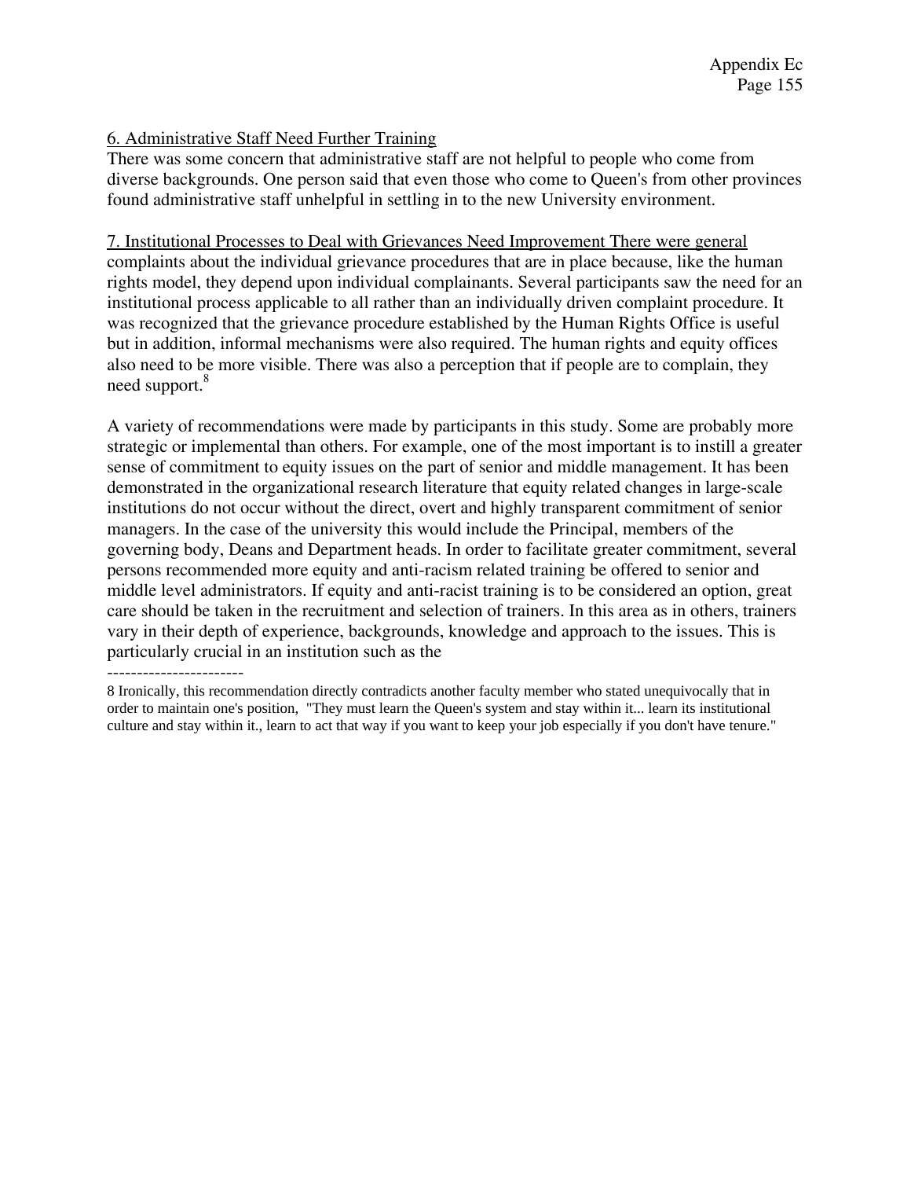6. Administrative Staff Need Further Training

There was some concern that administrative staff are not helpful to people who come from diverse backgrounds. One person said that even those who come to Queen's from other provinces found administrative staff unhelpful in settling in to the new University environment.

7. Institutional Processes to Deal with Grievances Need Improvement There were general complaints about the individual grievance procedures that are in place because, like the human rights model, they depend upon individual complainants. Several participants saw the need for an institutional process applicable to all rather than an individually driven complaint procedure. It was recognized that the grievance procedure established by the Human Rights Office is useful but in addition, informal mechanisms were also required. The human rights and equity offices also need to be more visible. There was also a perception that if people are to complain, they need support.[8]

A variety of recommendations were made by participants in this study. Some are probably more strategic or implemental than others. For example, one of the most important is to instill a greater sense of commitment to equity issues on the part of senior and middle management. It has been demonstrated in the organizational research literature that equity related changes in large-scale institutions do not occur without the direct, overt and highly transparent commitment of senior managers. In the case of the university this would include the Principal, members of the governing body, Deans and Department heads. In order to facilitate greater commitment, several persons recommended more equity and anti-racism related training be offered to senior and middle level administrators. If equity and anti-racist training is to be considered an option, great care should be taken in the recruitment and selection of trainers. In this area as in others, trainers vary in their depth of experience, backgrounds, knowledge and approach to the issues. This is particularly crucial in an institution such as the

-----------------------

8 Ironically, this recommendation directly contradicts another faculty member who stated unequivocally that in order to maintain one's position, "They must learn the Queen's system and stay within it... learn its institutional culture and stay within it., learn to act that way if you want to keep your job especially if you don't have tenure."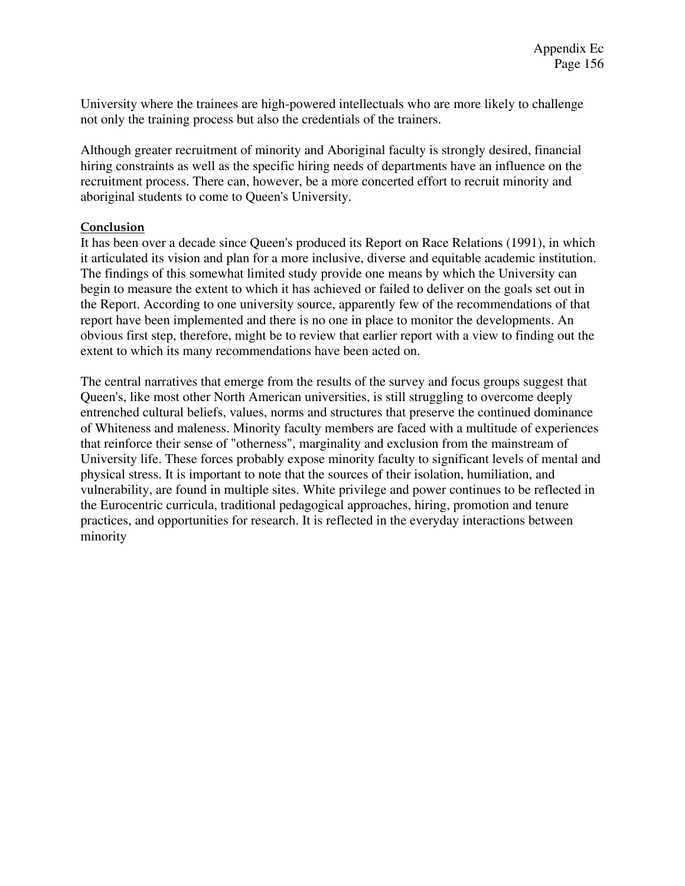University where the trainees are high-powered intellectuals who are more likely to challenge not only the training process but also the credentials of the trainers.

Although greater recruitment of minority and Aboriginal faculty is strongly desired, financial hiring constraints as well as the specific hiring needs of departments have an influence on the recruitment process. There can, however, be a more concerted effort to recruit minority and aboriginal students to come to Queen's University.

## Conclusion

It has been over a decade since Queen's produced its Report on Race Relations (1991), in which it articulated its vision and plan for a more inclusive, diverse and equitable academic institution. The findings of this somewhat limited study provide one means by which the University can begin to measure the extent to which it has achieved or failed to deliver on the goals set out in the Report. According to one university source, apparently few of the recommendations of that report have been implemented and there is no one in place to monitor the developments. An obvious first step, therefore, might be to review that earlier report with a view to finding out the extent to which its many recommendations have been acted on.

The central narratives that emerge from the results of the survey and focus groups suggest that Queen's, like most other North American universities, is still struggling to overcome deeply entrenched cultural beliefs, values, norms and structures that preserve the continued dominance of Whiteness and maleness. Minority faculty members are faced with a multitude of experiences that reinforce their sense of "otherness", marginality and exclusion from the mainstream of University life. These forces probably expose minority faculty to significant levels of mental and physical stress. It is important to note that the sources of their isolation, humiliation, and vulnerability, are found in multiple sites. White privilege and power continues to be reflected in the Eurocentric curricula, traditional pedagogical approaches, hiring, promotion and tenure practices, and opportunities for research. It is reflected in the everyday interactions between minority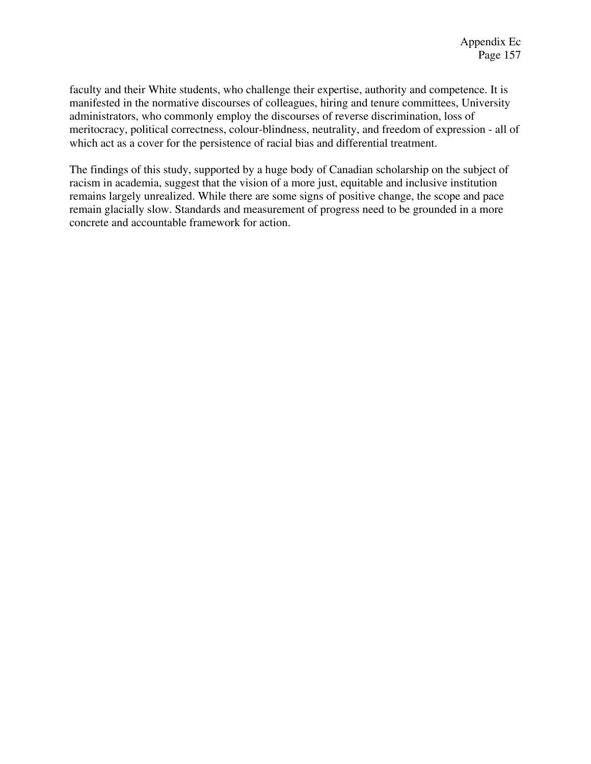faculty and their White students, who challenge their expertise, authority and competence. It is manifested in the normative discourses of colleagues, hiring and tenure committees, University administrators, who commonly employ the discourses of reverse discrimination, loss of meritocracy, political correctness, colour-blindness, neutrality, and freedom of expression - all of which act as a cover for the persistence of racial bias and differential treatment.

The findings of this study, supported by a huge body of Canadian scholarship on the subject of racism in academia, suggest that the vision of a more just, equitable and inclusive institution remains largely unrealized. While there are some signs of positive change, the scope and pace remain glacially slow. Standards and measurement of progress need to be grounded in a more concrete and accountable framework for action.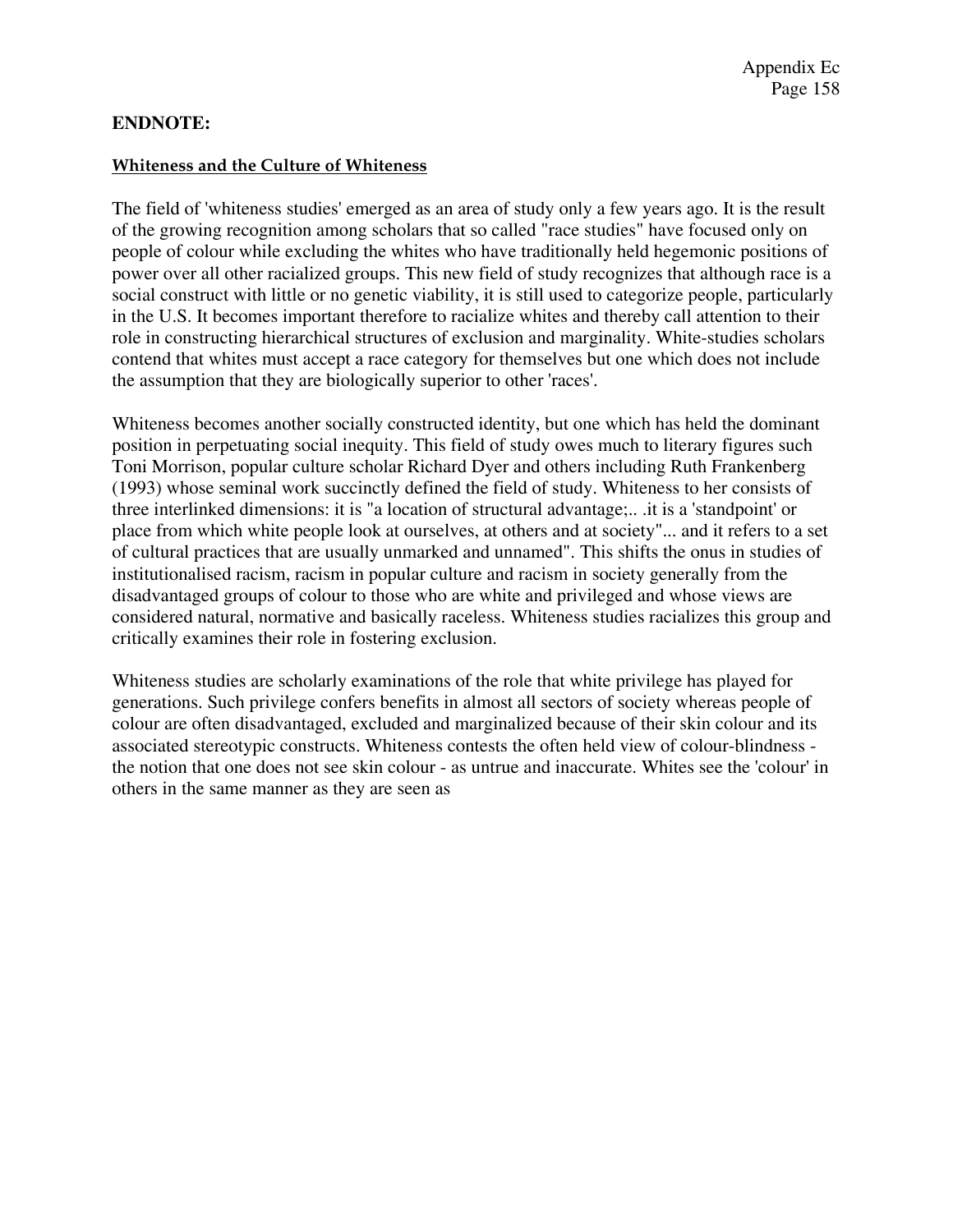**ENDNOTE:**

**Whiteness and the Culture of Whiteness**

The field of 'whiteness studies' emerged as an area of study only a few years ago. It is the result of the growing recognition among scholars that so called "race studies" have focused only on people of colour while excluding the whites who have traditionally held hegemonic positions of power over all other racialized groups. This new field of study recognizes that although race is a social construct with little or no genetic viability, it is still used to categorize people, particularly in the U.S. It becomes important therefore to racialize whites and thereby call attention to their role in constructing hierarchical structures of exclusion and marginality. White-studies scholars contend that whites must accept a race category for themselves but one which does not include the assumption that they are biologically superior to other 'races'.

Whiteness becomes another socially constructed identity, but one which has held the dominant position in perpetuating social inequity. This field of study owes much to literary figures such Toni Morrison, popular culture scholar Richard Dyer and others including Ruth Frankenberg (1993) whose seminal work succinctly defined the field of study. Whiteness to her consists of three interlinked dimensions: it is "a location of structural advantage;.. .it is a 'standpoint' or place from which white people look at ourselves, at others and at society"... and it refers to a set of cultural practices that are usually unmarked and unnamed". This shifts the onus in studies of institutionalised racism, racism in popular culture and racism in society generally from the disadvantaged groups of colour to those who are white and privileged and whose views are considered natural, normative and basically raceless. Whiteness studies racializes this group and critically examines their role in fostering exclusion.

Whiteness studies are scholarly examinations of the role that white privilege has played for generations. Such privilege confers benefits in almost all sectors of society whereas people of colour are often disadvantaged, excluded and marginalized because of their skin colour and its associated stereotypic constructs. Whiteness contests the often held view of colour-blindness - the notion that one does not see skin colour - as untrue and inaccurate. Whites see the 'colour' in others in the same manner as they are seen as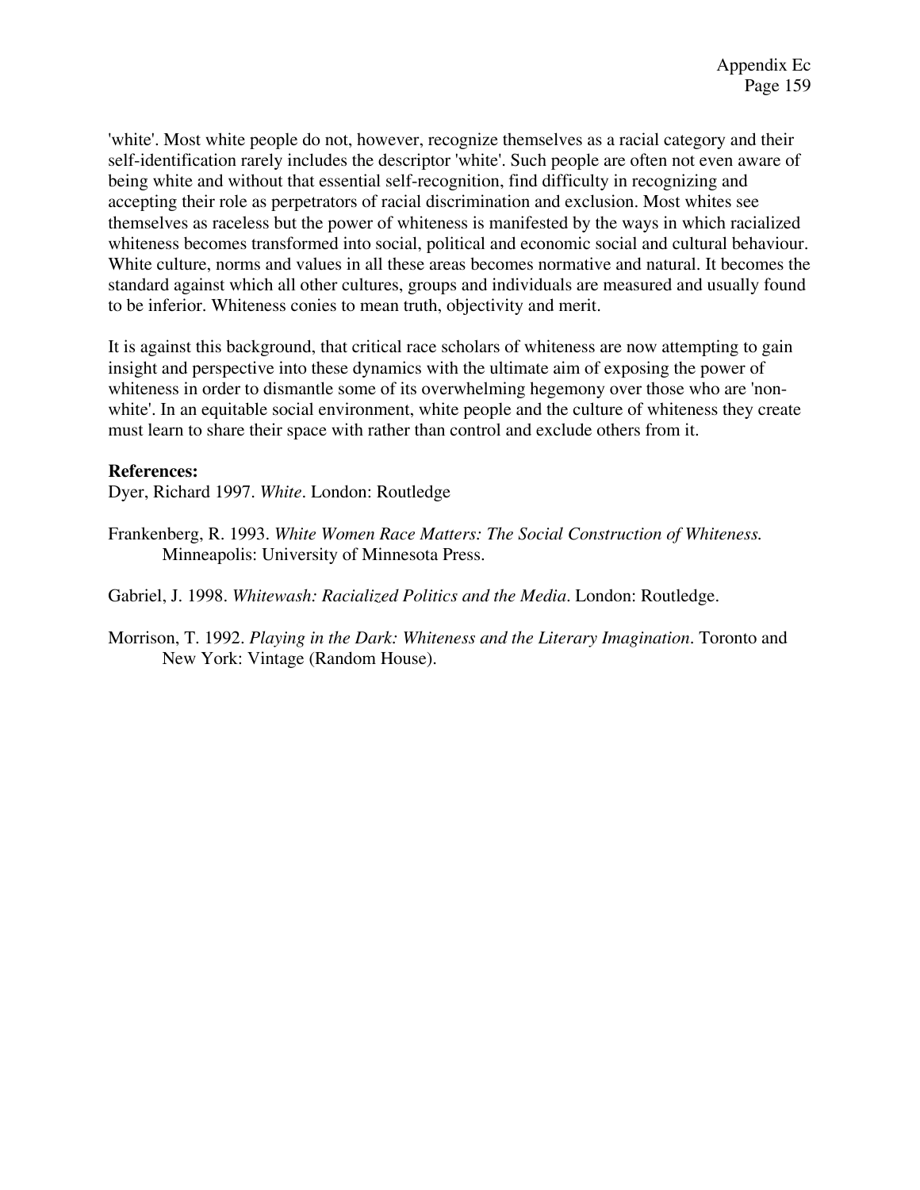'white'. Most white people do not, however, recognize themselves as a racial category and their self-identification rarely includes the descriptor 'white'. Such people are often not even aware of being white and without that essential self-recognition, find difficulty in recognizing and accepting their role as perpetrators of racial discrimination and exclusion. Most whites see themselves as raceless but the power of whiteness is manifested by the ways in which racialized whiteness becomes transformed into social, political and economic social and cultural behaviour. White culture, norms and values in all these areas becomes normative and natural. It becomes the standard against which all other cultures, groups and individuals are measured and usually found to be inferior. Whiteness conies to mean truth, objectivity and merit.

It is against this background, that critical race scholars of whiteness are now attempting to gain insight and perspective into these dynamics with the ultimate aim of exposing the power of whiteness in order to dismantle some of its overwhelming hegemony over those who are 'non-white'. In an equitable social environment, white people and the culture of whiteness they create must learn to share their space with rather than control and exclude others from it.

**References:**

Dyer, Richard 1997. *White*. London: Routledge

Frankenberg, R. 1993. *White Women Race Matters: The Social Construction of Whiteness.* Minneapolis: University of Minnesota Press.

Gabriel, J. 1998. *Whitewash: Racialized Politics and the Media*. London: Routledge.

Morrison, T. 1992. *Playing in the Dark: Whiteness and the Literary Imagination*. Toronto and New York: Vintage (Random House).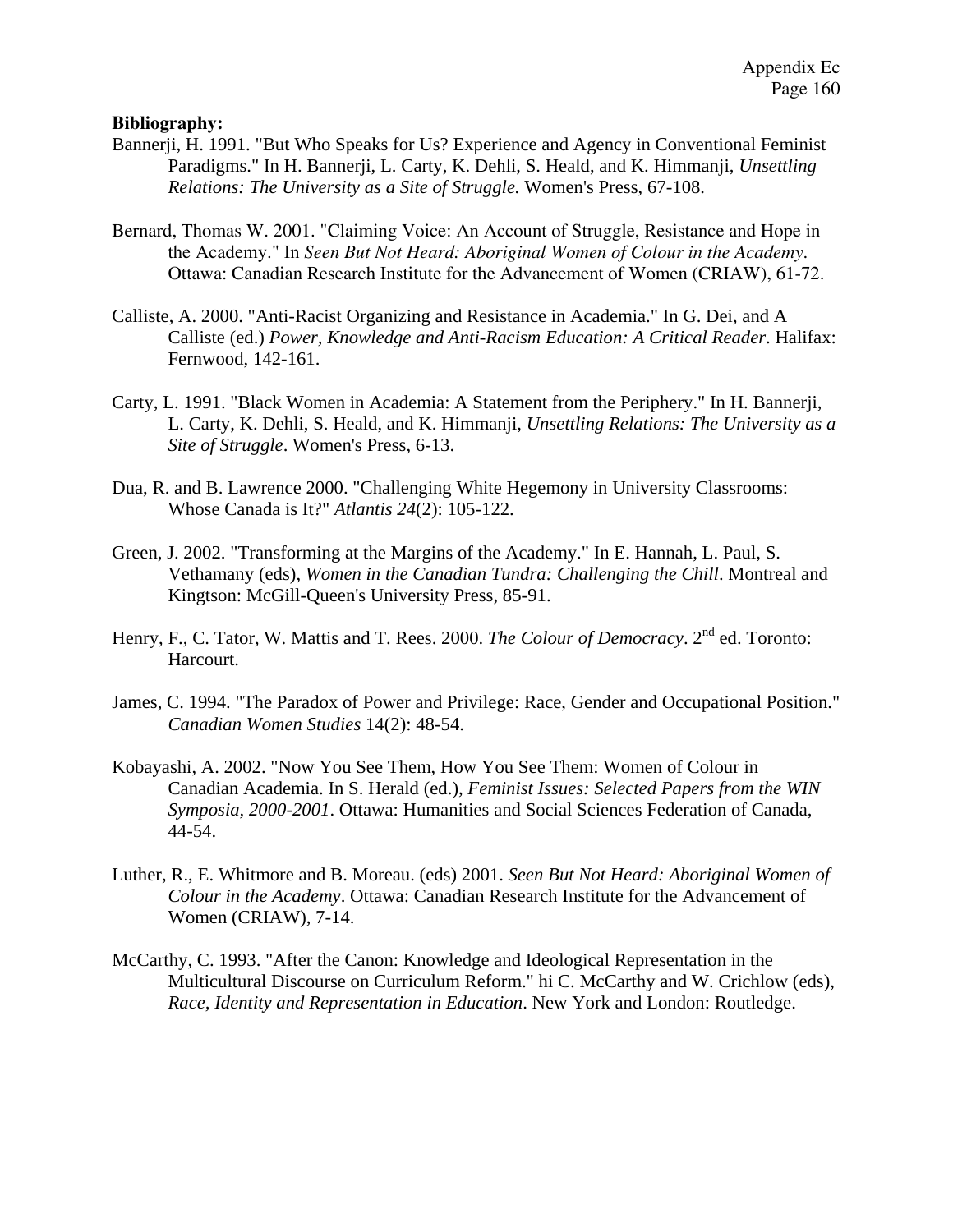**Bibliography:**

Bannerji, H. 1991. "But Who Speaks for Us? Experience and Agency in Conventional Feminist Paradigms." In H. Bannerji, L. Carty, K. Dehli, S. Heald, and K. Himmanji, *Unsettling Relations: The University as a Site of Struggle.* Women's Press, 67-108.

Bernard, Thomas W. 2001. "Claiming Voice: An Account of Struggle, Resistance and Hope in the Academy." In *Seen But Not Heard: Aboriginal Women of Colour in the Academy*. Ottawa: Canadian Research Institute for the Advancement of Women (CRIAW), 61-72.

Calliste, A. 2000. "Anti-Racist Organizing and Resistance in Academia." In G. Dei, and A Calliste (ed.) *Power, Knowledge and Anti-Racism Education: A Critical Reader*. Halifax: Fernwood, 142-161.

Carty, L. 1991. "Black Women in Academia: A Statement from the Periphery." In H. Bannerji, L. Carty, K. Dehli, S. Heald, and K. Himmanji, *Unsettling Relations: The University as a Site of Struggle*. Women's Press, 6-13.

Dua, R. and B. Lawrence 2000. "Challenging White Hegemony in University Classrooms: Whose Canada is It?" *Atlantis 24*(2): 105-122.

Green, J. 2002. "Transforming at the Margins of the Academy." In E. Hannah, L. Paul, S. Vethamany (eds), *Women in the Canadian Tundra: Challenging the Chill*. Montreal and Kingtson: McGill-Queen's University Press, 85-91.

Henry, F., C. Tator, W. Mattis and T. Rees. 2000. *The Colour of Democracy*. 2nd ed. Toronto: Harcourt.

James, C. 1994. "The Paradox of Power and Privilege: Race, Gender and Occupational Position." *Canadian Women Studies* 14(2): 48-54.

Kobayashi, A. 2002. "Now You See Them, How You See Them: Women of Colour in Canadian Academia. In S. Herald (ed.), *Feminist Issues: Selected Papers from the WIN Symposia, 2000-2001*. Ottawa: Humanities and Social Sciences Federation of Canada, 44-54.

Luther, R., E. Whitmore and B. Moreau. (eds) 2001. *Seen But Not Heard: Aboriginal Women of Colour in the Academy*. Ottawa: Canadian Research Institute for the Advancement of Women (CRIAW), 7-14.

McCarthy, C. 1993. "After the Canon: Knowledge and Ideological Representation in the Multicultural Discourse on Curriculum Reform." hi C. McCarthy and W. Crichlow (eds), *Race, Identity and Representation in Education*. New York and London: Routledge.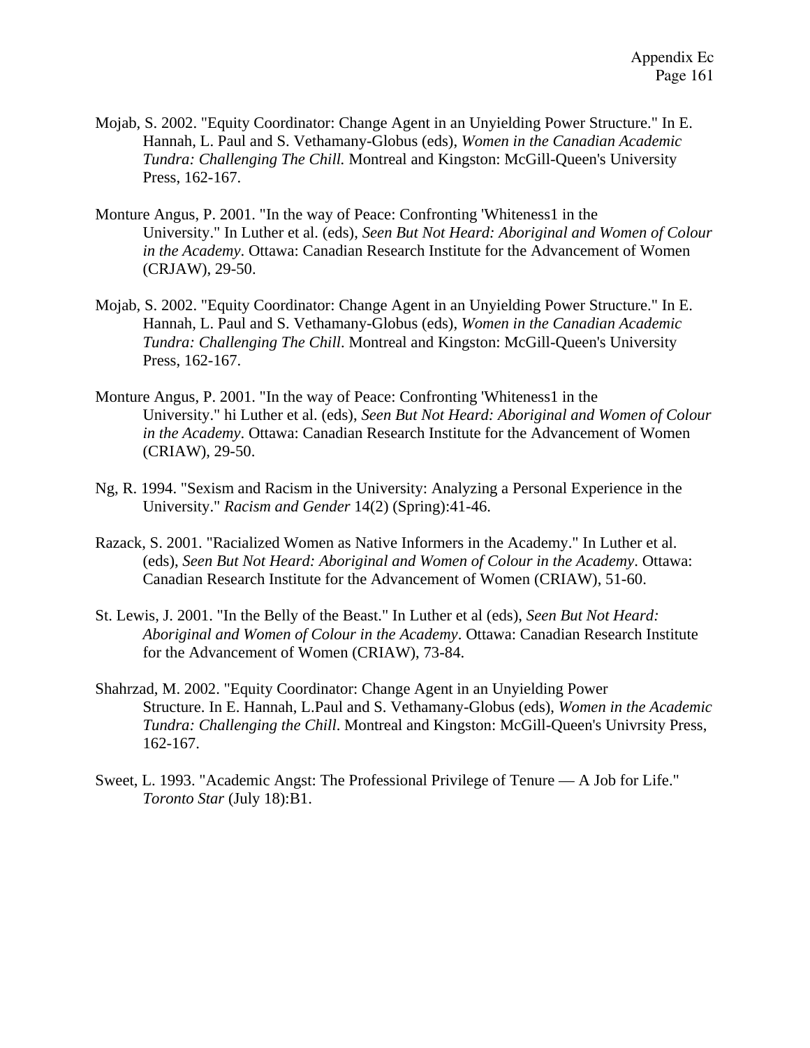Mojab, S. 2002. "Equity Coordinator: Change Agent in an Unyielding Power Structure." In E. Hannah, L. Paul and S. Vethamany-Globus (eds), *Women in the Canadian Academic Tundra: Challenging The Chill.* Montreal and Kingston: McGill-Queen's University Press, 162-167.

Monture Angus, P. 2001. "In the way of Peace: Confronting 'Whiteness1 in the University." In Luther et al. (eds), *Seen But Not Heard: Aboriginal and Women of Colour in the Academy*. Ottawa: Canadian Research Institute for the Advancement of Women (CRJAW), 29-50.

Mojab, S. 2002. "Equity Coordinator: Change Agent in an Unyielding Power Structure." In E. Hannah, L. Paul and S. Vethamany-Globus (eds), *Women in the Canadian Academic Tundra: Challenging The Chill.* Montreal and Kingston: McGill-Queen's University Press, 162-167.

Monture Angus, P. 2001. "In the way of Peace: Confronting 'Whiteness1 in the University." hi Luther et al. (eds), *Seen But Not Heard: Aboriginal and Women of Colour in the Academy*. Ottawa: Canadian Research Institute for the Advancement of Women (CRIAW), 29-50.

Ng, R. 1994. "Sexism and Racism in the University: Analyzing a Personal Experience in the University." *Racism and Gender* 14(2) (Spring):41-46.

Razack, S. 2001. "Racialized Women as Native Informers in the Academy." In Luther et al. (eds), *Seen But Not Heard: Aboriginal and Women of Colour in the Academy*. Ottawa: Canadian Research Institute for the Advancement of Women (CRIAW), 51-60.

St. Lewis, J. 2001. "In the Belly of the Beast." In Luther et al (eds), *Seen But Not Heard: Aboriginal and Women of Colour in the Academy*. Ottawa: Canadian Research Institute for the Advancement of Women (CRIAW), 73-84.

Shahrzad, M. 2002. "Equity Coordinator: Change Agent in an Unyielding Power Structure. In E. Hannah, L.Paul and S. Vethamany-Globus (eds), *Women in the Academic Tundra: Challenging the Chill*. Montreal and Kingston: McGill-Queen's Univrsity Press, 162-167.

Sweet, L. 1993. "Academic Angst: The Professional Privilege of Tenure — A Job for Life." *Toronto Star* (July 18):B1.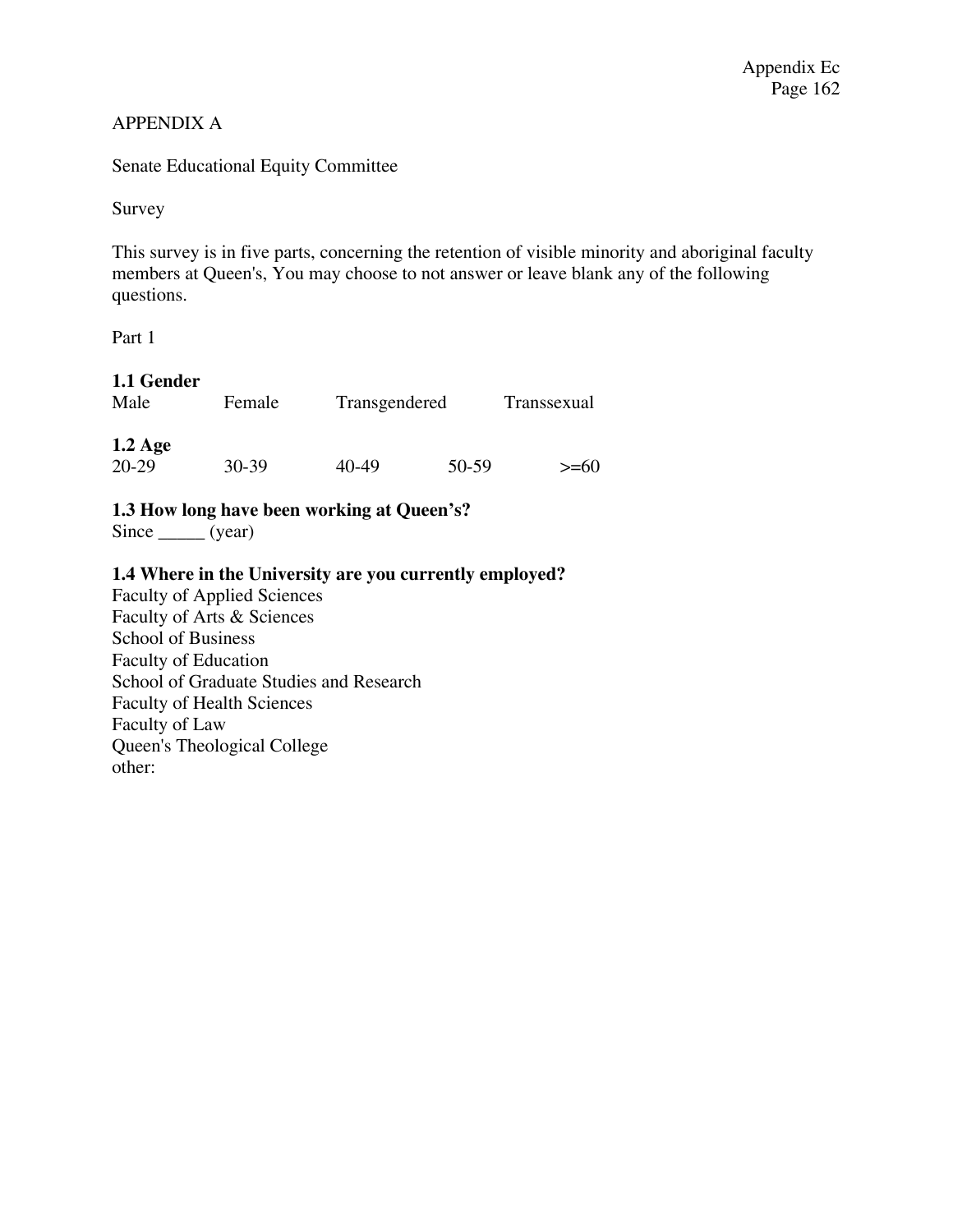APPENDIX A

Senate Educational Equity Committee

Survey

This survey is in five parts, concerning the retention of visible minority and aboriginal faculty members at Queen's, You may choose to not answer or leave blank any of the following questions.

Part 1

**1.1 Gender**
Male    Female    Transgendered    Transsexual

**1.2 Age**
20-29    30-39    40-49    50-59    >=60

**1.3 How long have been working at Queen's?**
Since _____ (year)

**1.4 Where in the University are you currently employed?**
Faculty of Applied Sciences
Faculty of Arts & Sciences
School of Business
Faculty of Education
School of Graduate Studies and Research
Faculty of Health Sciences
Faculty of Law
Queen's Theological College
other: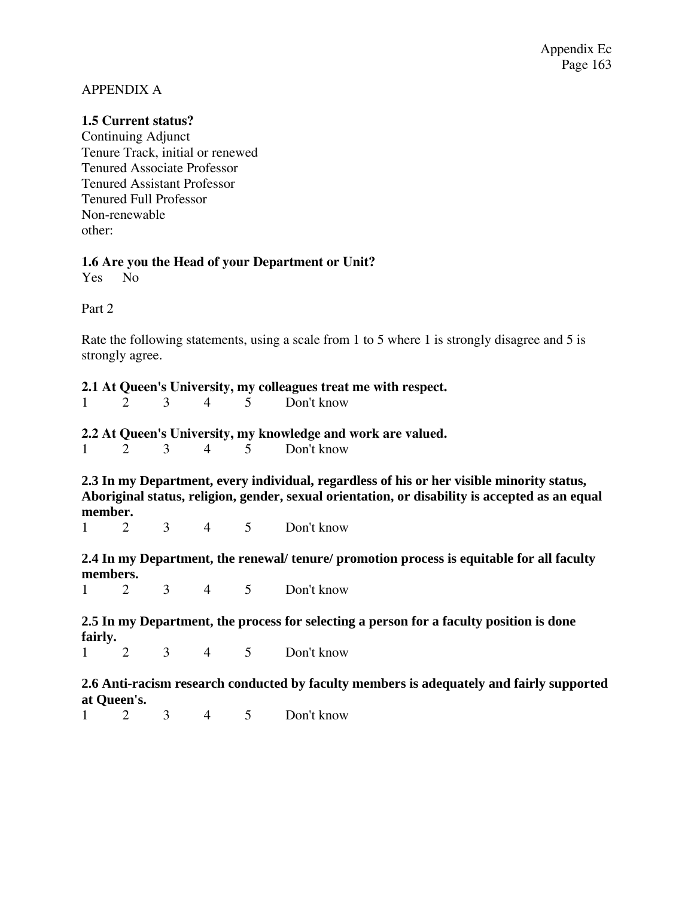APPENDIX A

**1.5 Current status?**

Continuing Adjunct
Tenure Track, initial or renewed
Tenured Associate Professor
Tenured Assistant Professor
Tenured Full Professor
Non-renewable
other:

**1.6 Are you the Head of your Department or Unit?**

Yes No

Part 2

Rate the following statements, using a scale from 1 to 5 where 1 is strongly disagree and 5 is strongly agree.

**2.1 At Queen's University, my colleagues treat me with respect.**

1 2 3 4 5 Don't know

**2.2 At Queen's University, my knowledge and work are valued.**

1 2 3 4 5 Don't know

**2.3 In my Department, every individual, regardless of his or her visible minority status, Aboriginal status, religion, gender, sexual orientation, or disability is accepted as an equal member.**

1 2 3 4 5 Don't know

**2.4 In my Department, the renewal/ tenure/ promotion process is equitable for all faculty members.**

1 2 3 4 5 Don't know

**2.5 In my Department, the process for selecting a person for a faculty position is done fairly.**

1 2 3 4 5 Don't know

**2.6 Anti-racism research conducted by faculty members is adequately and fairly supported at Queen's.**

1 2 3 4 5 Don't know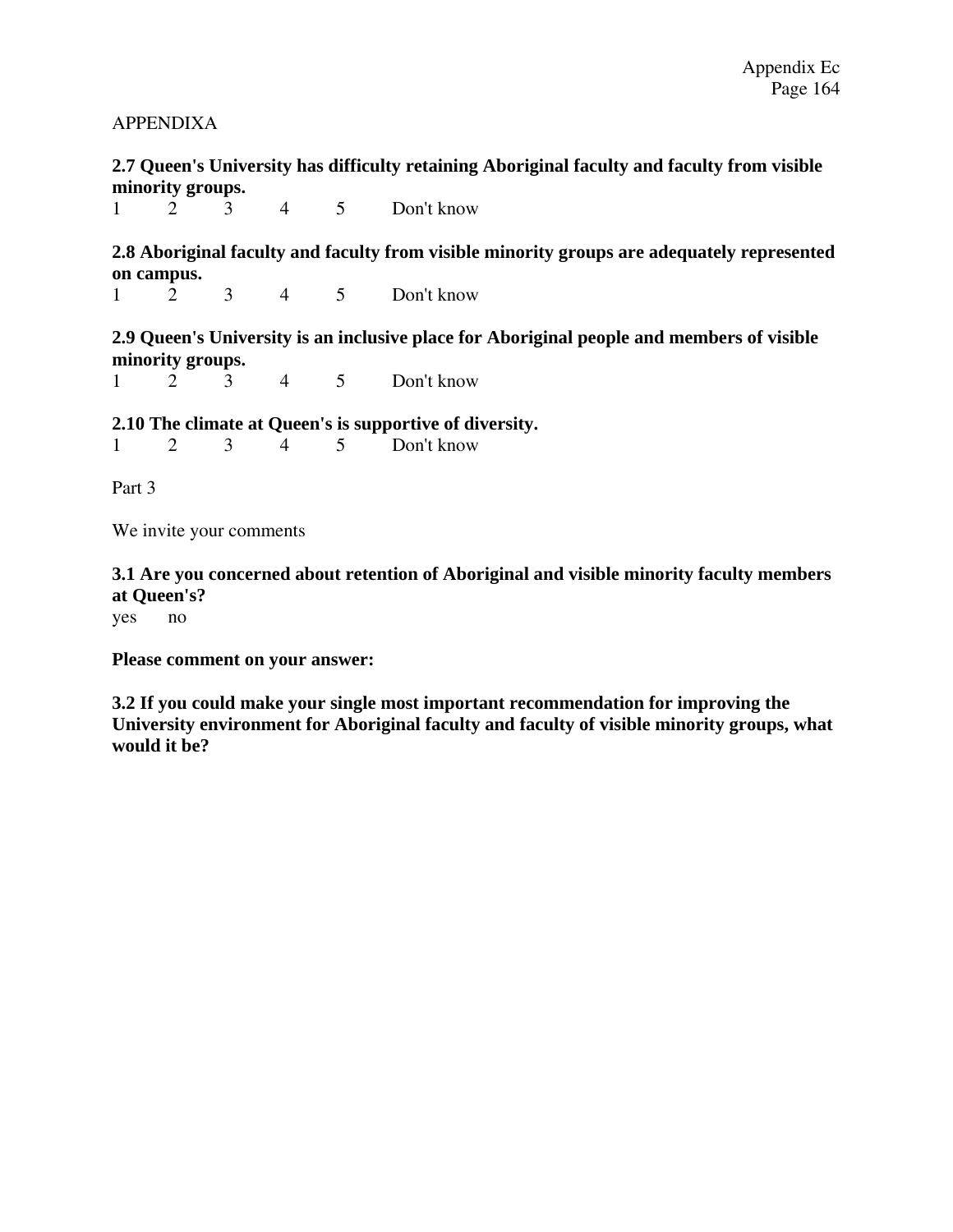APPENDIXA

**2.7 Queen's University has difficulty retaining Aboriginal faculty and faculty from visible minority groups.**

1 2 3 4 5 Don't know

**2.8 Aboriginal faculty and faculty from visible minority groups are adequately represented on campus.**

1 2 3 4 5 Don't know

**2.9 Queen's University is an inclusive place for Aboriginal people and members of visible minority groups.**

1 2 3 4 5 Don't know

**2.10 The climate at Queen's is supportive of diversity.**

1 2 3 4 5 Don't know

Part 3

We invite your comments

**3.1 Are you concerned about retention of Aboriginal and visible minority faculty members at Queen's?**

yes no

**Please comment on your answer:**

**3.2 If you could make your single most important recommendation for improving the University environment for Aboriginal faculty and faculty of visible minority groups, what would it be?**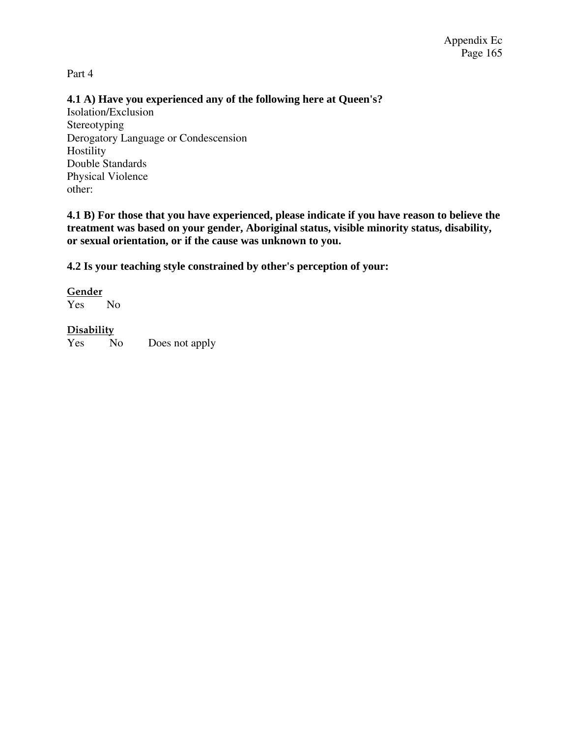Part 4

**4.1 A) Have you experienced any of the following here at Queen's?**

Isolation/Exclusion
Stereotyping
Derogatory Language or Condescension
Hostility
Double Standards
Physical Violence
other:

**4.1 B) For those that you have experienced, please indicate if you have reason to believe the treatment was based on your gender, Aboriginal status, visible minority status, disability, or sexual orientation, or if the cause was unknown to you.**

**4.2 Is your teaching style constrained by other's perception of your:**

**Gender**
Yes    No

**Disability**
Yes    No    Does not apply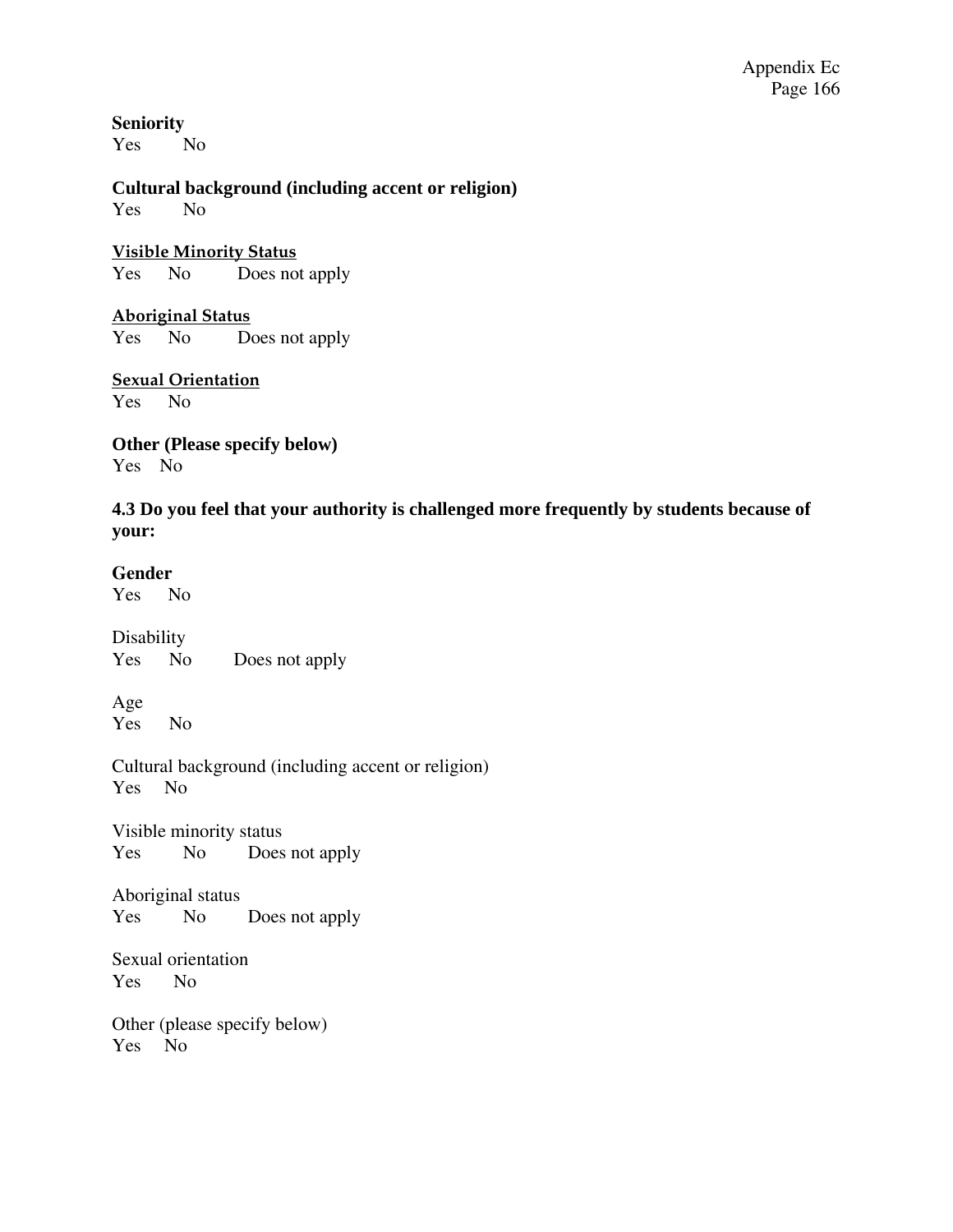**Seniority**

Yes No

**Cultural background (including accent or religion)**

Yes No

**Visible Minority Status**

Yes No Does not apply

**Aboriginal Status**

Yes No Does not apply

**Sexual Orientation**

Yes No

**Other (Please specify below)**

Yes No

**4.3 Do you feel that your authority is challenged more frequently by students because of your:**

**Gender**

Yes No

Disability

Yes No Does not apply

Age

Yes No

Cultural background (including accent or religion)

Yes No

Visible minority status

Yes No Does not apply

Aboriginal status

Yes No Does not apply

Sexual orientation

Yes No

Other (please specify below)

Yes No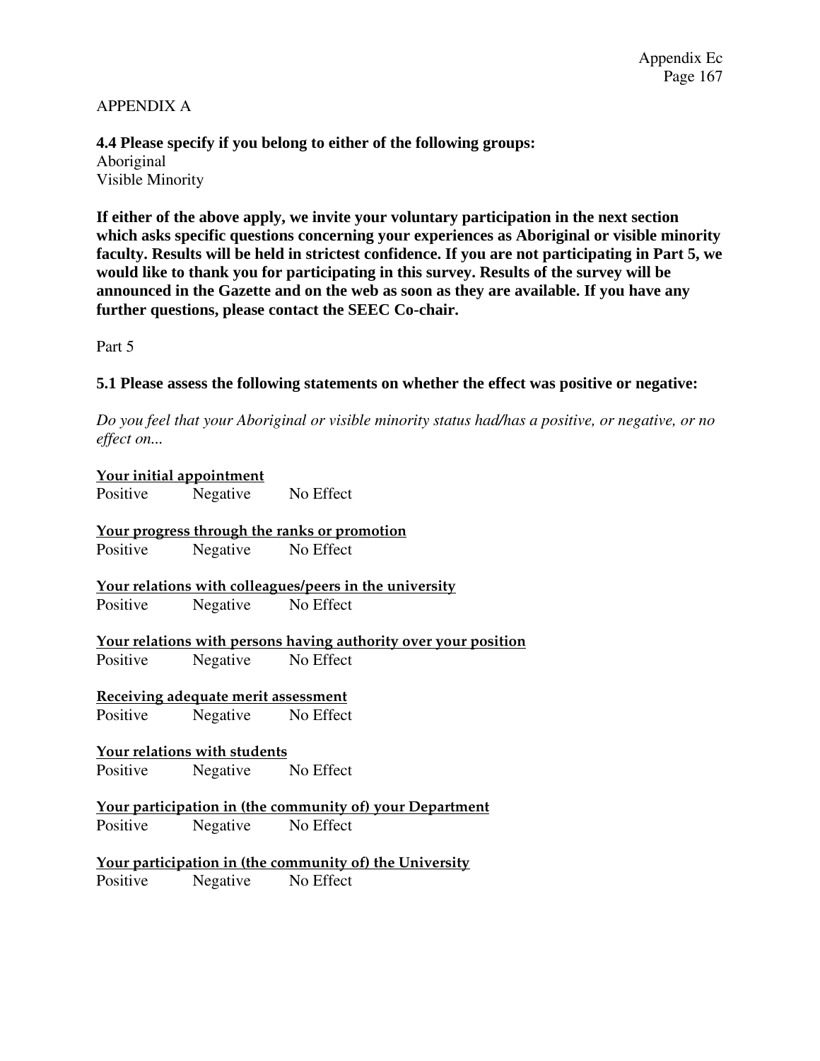APPENDIX A

**4.4 Please specify if you belong to either of the following groups:**
Aboriginal
Visible Minority

**If either of the above apply, we invite your voluntary participation in the next section which asks specific questions concerning your experiences as Aboriginal or visible minority faculty. Results will be held in strictest confidence. If you are not participating in Part 5, we would like to thank you for participating in this survey. Results of the survey will be announced in the Gazette and on the web as soon as they are available. If you have any further questions, please contact the SEEC Co-chair.**

Part 5

**5.1 Please assess the following statements on whether the effect was positive or negative:**

*Do you feel that your Aboriginal or visible minority status had/has a positive, or negative, or no effect on...*

**Your initial appointment**
Positive Negative No Effect

**Your progress through the ranks or promotion**
Positive Negative No Effect

**Your relations with colleagues/peers in the university**
Positive Negative No Effect

**Your relations with persons having authority over your position**
Positive Negative No Effect

**Receiving adequate merit assessment**
Positive Negative No Effect

**Your relations with students**
Positive Negative No Effect

**Your participation in (the community of) your Department**
Positive Negative No Effect

**Your participation in (the community of) the University**
Positive Negative No Effect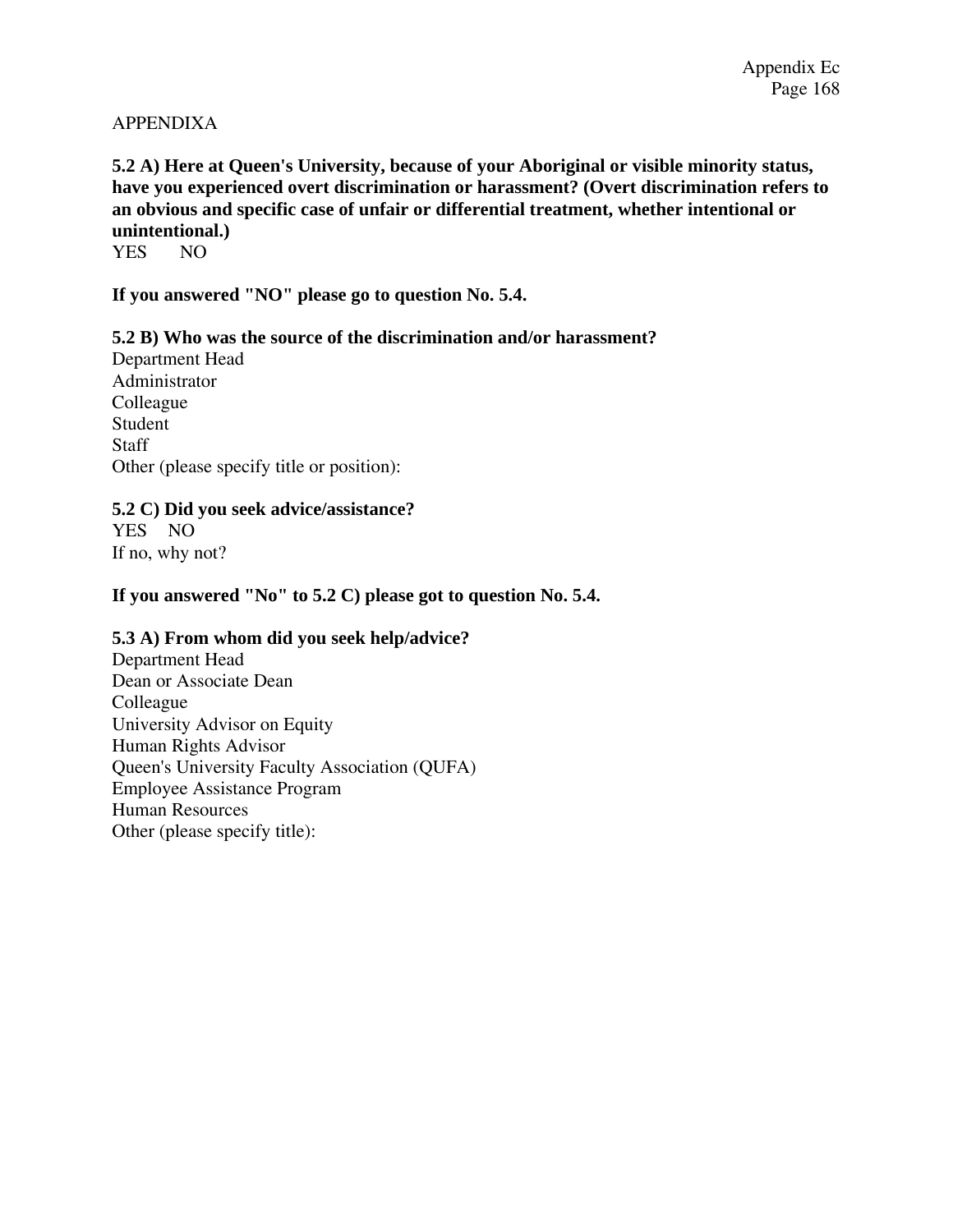APPENDIXA

**5.2 A) Here at Queen's University, because of your Aboriginal or visible minority status, have you experienced overt discrimination or harassment? (Overt discrimination refers to an obvious and specific case of unfair or differential treatment, whether intentional or unintentional.)**
YES NO

**If you answered "NO" please go to question No. 5.4.**

**5.2 B) Who was the source of the discrimination and/or harassment?**
Department Head
Administrator
Colleague
Student
Staff
Other (please specify title or position):

**5.2 C) Did you seek advice/assistance?**
YES NO
If no, why not?

**If you answered "No" to 5.2 C) please got to question No. 5.4.**

**5.3 A) From whom did you seek help/advice?**
Department Head
Dean or Associate Dean
Colleague
University Advisor on Equity
Human Rights Advisor
Queen's University Faculty Association (QUFA)
Employee Assistance Program
Human Resources
Other (please specify title):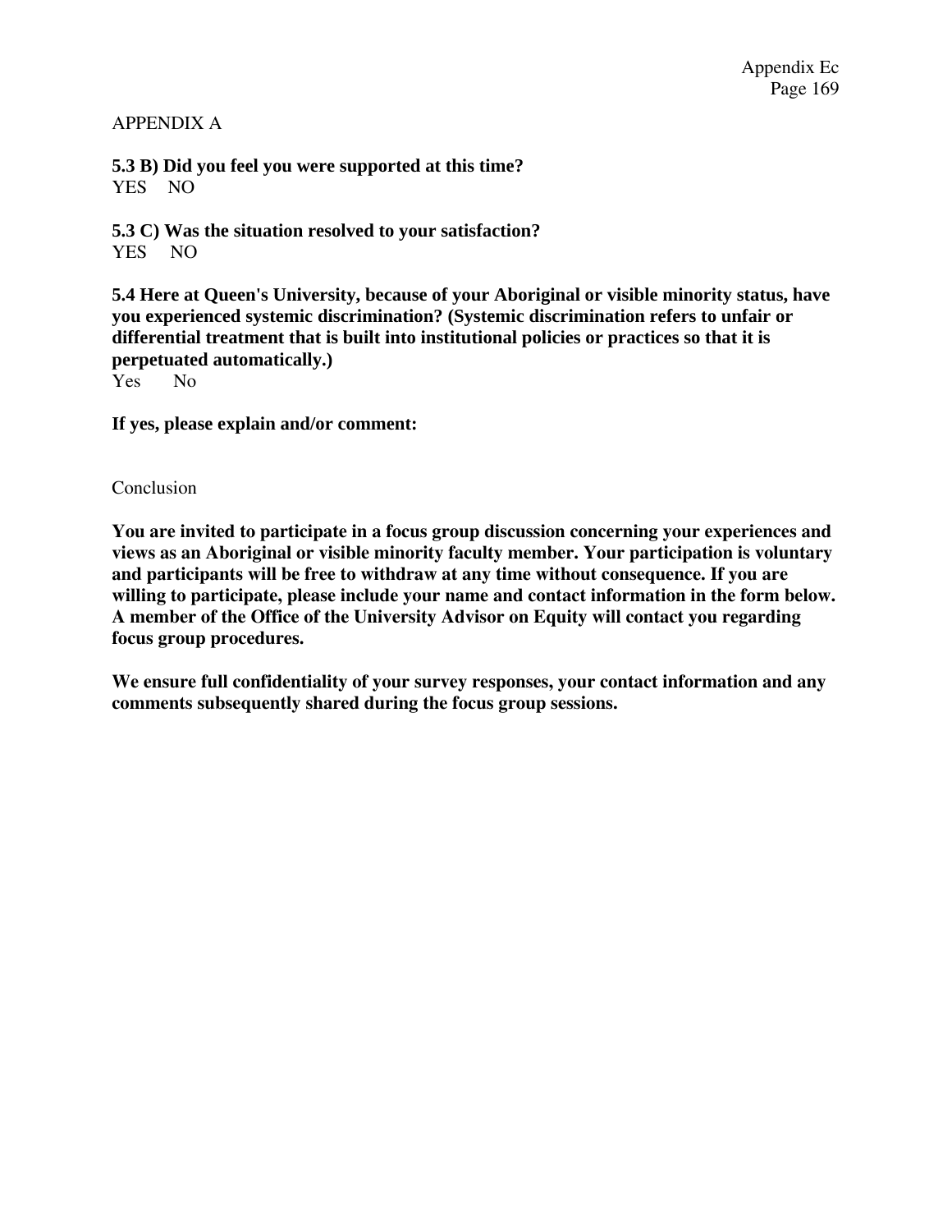APPENDIX A

**5.3 B) Did you feel you were supported at this time?**
YES NO

**5.3 C) Was the situation resolved to your satisfaction?**
YES NO

**5.4 Here at Queen's University, because of your Aboriginal or visible minority status, have you experienced systemic discrimination? (Systemic discrimination refers to unfair or differential treatment that is built into institutional policies or practices so that it is perpetuated automatically.)**
Yes No

**If yes, please explain and/or comment:**

Conclusion

**You are invited to participate in a focus group discussion concerning your experiences and views as an Aboriginal or visible minority faculty member. Your participation is voluntary and participants will be free to withdraw at any time without consequence. If you are willing to participate, please include your name and contact information in the form below. A member of the Office of the University Advisor on Equity will contact you regarding focus group procedures.**

**We ensure full confidentiality of your survey responses, your contact information and any comments subsequently shared during the focus group sessions.**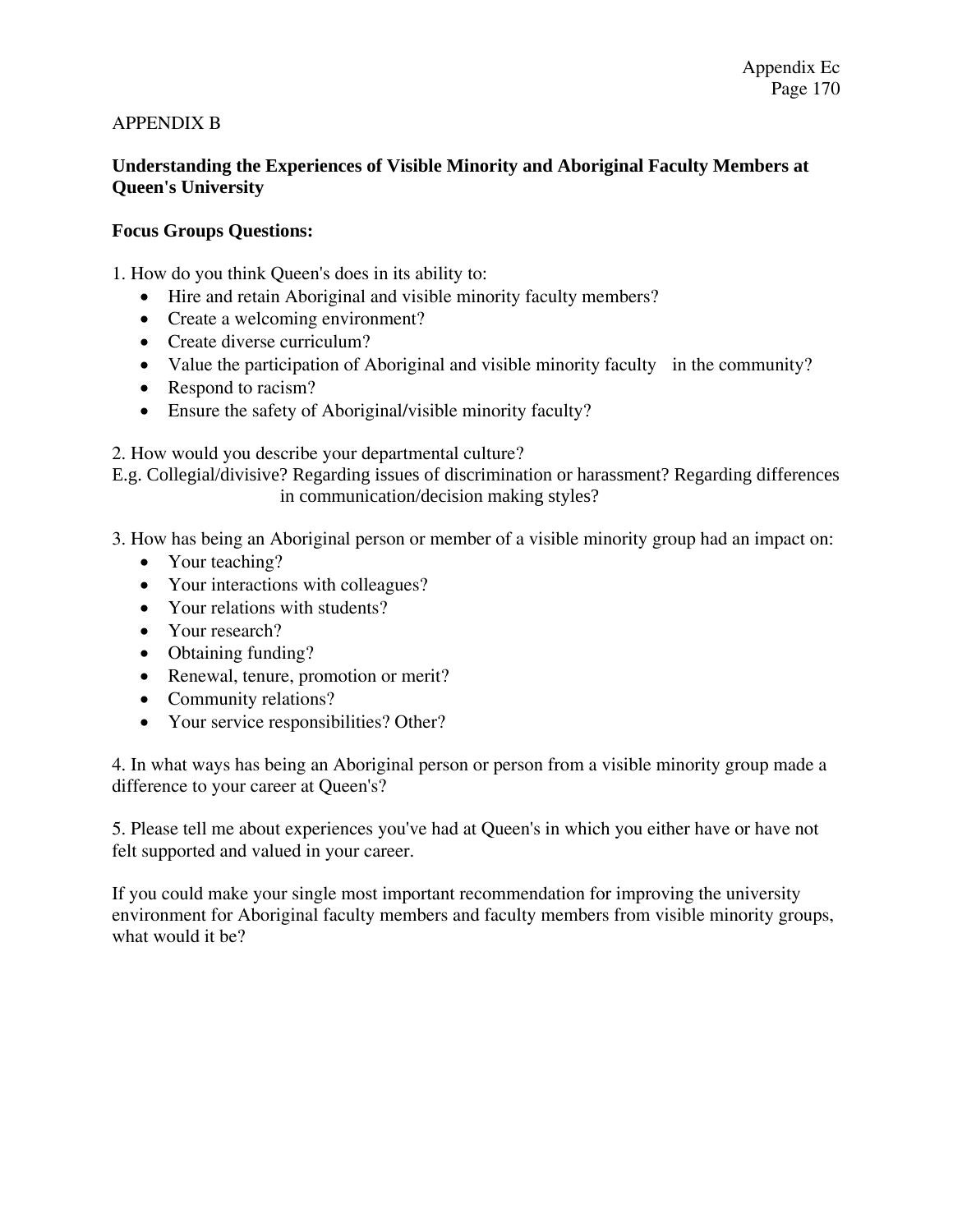APPENDIX B

**Understanding the Experiences of Visible Minority and Aboriginal Faculty Members at Queen's University**

**Focus Groups Questions:**

1. How do you think Queen's does in its ability to:
   - Hire and retain Aboriginal and visible minority faculty members?
   - Create a welcoming environment?
   - Create diverse curriculum?
   - Value the participation of Aboriginal and visible minority faculty in the community?
   - Respond to racism?
   - Ensure the safety of Aboriginal/visible minority faculty?

2. How would you describe your departmental culture?
E.g. Collegial/divisive? Regarding issues of discrimination or harassment? Regarding differences in communication/decision making styles?

3. How has being an Aboriginal person or member of a visible minority group had an impact on:
   - Your teaching?
   - Your interactions with colleagues?
   - Your relations with students?
   - Your research?
   - Obtaining funding?
   - Renewal, tenure, promotion or merit?
   - Community relations?
   - Your service responsibilities? Other?

4. In what ways has being an Aboriginal person or person from a visible minority group made a difference to your career at Queen's?

5. Please tell me about experiences you've had at Queen's in which you either have or have not felt supported and valued in your career.

If you could make your single most important recommendation for improving the university environment for Aboriginal faculty members and faculty members from visible minority groups, what would it be?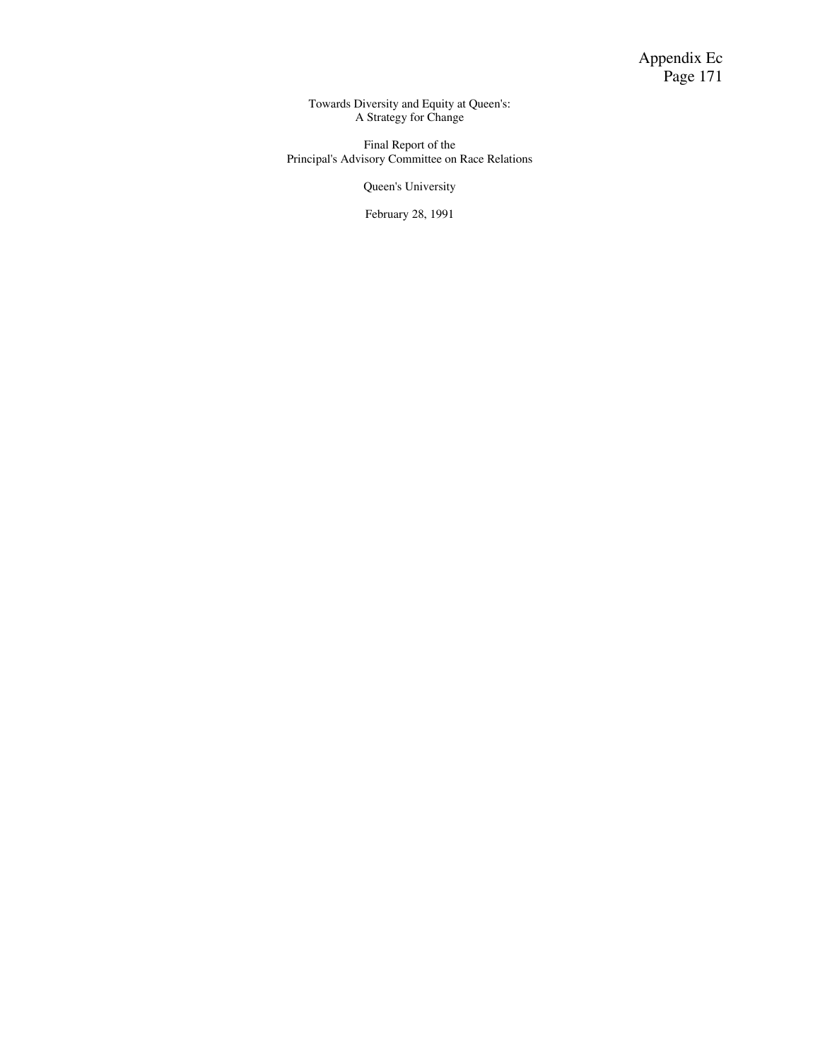Towards Diversity and Equity at Queen's:
A Strategy for Change

Final Report of the
Principal's Advisory Committee on Race Relations

Queen's University

February 28, 1991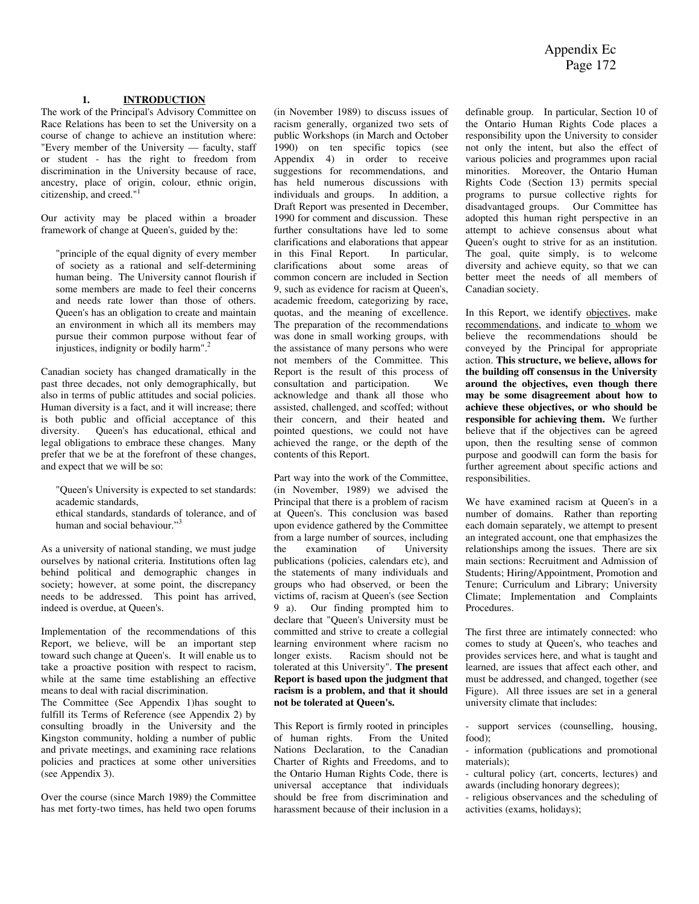## 1. INTRODUCTION

The work of the Principal's Advisory Committee on Race Relations has been to set the University on a course of change to achieve an institution where: "Every member of the University — faculty, staff or student - has the right to freedom from discrimination in the University because of race, ancestry, place of origin, colour, ethnic origin, citizenship, and creed."[1]

Our activity may be placed within a broader framework of change at Queen's, guided by the:

> "principle of the equal dignity of every member of society as a rational and self-determining human being. The University cannot flourish if some members are made to feel their concerns and needs rate lower than those of others. Queen's has an obligation to create and maintain an environment in which all its members may pursue their common purpose without fear of injustices, indignity or bodily harm".[2]

Canadian society has changed dramatically in the past three decades, not only demographically, but also in terms of public attitudes and social policies. Human diversity is a fact, and it will increase; there is both public and official acceptance of this diversity. Queen's has educational, ethical and legal obligations to embrace these changes. Many prefer that we be at the forefront of these changes, and expect that we will be so:

> "Queen's University is expected to set standards: academic standards,
> ethical standards, standards of tolerance, and of human and social behaviour."[3]

As a university of national standing, we must judge ourselves by national criteria. Institutions often lag behind political and demographic changes in society; however, at some point, the discrepancy needs to be addressed. This point has arrived, indeed is overdue, at Queen's.

Implementation of the recommendations of this Report, we believe, will be an important step toward such change at Queen's. It will enable us to take a proactive position with respect to racism, while at the same time establishing an effective means to deal with racial discrimination.

The Committee (See Appendix 1)has sought to fulfill its Terms of Reference (see Appendix 2) by consulting broadly in the University and the Kingston community, holding a number of public and private meetings, and examining race relations policies and practices at some other universities (see Appendix 3).

Over the course (since March 1989) the Committee has met forty-two times, has held two open forums (in November 1989) to discuss issues of racism generally, organized two sets of public Workshops (in March and October 1990) on ten specific topics (see Appendix 4) in order to receive suggestions for recommendations, and has held numerous discussions with individuals and groups. In addition, a Draft Report was presented in December, 1990 for comment and discussion. These further consultations have led to some clarifications and elaborations that appear in this Final Report. In particular, clarifications about some areas of common concern are included in Section 9, such as evidence for racism at Queen's, academic freedom, categorizing by race, quotas, and the meaning of excellence. The preparation of the recommendations was done in small working groups, with the assistance of many persons who were not members of the Committee. This Report is the result of this process of consultation and participation. We acknowledge and thank all those who assisted, challenged, and scoffed; without their concern, and their heated and pointed questions, we could not have achieved the range, or the depth of the contents of this Report.

Part way into the work of the Committee, (in November, 1989) we advised the Principal that there is a problem of racism at Queen's. This conclusion was based upon evidence gathered by the Committee from a large number of sources, including the examination of University publications (policies, calendars etc), and the statements of many individuals and groups who had observed, or been the victims of, racism at Queen's (see Section 9 a). Our finding prompted him to declare that "Queen's University must be committed and strive to create a collegial learning environment where racism no longer exists. Racism should not be tolerated at this University". **The present Report is based upon the judgment that racism is a problem, and that it should not be tolerated at Queen's.**

This Report is firmly rooted in principles of human rights. From the United Nations Declaration, to the Canadian Charter of Rights and Freedoms, and to the Ontario Human Rights Code, there is universal acceptance that individuals should be free from discrimination and harassment because of their inclusion in a definable group. In particular, Section 10 of the Ontario Human Rights Code places a responsibility upon the University to consider not only the intent, but also the effect of various policies and programmes upon racial minorities. Moreover, the Ontario Human Rights Code (Section 13) permits special programs to pursue collective rights for disadvantaged groups. Our Committee has adopted this human right perspective in an attempt to achieve consensus about what Queen's ought to strive for as an institution. The goal, quite simply, is to welcome diversity and achieve equity, so that we can better meet the needs of all members of Canadian society.

In this Report, we identify objectives, make recommendations, and indicate to whom we believe the recommendations should be conveyed by the Principal for appropriate action. **This structure, we believe, allows for the building off consensus in the University around the objectives, even though there may be some disagreement about how to achieve these objectives, or who should be responsible for achieving them.** We further believe that if the objectives can be agreed upon, then the resulting sense of common purpose and goodwill can form the basis for further agreement about specific actions and responsibilities.

We have examined racism at Queen's in a number of domains. Rather than reporting each domain separately, we attempt to present an integrated account, one that emphasizes the relationships among the issues. There are six main sections: Recruitment and Admission of Students; Hiring/Appointment, Promotion and Tenure; Curriculum and Library; University Climate; Implementation and Complaints Procedures.

The first three are intimately connected: who comes to study at Queen's, who teaches and provides services here, and what is taught and learned, are issues that affect each other, and must be addressed, and changed, together (see Figure). All three issues are set in a general university climate that includes:

- support services (counselling, housing, food);
- information (publications and promotional materials);
- cultural policy (art, concerts, lectures) and awards (including honorary degrees);
- religious observances and the scheduling of activities (exams, holidays);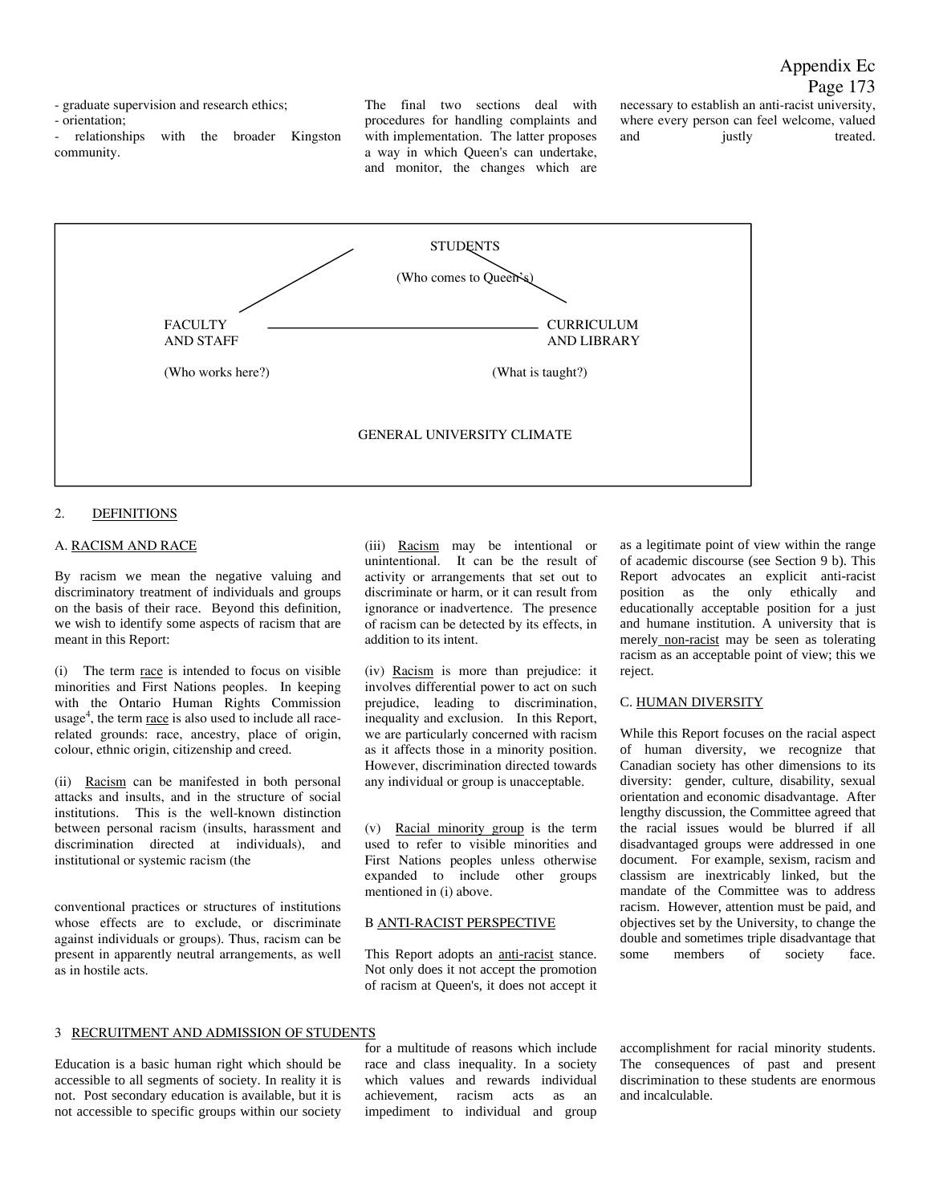- graduate supervision and research ethics;
- orientation;
- relationships with the broader Kingston community.

The final two sections deal with procedures for handling complaints and with implementation. The latter proposes a way in which Queen's can undertake, and monitor, the changes which are necessary to establish an anti-racist university, where every person can feel welcome, valued and justly treated.

STUDENTS

(Who comes to Queen's)

FACULTY AND STAFF

(Who works here?)

CURRICULUM AND LIBRARY

(What is taught?)

GENERAL UNIVERSITY CLIMATE

## 2. DEFINITIONS

### A. RACISM AND RACE

By racism we mean the negative valuing and discriminatory treatment of individuals and groups on the basis of their race. Beyond this definition, we wish to identify some aspects of racism that are meant in this Report:

(i) The term race is intended to focus on visible minorities and First Nations peoples. In keeping with the Ontario Human Rights Commission usage[4], the term race is also used to include all race-related grounds: race, ancestry, place of origin, colour, ethnic origin, citizenship and creed.

(ii) Racism can be manifested in both personal attacks and insults, and in the structure of social institutions. This is the well-known distinction between personal racism (insults, harassment and discrimination directed at individuals), and institutional or systemic racism (the conventional practices or structures of institutions whose effects are to exclude, or discriminate against individuals or groups). Thus, racism can be present in apparently neutral arrangements, as well as in hostile acts.

(iii) Racism may be intentional or unintentional. It can be the result of activity or arrangements that set out to discriminate or harm, or it can result from ignorance or inadvertence. The presence of racism can be detected by its effects, in addition to its intent.

(iv) Racism is more than prejudice: it involves differential power to act on such prejudice, leading to discrimination, inequality and exclusion. In this Report, we are particularly concerned with racism as it affects those in a minority position. However, discrimination directed towards any individual or group is unacceptable.

(v) Racial minority group is the term used to refer to visible minorities and First Nations peoples unless otherwise expanded to include other groups mentioned in (i) above.

### B ANTI-RACIST PERSPECTIVE

This Report adopts an anti-racist stance. Not only does it not accept the promotion of racism at Queen's, it does not accept it as a legitimate point of view within the range of academic discourse (see Section 9 b). This Report advocates an explicit anti-racist position as the only ethically and educationally acceptable position for a just and humane institution. A university that is merely non-racist may be seen as tolerating racism as an acceptable point of view; this we reject.

### C. HUMAN DIVERSITY

While this Report focuses on the racial aspect of human diversity, we recognize that Canadian society has other dimensions to its diversity: gender, culture, disability, sexual orientation and economic disadvantage. After lengthy discussion, the Committee agreed that the racial issues would be blurred if all disadvantaged groups were addressed in one document. For example, sexism, racism and classism are inextricably linked, but the mandate of the Committee was to address racism. However, attention must be paid, and objectives set by the University, to change the double and sometimes triple disadvantage that some members of society face.

## 3 RECRUITMENT AND ADMISSION OF STUDENTS

Education is a basic human right which should be accessible to all segments of society. In reality it is not. Post secondary education is available, but it is not accessible to specific groups within our society for a multitude of reasons which include race and class inequality. In a society which values and rewards individual achievement, racism acts as an impediment to individual and group accomplishment for racial minority students. The consequences of past and present discrimination to these students are enormous and incalculable.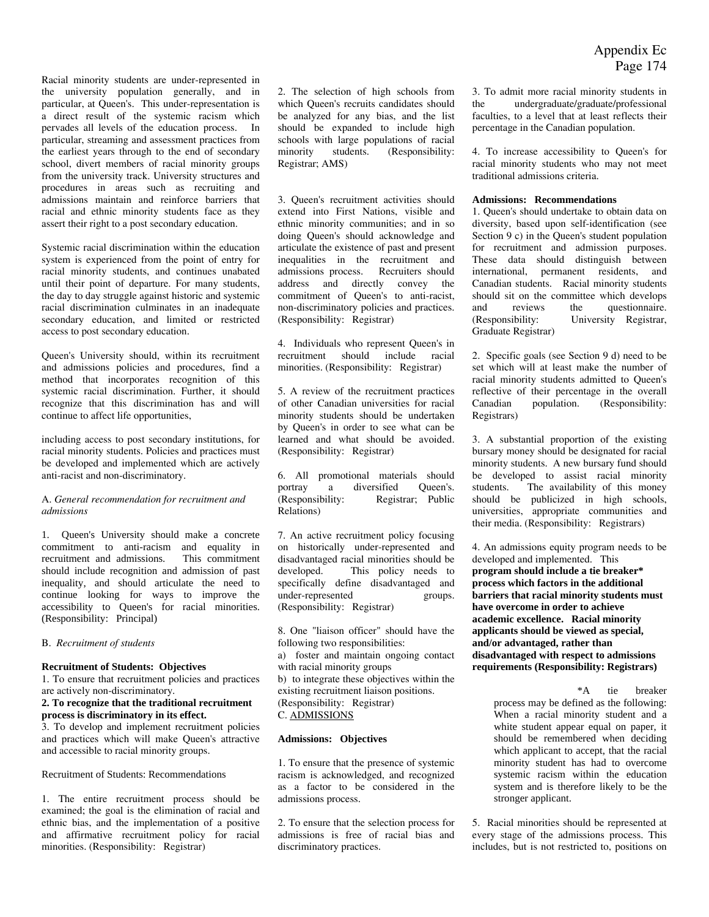Racial minority students are under-represented in the university population generally, and in particular, at Queen's. This under-representation is a direct result of the systemic racism which pervades all levels of the education process. In particular, streaming and assessment practices from the earliest years through to the end of secondary school, divert members of racial minority groups from the university track. University structures and procedures in areas such as recruiting and admissions maintain and reinforce barriers that racial and ethnic minority students face as they assert their right to a post secondary education.

Systemic racial discrimination within the education system is experienced from the point of entry for racial minority students, and continues unabated until their point of departure. For many students, the day to day struggle against historic and systemic racial discrimination culminates in an inadequate secondary education, and limited or restricted access to post secondary education.

Queen's University should, within its recruitment and admissions policies and procedures, find a method that incorporates recognition of this systemic racial discrimination. Further, it should recognize that this discrimination has and will continue to affect life opportunities,

including access to post secondary institutions, for racial minority students. Policies and practices must be developed and implemented which are actively anti-racist and non-discriminatory.

A. *General recommendation for recruitment and admissions*

1. Queen's University should make a concrete commitment to anti-racism and equality in recruitment and admissions. This commitment should include recognition and admission of past inequality, and should articulate the need to continue looking for ways to improve the accessibility to Queen's for racial minorities. (Responsibility: Principal)

B. *Recruitment of students*

**Recruitment of Students: Objectives**

1. To ensure that recruitment policies and practices are actively non-discriminatory.

**2. To recognize that the traditional recruitment process is discriminatory in its effect.**

3. To develop and implement recruitment policies and practices which will make Queen's attractive and accessible to racial minority groups.

Recruitment of Students: Recommendations

1. The entire recruitment process should be examined; the goal is the elimination of racial and ethnic bias, and the implementation of a positive and affirmative recruitment policy for racial minorities. (Responsibility: Registrar)

2. The selection of high schools from which Queen's recruits candidates should be analyzed for any bias, and the list should be expanded to include high schools with large populations of racial minority students. (Responsibility: Registrar; AMS)

3. Queen's recruitment activities should extend into First Nations, visible and ethnic minority communities; and in so doing Queen's should acknowledge and articulate the existence of past and present inequalities in the recruitment and admissions process. Recruiters should address and directly convey the commitment of Queen's to anti-racist, non-discriminatory policies and practices. (Responsibility: Registrar)

4. Individuals who represent Queen's in recruitment should include racial minorities. (Responsibility: Registrar)

5. A review of the recruitment practices of other Canadian universities for racial minority students should be undertaken by Queen's in order to see what can be learned and what should be avoided. (Responsibility: Registrar)

6. All promotional materials should portray a diversified Queen's. (Responsibility: Registrar; Public Relations)

7. An active recruitment policy focusing on historically under-represented and disadvantaged racial minorities should be developed. This policy needs to specifically define disadvantaged and under-represented groups. (Responsibility: Registrar)

8. One "liaison officer" should have the following two responsibilities:
a) foster and maintain ongoing contact with racial minority groups
b) to integrate these objectives within the existing recruitment liaison positions.
(Responsibility: Registrar)

C. <u>ADMISSIONS</u>

**Admissions: Objectives**

1. To ensure that the presence of systemic racism is acknowledged, and recognized as a factor to be considered in the admissions process.

2. To ensure that the selection process for admissions is free of racial bias and discriminatory practices.

3. To admit more racial minority students in the undergraduate/graduate/professional faculties, to a level that at least reflects their percentage in the Canadian population.

4. To increase accessibility to Queen's for racial minority students who may not meet traditional admissions criteria.

**Admissions: Recommendations**

1. Queen's should undertake to obtain data on diversity, based upon self-identification (see Section 9 c) in the Queen's student population for recruitment and admission purposes. These data should distinguish between international, permanent residents, and Canadian students. Racial minority students should sit on the committee which develops and reviews the questionnaire. (Responsibility: University Registrar, Graduate Registrar)

2. Specific goals (see Section 9 d) need to be set which will at least make the number of racial minority students admitted to Queen's reflective of their percentage in the overall Canadian population. (Responsibility: Registrars)

3. A substantial proportion of the existing bursary money should be designated for racial minority students. A new bursary fund should be developed to assist racial minority students. The availability of this money should be publicized in high schools, universities, appropriate communities and their media. (Responsibility: Registrars)

4. An admissions equity program needs to be developed and implemented. This **program should include a tie breaker* process which factors in the additional barriers that racial minority students must have overcome in order to achieve academic excellence. Racial minority applicants should be viewed as special, and/or advantaged, rather than disadvantaged with respect to admissions requirements (Responsibility: Registrars)**

> *A tie breaker process may be defined as the following: When a racial minority student and a white student appear equal on paper, it should be remembered when deciding which applicant to accept, that the racial minority student has had to overcome systemic racism within the education system and is therefore likely to be the stronger applicant.

5. Racial minorities should be represented at every stage of the admissions process. This includes, but is not restricted to, positions on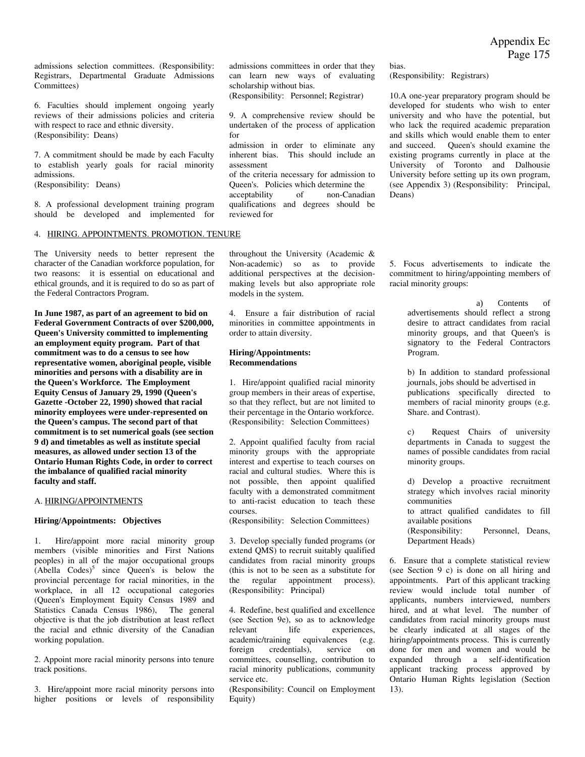admissions selection committees. (Responsibility: Registrars, Departmental Graduate Admissions Committees)

6. Faculties should implement ongoing yearly reviews of their admissions policies and criteria with respect to race and ethnic diversity. (Responsibility: Deans)

7. A commitment should be made by each Faculty to establish yearly goals for racial minority admissions. (Responsibility: Deans)

8. A professional development training program should be developed and implemented for admissions committees in order that they can learn new ways of evaluating scholarship without bias. (Responsibility: Personnel; Registrar)

9. A comprehensive review should be undertaken of the process of application for admission in order to eliminate any inherent bias. This should include an assessment of the criteria necessary for admission to Queen's. Policies which determine the acceptability of non-Canadian qualifications and degrees should be reviewed for bias. (Responsibility: Registrars)

10. A one-year preparatory program should be developed for students who wish to enter university and who have the potential, but who lack the required academic preparation and skills which would enable them to enter and succeed. Queen's should examine the existing programs currently in place at the University of Toronto and Dalhousie University before setting up its own program, (see Appendix 3) (Responsibility: Principal, Deans)

## 4. HIRING. APPOINTMENTS. PROMOTION. TENURE

The University needs to better represent the character of the Canadian workforce population, for two reasons: it is essential on educational and ethical grounds, and it is required to do so as part of the Federal Contractors Program.

**In June 1987, as part of an agreement to bid on Federal Government Contracts of over $200,000, Queen's University committed to implementing an employment equity program. Part of that commitment was to do a census to see how representative women, aboriginal people, visible minorities and persons with a disability are in the Queen's Workforce. The Employment Equity Census of January 29, 1990 (Queen's Gazette -October 22, 1990) showed that racial minority employees were under-represented on the Queen's campus. The second part of that commitment is to set numerical goals (see section 9 d) and timetables as well as institute special measures, as allowed under section 13 of the Ontario Human Rights Code, in order to correct the imbalance of qualified racial minority faculty and staff.**

### A. HIRING/APPOINTMENTS

**Hiring/Appointments: Objectives**

1. Hire/appoint more racial minority group members (visible minorities and First Nations peoples) in all of the major occupational groups (Abella Codes)[5] since Queen's is below the provincial percentage for racial minorities, in the workplace, in all 12 occupational categories (Queen's Employment Equity Census 1989 and Statistics Canada Census 1986), The general objective is that the job distribution at least reflect the racial and ethnic diversity of the Canadian working population.

2. Appoint more racial minority persons into tenure track positions.

3. Hire/appoint more racial minority persons into higher positions or levels of responsibility throughout the University (Academic & Non-academic) so as to provide additional perspectives at the decision-making levels but also appropriate role models in the system.

4. Ensure a fair distribution of racial minorities in committee appointments in order to attain diversity.

**Hiring/Appointments: Recommendations**

1. Hire/appoint qualified racial minority group members in their areas of expertise, so that they reflect, but are not limited to their percentage in the Ontario workforce. (Responsibility: Selection Committees)

2. Appoint qualified faculty from racial minority groups with the appropriate interest and expertise to teach courses on racial and cultural studies. Where this is not possible, then appoint qualified faculty with a demonstrated commitment to anti-racist education to teach these courses. (Responsibility: Selection Committees)

3. Develop specially funded programs (or extend QMS) to recruit suitably qualified candidates from racial minority groups (this is not to be seen as a substitute for the regular appointment process). (Responsibility: Principal)

4. Redefine, best qualified and excellence (see Section 9e), so as to acknowledge relevant life experiences, academic/training equivalences (e.g. foreign credentials), service on committees, counselling, contribution to racial minority publications, community service etc. (Responsibility: Council on Employment Equity)

5. Focus advertisements to indicate the commitment to hiring/appointing members of racial minority groups:

   a) Contents of advertisements should reflect a strong desire to attract candidates from racial minority groups, and that Queen's is signatory to the Federal Contractors Program.

   b) In addition to standard professional journals, jobs should be advertised in publications specifically directed to members of racial minority groups (e.g. Share. and Contrast).

   c) Request Chairs of university departments in Canada to suggest the names of possible candidates from racial minority groups.

   d) Develop a proactive recruitment strategy which involves racial minority communities to attract qualified candidates to fill available positions (Responsibility: Personnel, Deans, Department Heads)

6. Ensure that a complete statistical review (see Section 9 c) is done on all hiring and appointments. Part of this applicant tracking review would include total number of applicants, numbers interviewed, numbers hired, and at what level. The number of candidates from racial minority groups must be clearly indicated at all stages of the hiring/appointments process. This is currently done for men and women and would be expanded through a self-identification applicant tracking process approved by Ontario Human Rights legislation (Section 13).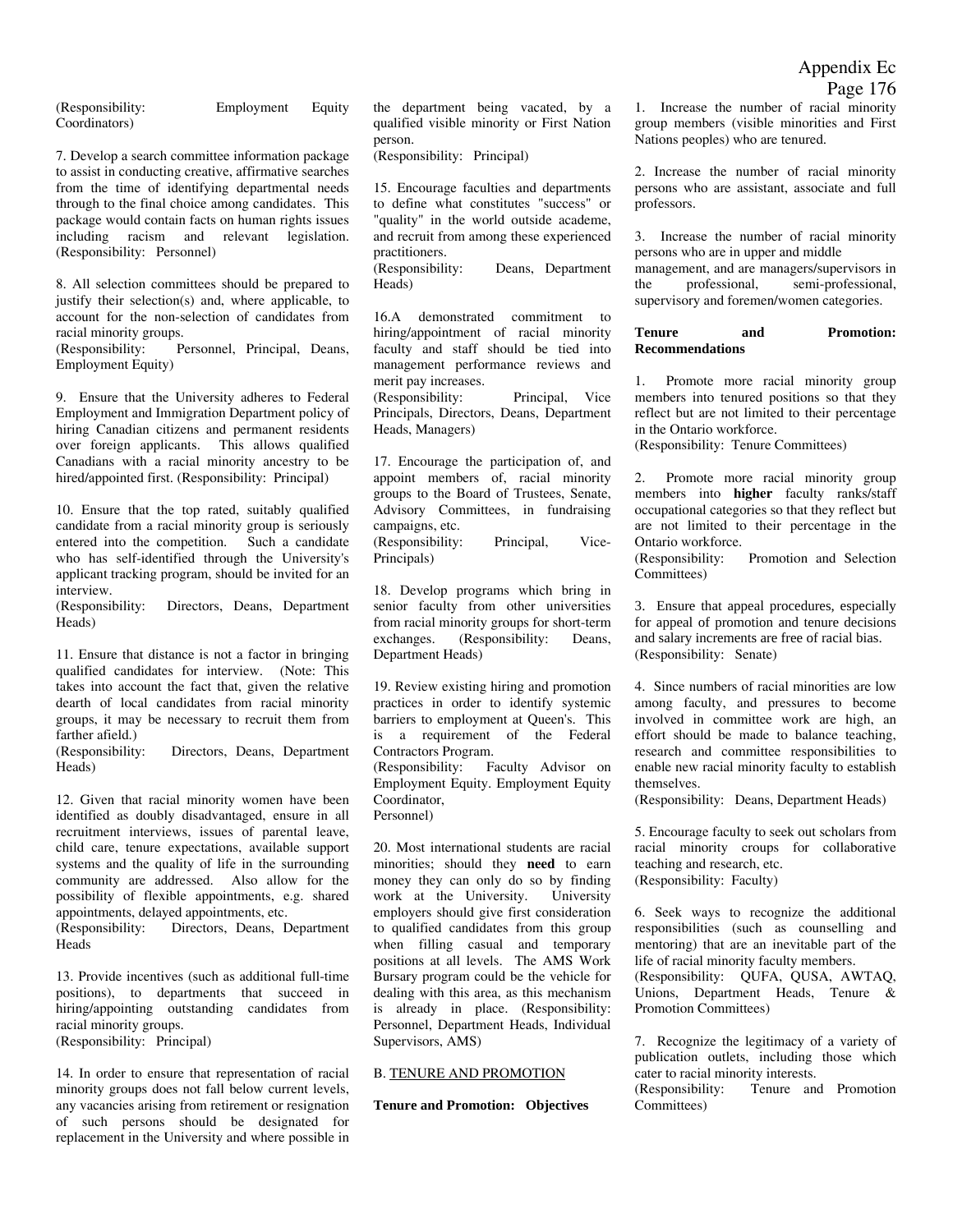(Responsibility: Employment Equity Coordinators)

7. Develop a search committee information package to assist in conducting creative, affirmative searches from the time of identifying departmental needs through to the final choice among candidates. This package would contain facts on human rights issues including racism and relevant legislation. (Responsibility: Personnel)

8. All selection committees should be prepared to justify their selection(s) and, where applicable, to account for the non-selection of candidates from racial minority groups.
(Responsibility: Personnel, Principal, Deans, Employment Equity)

9. Ensure that the University adheres to Federal Employment and Immigration Department policy of hiring Canadian citizens and permanent residents over foreign applicants. This allows qualified Canadians with a racial minority ancestry to be hired/appointed first. (Responsibility: Principal)

10. Ensure that the top rated, suitably qualified candidate from a racial minority group is seriously entered into the competition. Such a candidate who has self-identified through the University's applicant tracking program, should be invited for an interview.
(Responsibility: Directors, Deans, Department Heads)

11. Ensure that distance is not a factor in bringing qualified candidates for interview. (Note: This takes into account the fact that, given the relative dearth of local candidates from racial minority groups, it may be necessary to recruit them from farther afield.)
(Responsibility: Directors, Deans, Department Heads)

12. Given that racial minority women have been identified as doubly disadvantaged, ensure in all recruitment interviews, issues of parental leave, child care, tenure expectations, available support systems and the quality of life in the surrounding community are addressed. Also allow for the possibility of flexible appointments, e.g. shared appointments, delayed appointments, etc.
(Responsibility: Directors, Deans, Department Heads

13. Provide incentives (such as additional full-time positions), to departments that succeed in hiring/appointing outstanding candidates from racial minority groups.
(Responsibility: Principal)

14. In order to ensure that representation of racial minority groups does not fall below current levels, any vacancies arising from retirement or resignation of such persons should be designated for replacement in the University and where possible in the department being vacated, by a qualified visible minority or First Nation person.
(Responsibility: Principal)

15. Encourage faculties and departments to define what constitutes "success" or "quality" in the world outside academe, and recruit from among these experienced practitioners.
(Responsibility: Deans, Department Heads)

16.A demonstrated commitment to hiring/appointment of racial minority faculty and staff should be tied into management performance reviews and merit pay increases.
(Responsibility: Principal, Vice Principals, Directors, Deans, Department Heads, Managers)

17. Encourage the participation of, and appoint members of, racial minority groups to the Board of Trustees, Senate, Advisory Committees, in fundraising campaigns, etc.
(Responsibility: Principal, Vice-Principals)

18. Develop programs which bring in senior faculty from other universities from racial minority groups for short-term exchanges. (Responsibility: Deans, Department Heads)

19. Review existing hiring and promotion practices in order to identify systemic barriers to employment at Queen's. This is a requirement of the Federal Contractors Program.
(Responsibility: Faculty Advisor on Employment Equity. Employment Equity Coordinator,
Personnel)

20. Most international students are racial minorities; should they **need** to earn money they can only do so by finding work at the University. University employers should give first consideration to qualified candidates from this group when filling casual and temporary positions at all levels. The AMS Work Bursary program could be the vehicle for dealing with this area, as this mechanism is already in place. (Responsibility: Personnel, Department Heads, Individual Supervisors, AMS)

B. TENURE AND PROMOTION

**Tenure and Promotion: Objectives**

1. Increase the number of racial minority group members (visible minorities and First Nations peoples) who are tenured.

2. Increase the number of racial minority persons who are assistant, associate and full professors.

3. Increase the number of racial minority persons who are in upper and middle management, and are managers/supervisors in the professional, semi-professional, supervisory and foremen/women categories.

**Tenure and Promotion: Recommendations**

1. Promote more racial minority group members into tenured positions so that they reflect but are not limited to their percentage in the Ontario workforce.
(Responsibility: Tenure Committees)

2. Promote more racial minority group members into **higher** faculty ranks/staff occupational categories so that they reflect but are not limited to their percentage in the Ontario workforce.
(Responsibility: Promotion and Selection Committees)

3. Ensure that appeal procedures, especially for appeal of promotion and tenure decisions and salary increments are free of racial bias.
(Responsibility: Senate)

4. Since numbers of racial minorities are low among faculty, and pressures to become involved in committee work are high, an effort should be made to balance teaching, research and committee responsibilities to enable new racial minority faculty to establish themselves.
(Responsibility: Deans, Department Heads)

5. Encourage faculty to seek out scholars from racial minority croups for collaborative teaching and research, etc.
(Responsibility: Faculty)

6. Seek ways to recognize the additional responsibilities (such as counselling and mentoring) that are an inevitable part of the life of racial minority faculty members.
(Responsibility: QUFA, QUSA, AWTAQ, Unions, Department Heads, Tenure & Promotion Committees)

7. Recognize the legitimacy of a variety of publication outlets, including those which cater to racial minority interests.
(Responsibility: Tenure and Promotion Committees)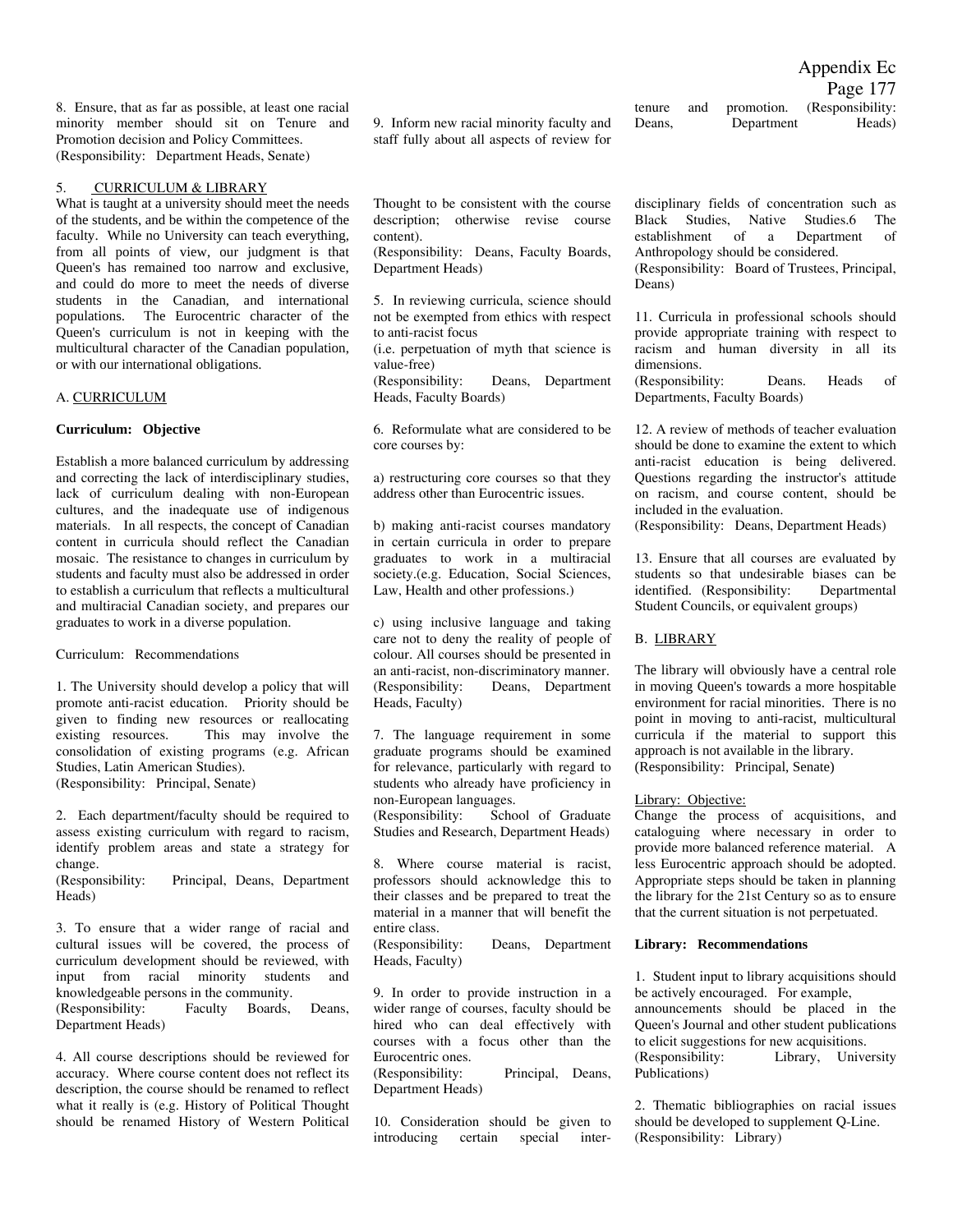8. Ensure, that as far as possible, at least one racial minority member should sit on Tenure and Promotion decision and Policy Committees. (Responsibility: Department Heads, Senate)

9. Inform new racial minority faculty and staff fully about all aspects of review for tenure and promotion. (Responsibility: Deans, Department Heads)

5. CURRICULUM & LIBRARY

What is taught at a university should meet the needs of the students, and be within the competence of the faculty. While no University can teach everything, from all points of view, our judgment is that Queen's has remained too narrow and exclusive, and could do more to meet the needs of diverse students in the Canadian, and international populations. The Eurocentric character of the Queen's curriculum is not in keeping with the multicultural character of the Canadian population, or with our international obligations.

A. CURRICULUM

**Curriculum: Objective**

Establish a more balanced curriculum by addressing and correcting the lack of interdisciplinary studies, lack of curriculum dealing with non-European cultures, and the inadequate use of indigenous materials. In all respects, the concept of Canadian content in curricula should reflect the Canadian mosaic. The resistance to changes in curriculum by students and faculty must also be addressed in order to establish a curriculum that reflects a multicultural and multiracial Canadian society, and prepares our graduates to work in a diverse population.

Curriculum: Recommendations

1. The University should develop a policy that will promote anti-racist education. Priority should be given to finding new resources or reallocating existing resources. This may involve the consolidation of existing programs (e.g. African Studies, Latin American Studies). (Responsibility: Principal, Senate)

2. Each department/faculty should be required to assess existing curriculum with regard to racism, identify problem areas and state a strategy for change. (Responsibility: Principal, Deans, Department Heads)

3. To ensure that a wider range of racial and cultural issues will be covered, the process of curriculum development should be reviewed, with input from racial minority students and knowledgeable persons in the community. (Responsibility: Faculty Boards, Deans, Department Heads)

4. All course descriptions should be reviewed for accuracy. Where course content does not reflect its description, the course should be renamed to reflect what it really is (e.g. History of Political Thought should be renamed History of Western Political Thought to be consistent with the course description; otherwise revise course content). (Responsibility: Deans, Faculty Boards, Department Heads)

5. In reviewing curricula, science should not be exempted from ethics with respect to anti-racist focus (i.e. perpetuation of myth that science is value-free) (Responsibility: Deans, Department Heads, Faculty Boards)

6. Reformulate what are considered to be core courses by:

a) restructuring core courses so that they address other than Eurocentric issues.

b) making anti-racist courses mandatory in certain curricula in order to prepare graduates to work in a multiracial society.(e.g. Education, Social Sciences, Law, Health and other professions.)

c) using inclusive language and taking care not to deny the reality of people of colour. All courses should be presented in an anti-racist, non-discriminatory manner. (Responsibility: Deans, Department Heads, Faculty)

7. The language requirement in some graduate programs should be examined for relevance, particularly with regard to students who already have proficiency in non-European languages. (Responsibility: School of Graduate Studies and Research, Department Heads)

8. Where course material is racist, professors should acknowledge this to their classes and be prepared to treat the material in a manner that will benefit the entire class. (Responsibility: Deans, Department Heads, Faculty)

9. In order to provide instruction in a wider range of courses, faculty should be hired who can deal effectively with courses with a focus other than the Eurocentric ones. (Responsibility: Principal, Deans, Department Heads)

10. Consideration should be given to introducing certain special inter-disciplinary fields of concentration such as Black Studies, Native Studies.6 The establishment of a Department of Anthropology should be considered. (Responsibility: Board of Trustees, Principal, Deans)

11. Curricula in professional schools should provide appropriate training with respect to racism and human diversity in all its dimensions. (Responsibility: Deans. Heads of Departments, Faculty Boards)

12. A review of methods of teacher evaluation should be done to examine the extent to which anti-racist education is being delivered. Questions regarding the instructor's attitude on racism, and course content, should be included in the evaluation. (Responsibility: Deans, Department Heads)

13. Ensure that all courses are evaluated by students so that undesirable biases can be identified. (Responsibility: Departmental Student Councils, or equivalent groups)

B. LIBRARY

The library will obviously have a central role in moving Queen's towards a more hospitable environment for racial minorities. There is no point in moving to anti-racist, multicultural curricula if the material to support this approach is not available in the library. (Responsibility: Principal, Senate)

Library: Objective:

Change the process of acquisitions, and cataloguing where necessary in order to provide more balanced reference material. A less Eurocentric approach should be adopted. Appropriate steps should be taken in planning the library for the 21st Century so as to ensure that the current situation is not perpetuated.

**Library: Recommendations**

1. Student input to library acquisitions should be actively encouraged. For example, announcements should be placed in the Queen's Journal and other student publications to elicit suggestions for new acquisitions. (Responsibility: Library, University Publications)

2. Thematic bibliographies on racial issues should be developed to supplement Q-Line. (Responsibility: Library)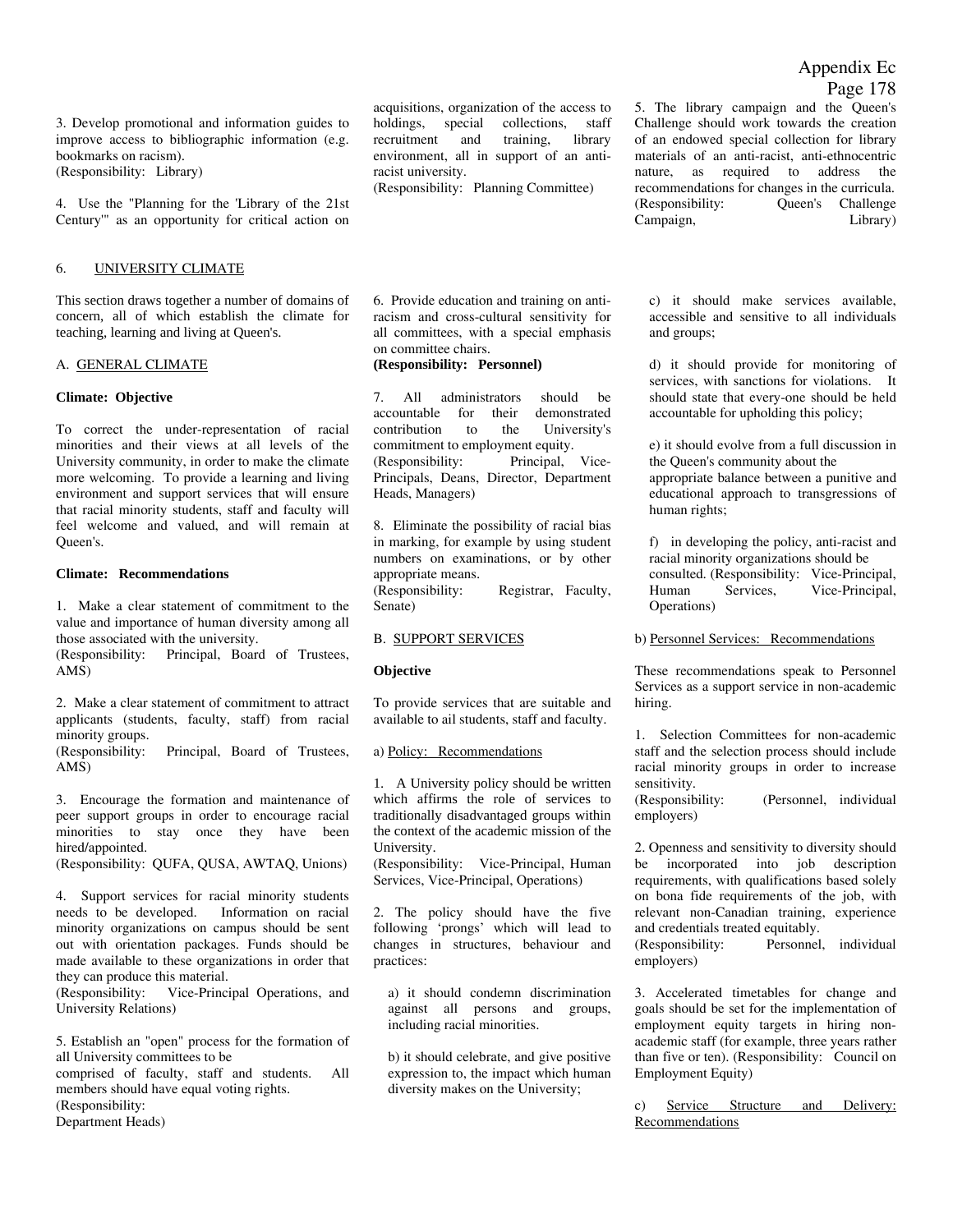3. Develop promotional and information guides to improve access to bibliographic information (e.g. bookmarks on racism).
(Responsibility: Library)

4. Use the "Planning for the 'Library of the 21st Century'" as an opportunity for critical action on acquisitions, organization of the access to holdings, special collections, staff recruitment and training, library environment, all in support of an anti-racist university.
(Responsibility: Planning Committee)

5. The library campaign and the Queen's Challenge should work towards the creation of an endowed special collection for library materials of an anti-racist, anti-ethnocentric nature, as required to address the recommendations for changes in the curricula.
(Responsibility: Queen's Challenge Campaign, Library)

## 6. UNIVERSITY CLIMATE

This section draws together a number of domains of concern, all of which establish the climate for teaching, learning and living at Queen's.

### A. GENERAL CLIMATE

**Climate: Objective**

To correct the under-representation of racial minorities and their views at all levels of the University community, in order to make the climate more welcoming. To provide a learning and living environment and support services that will ensure that racial minority students, staff and faculty will feel welcome and valued, and will remain at Queen's.

**Climate: Recommendations**

1. Make a clear statement of commitment to the value and importance of human diversity among all those associated with the university.
(Responsibility: Principal, Board of Trustees, AMS)

2. Make a clear statement of commitment to attract applicants (students, faculty, staff) from racial minority groups.
(Responsibility: Principal, Board of Trustees, AMS)

3. Encourage the formation and maintenance of peer support groups in order to encourage racial minorities to stay once they have been hired/appointed.
(Responsibility: QUFA, QUSA, AWTAQ, Unions)

4. Support services for racial minority students needs to be developed. Information on racial minority organizations on campus should be sent out with orientation packages. Funds should be made available to these organizations in order that they can produce this material.
(Responsibility: Vice-Principal Operations, and University Relations)

5. Establish an "open" process for the formation of all University committees to be comprised of faculty, staff and students. All members should have equal voting rights.
(Responsibility: Department Heads)

6. Provide education and training on anti-racism and cross-cultural sensitivity for all committees, with a special emphasis on committee chairs.
**(Responsibility: Personnel)**

7. All administrators should be accountable for their demonstrated contribution to the University's commitment to employment equity.
(Responsibility: Principal, Vice-Principals, Deans, Director, Department Heads, Managers)

8. Eliminate the possibility of racial bias in marking, for example by using student numbers on examinations, or by other appropriate means.
(Responsibility: Registrar, Faculty, Senate)

### B. SUPPORT SERVICES

**Objective**

To provide services that are suitable and available to ail students, staff and faculty.

a) Policy: Recommendations

1. A University policy should be written which affirms the role of services to traditionally disadvantaged groups within the context of the academic mission of the University.
(Responsibility: Vice-Principal, Human Services, Vice-Principal, Operations)

2. The policy should have the five following 'prongs' which will lead to changes in structures, behaviour and practices:

a) it should condemn discrimination against all persons and groups, including racial minorities.

b) it should celebrate, and give positive expression to, the impact which human diversity makes on the University;

c) it should make services available, accessible and sensitive to all individuals and groups;

d) it should provide for monitoring of services, with sanctions for violations. It should state that every-one should be held accountable for upholding this policy;

e) it should evolve from a full discussion in the Queen's community about the appropriate balance between a punitive and educational approach to transgressions of human rights;

f) in developing the policy, anti-racist and racial minority organizations should be consulted. (Responsibility: Vice-Principal, Human Services, Vice-Principal, Operations)

b) Personnel Services: Recommendations

These recommendations speak to Personnel Services as a support service in non-academic hiring.

1. Selection Committees for non-academic staff and the selection process should include racial minority groups in order to increase sensitivity.
(Responsibility: (Personnel, individual employers)

2. Openness and sensitivity to diversity should be incorporated into job description requirements, with qualifications based solely on bona fide requirements of the job, with relevant non-Canadian training, experience and credentials treated equitably.
(Responsibility: Personnel, individual employers)

3. Accelerated timetables for change and goals should be set for the implementation of employment equity targets in hiring non-academic staff (for example, three years rather than five or ten). (Responsibility: Council on Employment Equity)

c) Service Structure and Delivery: Recommendations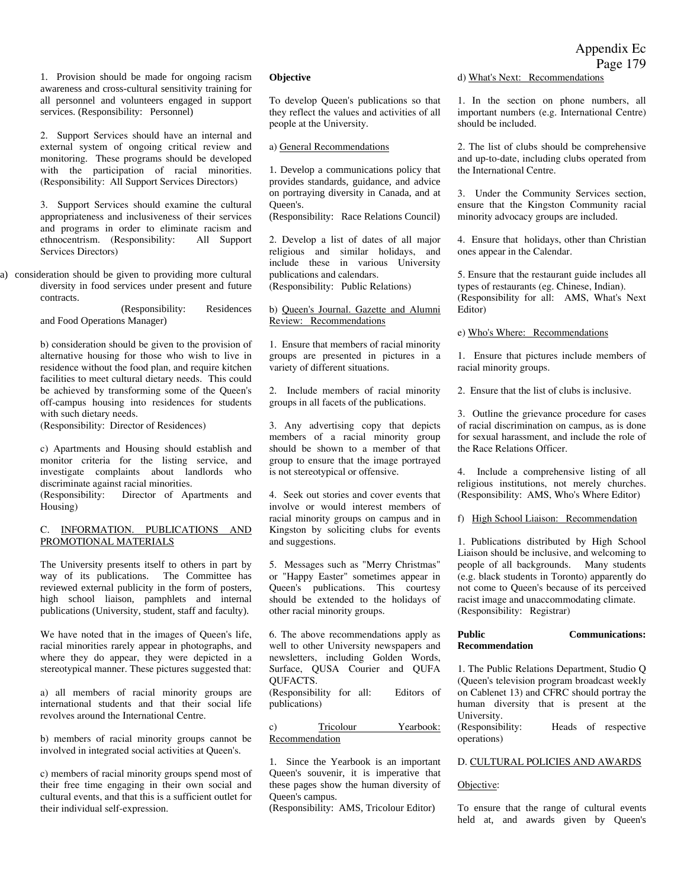1. Provision should be made for ongoing racism awareness and cross-cultural sensitivity training for all personnel and volunteers engaged in support services. (Responsibility: Personnel)

2. Support Services should have an internal and external system of ongoing critical review and monitoring. These programs should be developed with the participation of racial minorities. (Responsibility: All Support Services Directors)

3. Support Services should examine the cultural appropriateness and inclusiveness of their services and programs in order to eliminate racism and ethnocentrism. (Responsibility: All Support Services Directors)

a) consideration should be given to providing more cultural diversity in food services under present and future contracts.
(Responsibility: Residences and Food Operations Manager)

b) consideration should be given to the provision of alternative housing for those who wish to live in residence without the food plan, and require kitchen facilities to meet cultural dietary needs. This could be achieved by transforming some of the Queen's off-campus housing into residences for students with such dietary needs.
(Responsibility: Director of Residences)

c) Apartments and Housing should establish and monitor criteria for the listing service, and investigate complaints about landlords who discriminate against racial minorities.
(Responsibility: Director of Apartments and Housing)

## C. INFORMATION. PUBLICATIONS AND PROMOTIONAL MATERIALS

The University presents itself to others in part by way of its publications. The Committee has reviewed external publicity in the form of posters, high school liaison, pamphlets and internal publications (University, student, staff and faculty).

We have noted that in the images of Queen's life, racial minorities rarely appear in photographs, and where they do appear, they were depicted in a stereotypical manner. These pictures suggested that:

a) all members of racial minority groups are international students and that their social life revolves around the International Centre.

b) members of racial minority groups cannot be involved in integrated social activities at Queen's.

c) members of racial minority groups spend most of their free time engaging in their own social and cultural events, and that this is a sufficient outlet for their individual self-expression.

**Objective**

To develop Queen's publications so that they reflect the values and activities of all people at the University.

a) General Recommendations

1. Develop a communications policy that provides standards, guidance, and advice on portraying diversity in Canada, and at Queen's.
(Responsibility: Race Relations Council)

2. Develop a list of dates of all major religious and similar holidays, and include these in various University publications and calendars.
(Responsibility: Public Relations)

b) Queen's Journal. Gazette and Alumni Review: Recommendations

1. Ensure that members of racial minority groups are presented in pictures in a variety of different situations.

2. Include members of racial minority groups in all facets of the publications.

3. Any advertising copy that depicts members of a racial minority group should be shown to a member of that group to ensure that the image portrayed is not stereotypical or offensive.

4. Seek out stories and cover events that involve or would interest members of racial minority groups on campus and in Kingston by soliciting clubs for events and suggestions.

5. Messages such as "Merry Christmas" or "Happy Easter" sometimes appear in Queen's publications. This courtesy should be extended to the holidays of other racial minority groups.

6. The above recommendations apply as well to other University newspapers and newsletters, including Golden Words, Surface, QUSA Courier and QUFA QUFACTS.
(Responsibility for all: Editors of publications)

c) Tricolour Yearbook: Recommendation

1. Since the Yearbook is an important Queen's souvenir, it is imperative that these pages show the human diversity of Queen's campus.
(Responsibility: AMS, Tricolour Editor)

d) What's Next: Recommendations

1. In the section on phone numbers, all important numbers (e.g. International Centre) should be included.

2. The list of clubs should be comprehensive and up-to-date, including clubs operated from the International Centre.

3. Under the Community Services section, ensure that the Kingston Community racial minority advocacy groups are included.

4. Ensure that holidays, other than Christian ones appear in the Calendar.

5. Ensure that the restaurant guide includes all types of restaurants (eg. Chinese, Indian).
(Responsibility for all: AMS, What's Next Editor)

e) Who's Where: Recommendations

1. Ensure that pictures include members of racial minority groups.

2. Ensure that the list of clubs is inclusive.

3. Outline the grievance procedure for cases of racial discrimination on campus, as is done for sexual harassment, and include the role of the Race Relations Officer.

4. Include a comprehensive listing of all religious institutions, not merely churches.
(Responsibility: AMS, Who's Where Editor)

f) High School Liaison: Recommendation

1. Publications distributed by High School Liaison should be inclusive, and welcoming to people of all backgrounds. Many students (e.g. black students in Toronto) apparently do not come to Queen's because of its perceived racist image and unaccommodating climate.
(Responsibility: Registrar)

**Public Communications: Recommendation**

1. The Public Relations Department, Studio Q (Queen's television program broadcast weekly on Cablenet 13) and CFRC should portray the human diversity that is present at the University.
(Responsibility: Heads of respective operations)

## D. CULTURAL POLICIES AND AWARDS

Objective:

To ensure that the range of cultural events held at, and awards given by Queen's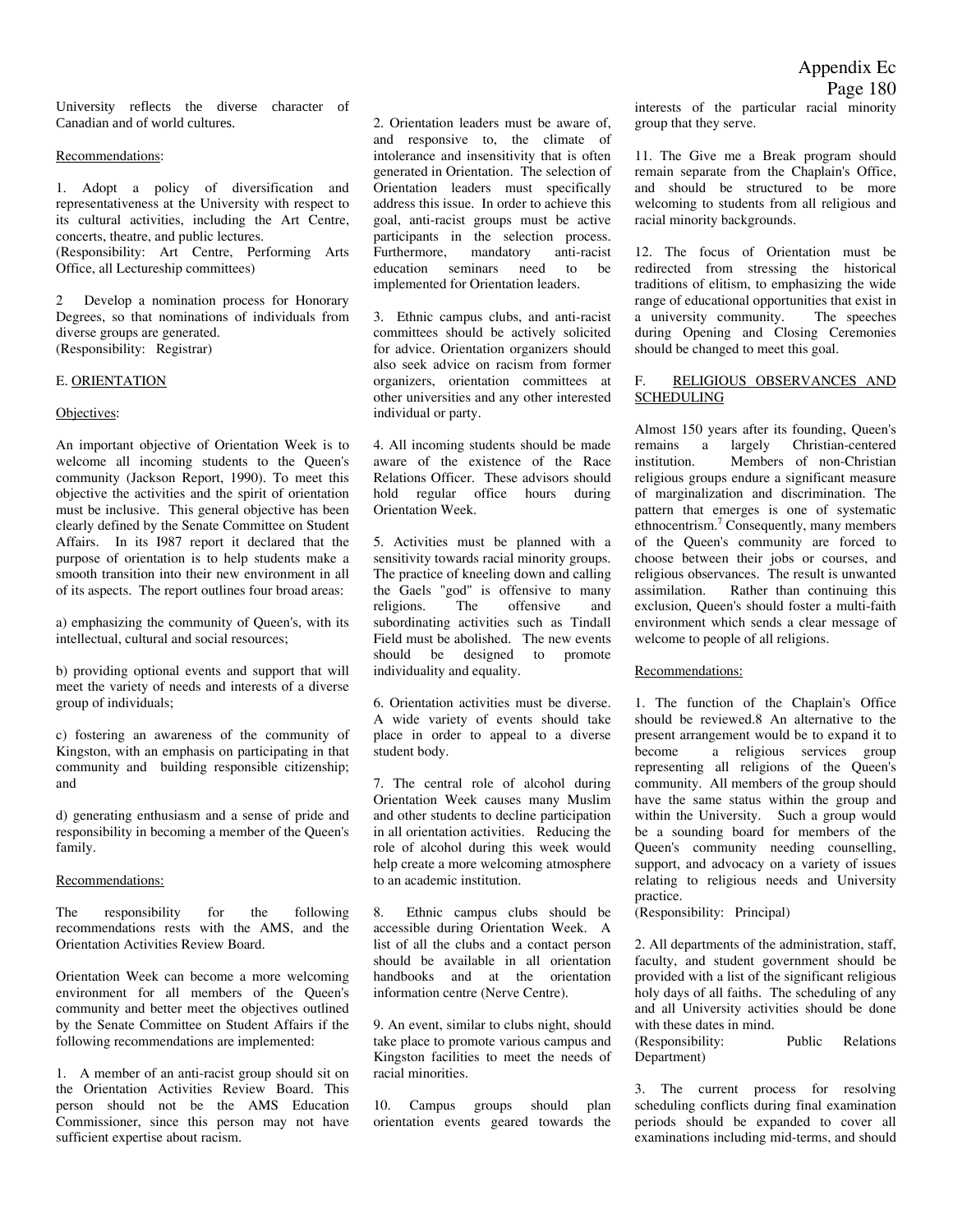University reflects the diverse character of Canadian and of world cultures.

Recommendations:

1. Adopt a policy of diversification and representativeness at the University with respect to its cultural activities, including the Art Centre, concerts, theatre, and public lectures.
(Responsibility: Art Centre, Performing Arts Office, all Lectureship committees)

2 Develop a nomination process for Honorary Degrees, so that nominations of individuals from diverse groups are generated.
(Responsibility: Registrar)

## E. ORIENTATION

Objectives:

An important objective of Orientation Week is to welcome all incoming students to the Queen's community (Jackson Report, 1990). To meet this objective the activities and the spirit of orientation must be inclusive. This general objective has been clearly defined by the Senate Committee on Student Affairs. In its I987 report it declared that the purpose of orientation is to help students make a smooth transition into their new environment in all of its aspects. The report outlines four broad areas:

a) emphasizing the community of Queen's, with its intellectual, cultural and social resources;

b) providing optional events and support that will meet the variety of needs and interests of a diverse group of individuals;

c) fostering an awareness of the community of Kingston, with an emphasis on participating in that community and building responsible citizenship; and

d) generating enthusiasm and a sense of pride and responsibility in becoming a member of the Queen's family.

Recommendations:

The responsibility for the following recommendations rests with the AMS, and the Orientation Activities Review Board.

Orientation Week can become a more welcoming environment for all members of the Queen's community and better meet the objectives outlined by the Senate Committee on Student Affairs if the following recommendations are implemented:

1. A member of an anti-racist group should sit on the Orientation Activities Review Board. This person should not be the AMS Education Commissioner, since this person may not have sufficient expertise about racism.

2. Orientation leaders must be aware of, and responsive to, the climate of intolerance and insensitivity that is often generated in Orientation. The selection of Orientation leaders must specifically address this issue. In order to achieve this goal, anti-racist groups must be active participants in the selection process. Furthermore, mandatory anti-racist education seminars need to be implemented for Orientation leaders.

3. Ethnic campus clubs, and anti-racist committees should be actively solicited for advice. Orientation organizers should also seek advice on racism from former organizers, orientation committees at other universities and any other interested individual or party.

4. All incoming students should be made aware of the existence of the Race Relations Officer. These advisors should hold regular office hours during Orientation Week.

5. Activities must be planned with a sensitivity towards racial minority groups. The practice of kneeling down and calling the Gaels "god" is offensive to many religions. The offensive and subordinating activities such as Tindall Field must be abolished. The new events should be designed to promote individuality and equality.

6. Orientation activities must be diverse. A wide variety of events should take place in order to appeal to a diverse student body.

7. The central role of alcohol during Orientation Week causes many Muslim and other students to decline participation in all orientation activities. Reducing the role of alcohol during this week would help create a more welcoming atmosphere to an academic institution.

8. Ethnic campus clubs should be accessible during Orientation Week. A list of all the clubs and a contact person should be available in all orientation handbooks and at the orientation information centre (Nerve Centre).

9. An event, similar to clubs night, should take place to promote various campus and Kingston facilities to meet the needs of racial minorities.

10. Campus groups should plan orientation events geared towards the interests of the particular racial minority group that they serve.

11. The Give me a Break program should remain separate from the Chaplain's Office, and should be structured to be more welcoming to students from all religious and racial minority backgrounds.

12. The focus of Orientation must be redirected from stressing the historical traditions of elitism, to emphasizing the wide range of educational opportunities that exist in a university community. The speeches during Opening and Closing Ceremonies should be changed to meet this goal.

## F. RELIGIOUS OBSERVANCES AND SCHEDULING

Almost 150 years after its founding, Queen's remains a largely Christian-centered institution. Members of non-Christian religious groups endure a significant measure of marginalization and discrimination. The pattern that emerges is one of systematic ethnocentrism.[7] Consequently, many members of the Queen's community are forced to choose between their jobs or courses, and religious observances. The result is unwanted assimilation. Rather than continuing this exclusion, Queen's should foster a multi-faith environment which sends a clear message of welcome to people of all religions.

Recommendations:

1. The function of the Chaplain's Office should be reviewed.8 An alternative to the present arrangement would be to expand it to become a religious services group representing all religions of the Queen's community. All members of the group should have the same status within the group and within the University. Such a group would be a sounding board for members of the Queen's community needing counselling, support, and advocacy on a variety of issues relating to religious needs and University practice.
(Responsibility: Principal)

2. All departments of the administration, staff, faculty, and student government should be provided with a list of the significant religious holy days of all faiths. The scheduling of any and all University activities should be done with these dates in mind.
(Responsibility: Public Relations Department)

3. The current process for resolving scheduling conflicts during final examination periods should be expanded to cover all examinations including mid-terms, and should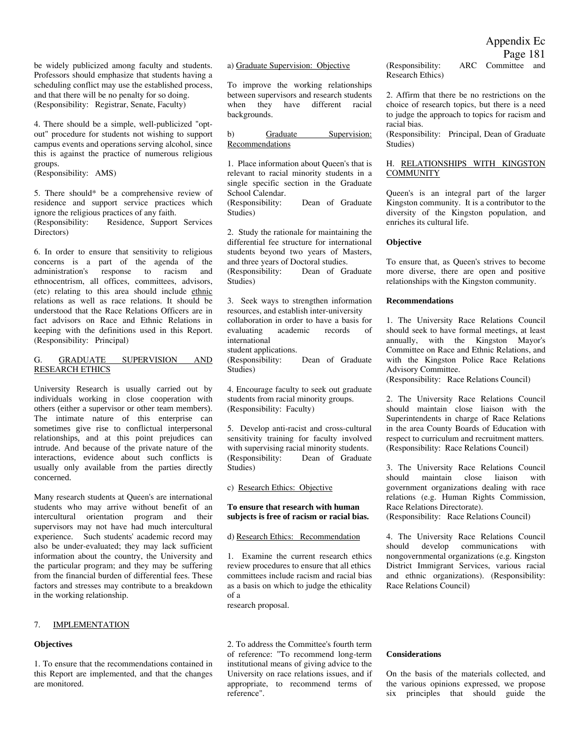be widely publicized among faculty and students. Professors should emphasize that students having a scheduling conflict may use the established process, and that there will be no penalty for so doing.
(Responsibility: Registrar, Senate, Faculty)

4. There should be a simple, well-publicized "opt-out" procedure for students not wishing to support campus events and operations serving alcohol, since this is against the practice of numerous religious groups.
(Responsibility: AMS)

5. There should* be a comprehensive review of residence and support service practices which ignore the religious practices of any faith.
(Responsibility: Residence, Support Services Directors)

6. In order to ensure that sensitivity to religious concerns is a part of the agenda of the administration's response to racism and ethnocentrism, all offices, committees, advisors, (etc) relating to this area should include ethnic relations as well as race relations. It should be understood that the Race Relations Officers are in fact advisors on Race and Ethnic Relations in keeping with the definitions used in this Report.
(Responsibility: Principal)

## G. GRADUATE SUPERVISION AND RESEARCH ETHICS

University Research is usually carried out by individuals working in close cooperation with others (either a supervisor or other team members). The intimate nature of this enterprise can sometimes give rise to conflictual interpersonal relationships, and at this point prejudices can intrude. And because of the private nature of the interactions, evidence about such conflicts is usually only available from the parties directly concerned.

Many research students at Queen's are international students who may arrive without benefit of an intercultural orientation program and their supervisors may not have had much intercultural experience. Such students' academic record may also be under-evaluated; they may lack sufficient information about the country, the University and the particular program; and they may be suffering from the financial burden of differential fees. These factors and stresses may contribute to a breakdown in the working relationship.

a) Graduate Supervision: Objective

To improve the working relationships between supervisors and research students when they have different racial backgrounds.

b) Graduate Supervision: Recommendations

1. Place information about Queen's that is relevant to racial minority students in a single specific section in the Graduate School Calendar.
(Responsibility: Dean of Graduate Studies)

2. Study the rationale for maintaining the differential fee structure for international students beyond two years of Masters, and three years of Doctoral studies.
(Responsibility: Dean of Graduate Studies)

3. Seek ways to strengthen information resources, and establish inter-university collaboration in order to have a basis for evaluating academic records of international student applications.
(Responsibility: Dean of Graduate Studies)

4. Encourage faculty to seek out graduate students from racial minority groups.
(Responsibility: Faculty)

5. Develop anti-racist and cross-cultural sensitivity training for faculty involved with supervising racial minority students.
(Responsibility: Dean of Graduate Studies)

c) Research Ethics: Objective

**To ensure that research with human subjects is free of racism or racial bias.**

d) Research Ethics: Recommendation

1. Examine the current research ethics review procedures to ensure that all ethics committees include racism and racial bias as a basis on which to judge the ethicality of a research proposal.
(Responsibility: ARC Committee and Research Ethics)

2. Affirm that there be no restrictions on the choice of research topics, but there is a need to judge the approach to topics for racism and racial bias.
(Responsibility: Principal, Dean of Graduate Studies)

## H. RELATIONSHIPS WITH KINGSTON COMMUNITY

Queen's is an integral part of the larger Kingston community. It is a contributor to the diversity of the Kingston population, and enriches its cultural life.

**Objective**

To ensure that, as Queen's strives to become more diverse, there are open and positive relationships with the Kingston community.

**Recommendations**

1. The University Race Relations Council should seek to have formal meetings, at least annually, with the Kingston Mayor's Committee on Race and Ethnic Relations, and with the Kingston Police Race Relations Advisory Committee.
(Responsibility: Race Relations Council)

2. The University Race Relations Council should maintain close liaison with the Superintendents in charge of Race Relations in the area County Boards of Education with respect to curriculum and recruitment matters.
(Responsibility: Race Relations Council)

3. The University Race Relations Council should maintain close liaison with government organizations dealing with race relations (e.g. Human Rights Commission, Race Relations Directorate).
(Responsibility: Race Relations Council)

4. The University Race Relations Council should develop communications with nongovernmental organizations (e.g. Kingston District Immigrant Services, various racial and ethnic organizations). (Responsibility: Race Relations Council)

## 7. IMPLEMENTATION

**Objectives**

1. To ensure that the recommendations contained in this Report are implemented, and that the changes are monitored.

2. To address the Committee's fourth term of reference: "To recommend long-term institutional means of giving advice to the University on race relations issues, and if appropriate, to recommend terms of reference".

**Considerations**

On the basis of the materials collected, and the various opinions expressed, we propose six principles that should guide the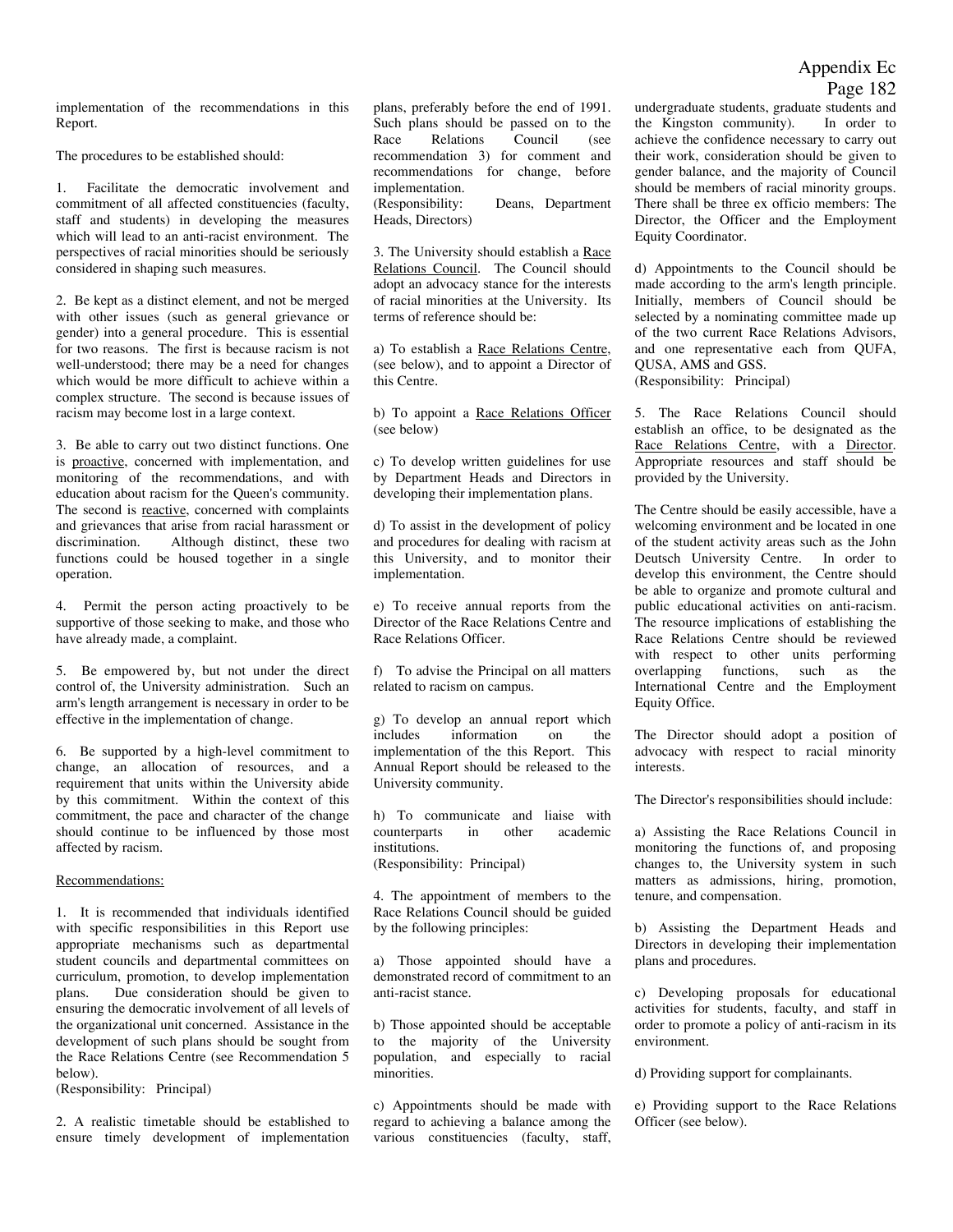implementation of the recommendations in this Report.

The procedures to be established should:

1. Facilitate the democratic involvement and commitment of all affected constituencies (faculty, staff and students) in developing the measures which will lead to an anti-racist environment. The perspectives of racial minorities should be seriously considered in shaping such measures.

2. Be kept as a distinct element, and not be merged with other issues (such as general grievance or gender) into a general procedure. This is essential for two reasons. The first is because racism is not well-understood; there may be a need for changes which would be more difficult to achieve within a complex structure. The second is because issues of racism may become lost in a large context.

3. Be able to carry out two distinct functions. One is proactive, concerned with implementation, and monitoring of the recommendations, and with education about racism for the Queen's community. The second is reactive, concerned with complaints and grievances that arise from racial harassment or discrimination. Although distinct, these two functions could be housed together in a single operation.

4. Permit the person acting proactively to be supportive of those seeking to make, and those who have already made, a complaint.

5. Be empowered by, but not under the direct control of, the University administration. Such an arm's length arrangement is necessary in order to be effective in the implementation of change.

6. Be supported by a high-level commitment to change, an allocation of resources, and a requirement that units within the University abide by this commitment. Within the context of this commitment, the pace and character of the change should continue to be influenced by those most affected by racism.

Recommendations:

1. It is recommended that individuals identified with specific responsibilities in this Report use appropriate mechanisms such as departmental student councils and departmental committees on curriculum, promotion, to develop implementation plans. Due consideration should be given to ensuring the democratic involvement of all levels of the organizational unit concerned. Assistance in the development of such plans should be sought from the Race Relations Centre (see Recommendation 5 below).
(Responsibility: Principal)

2. A realistic timetable should be established to ensure timely development of implementation plans, preferably before the end of 1991. Such plans should be passed on to the Race Relations Council (see recommendation 3) for comment and recommendations for change, before implementation.
(Responsibility: Deans, Department Heads, Directors)

3. The University should establish a Race Relations Council. The Council should adopt an advocacy stance for the interests of racial minorities at the University. Its terms of reference should be:

a) To establish a Race Relations Centre, (see below), and to appoint a Director of this Centre.

b) To appoint a Race Relations Officer (see below)

c) To develop written guidelines for use by Department Heads and Directors in developing their implementation plans.

d) To assist in the development of policy and procedures for dealing with racism at this University, and to monitor their implementation.

e) To receive annual reports from the Director of the Race Relations Centre and Race Relations Officer.

f) To advise the Principal on all matters related to racism on campus.

g) To develop an annual report which includes information on the implementation of the this Report. This Annual Report should be released to the University community.

h) To communicate and liaise with counterparts in other academic institutions.
(Responsibility: Principal)

4. The appointment of members to the Race Relations Council should be guided by the following principles:

a) Those appointed should have a demonstrated record of commitment to an anti-racist stance.

b) Those appointed should be acceptable to the majority of the University population, and especially to racial minorities.

c) Appointments should be made with regard to achieving a balance among the various constituencies (faculty, staff, undergraduate students, graduate students and the Kingston community). In order to achieve the confidence necessary to carry out their work, consideration should be given to gender balance, and the majority of Council should be members of racial minority groups. There shall be three ex officio members: The Director, the Officer and the Employment Equity Coordinator.

d) Appointments to the Council should be made according to the arm's length principle. Initially, members of Council should be selected by a nominating committee made up of the two current Race Relations Advisors, and one representative each from QUFA, QUSA, AMS and GSS.
(Responsibility: Principal)

5. The Race Relations Council should establish an office, to be designated as the Race Relations Centre, with a Director. Appropriate resources and staff should be provided by the University.

The Centre should be easily accessible, have a welcoming environment and be located in one of the student activity areas such as the John Deutsch University Centre. In order to develop this environment, the Centre should be able to organize and promote cultural and public educational activities on anti-racism. The resource implications of establishing the Race Relations Centre should be reviewed with respect to other units performing overlapping functions, such as the International Centre and the Employment Equity Office.

The Director should adopt a position of advocacy with respect to racial minority interests.

The Director's responsibilities should include:

a) Assisting the Race Relations Council in monitoring the functions of, and proposing changes to, the University system in such matters as admissions, hiring, promotion, tenure, and compensation.

b) Assisting the Department Heads and Directors in developing their implementation plans and procedures.

c) Developing proposals for educational activities for students, faculty, and staff in order to promote a policy of anti-racism in its environment.

d) Providing support for complainants.

e) Providing support to the Race Relations Officer (see below).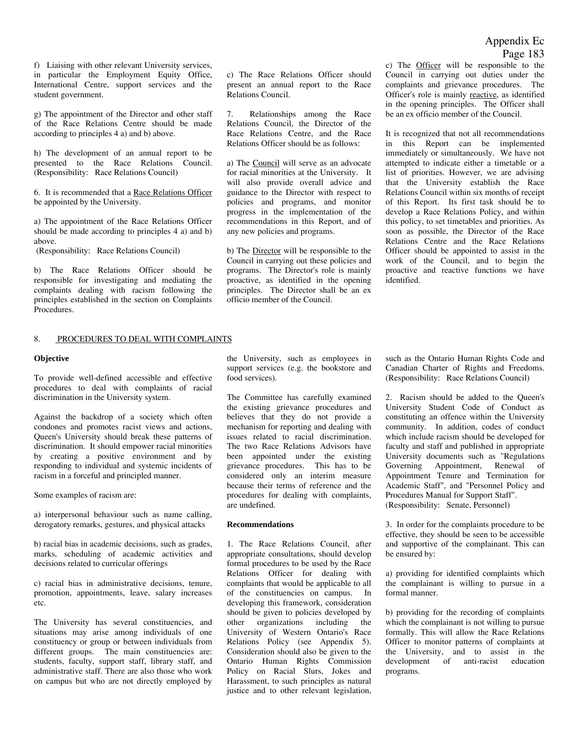f) Liaising with other relevant University services, in particular the Employment Equity Office, International Centre, support services and the student government.

g) The appointment of the Director and other staff of the Race Relations Centre should be made according to principles 4 a) and b) above.

h) The development of an annual report to be presented to the Race Relations Council. (Responsibility: Race Relations Council)

6. It is recommended that a Race Relations Officer be appointed by the University.

a) The appointment of the Race Relations Officer should be made according to principles 4 a) and b) above.
(Responsibility: Race Relations Council)

b) The Race Relations Officer should be responsible for investigating and mediating the complaints dealing with racism following the principles established in the section on Complaints Procedures.

c) The Race Relations Officer should present an annual report to the Race Relations Council.

7. Relationships among the Race Relations Council, the Director of the Race Relations Centre, and the Race Relations Officer should be as follows:

a) The Council will serve as an advocate for racial minorities at the University. It will also provide overall advice and guidance to the Director with respect to policies and programs, and monitor progress in the implementation of the recommendations in this Report, and of any new policies and programs.

b) The Director will be responsible to the Council in carrying out these policies and programs. The Director's role is mainly proactive, as identified in the opening principles. The Director shall be an ex officio member of the Council.

c) The Officer will be responsible to the Council in carrying out duties under the complaints and grievance procedures. The Officer's role is mainly reactive, as identified in the opening principles. The Officer shall be an ex officio member of the Council.

It is recognized that not all recommendations in this Report can be implemented immediately or simultaneously. We have not attempted to indicate either a timetable or a list of priorities. However, we are advising that the University establish the Race Relations Council within six months of receipt of this Report. Its first task should be to develop a Race Relations Policy, and within this policy, to set timetables and priorities. As soon as possible, the Director of the Race Relations Centre and the Race Relations Officer should be appointed to assist in the work of the Council, and to begin the proactive and reactive functions we have identified.

## 8. PROCEDURES TO DEAL WITH COMPLAINTS

**Objective**

To provide well-defined accessible and effective procedures to deal with complaints of racial discrimination in the University system.

Against the backdrop of a society which often condones and promotes racist views and actions, Queen's University should break these patterns of discrimination. It should empower racial minorities by creating a positive environment and by responding to individual and systemic incidents of racism in a forceful and principled manner.

Some examples of racism are:

a) interpersonal behaviour such as name calling, derogatory remarks, gestures, and physical attacks

b) racial bias in academic decisions, such as grades, marks, scheduling of academic activities and decisions related to curricular offerings

c) racial bias in administrative decisions, tenure, promotion, appointments, leave, salary increases etc.

The University has several constituencies, and situations may arise among individuals of one constituency or group or between individuals from different groups. The main constituencies are: students, faculty, support staff, library staff, and administrative staff. There are also those who work on campus but who are not directly employed by the University, such as employees in support services (e.g. the bookstore and food services).

The Committee has carefully examined the existing grievance procedures and believes that they do not provide a mechanism for reporting and dealing with issues related to racial discrimination. The two Race Relations Advisors have been appointed under the existing grievance procedures. This has to be considered only an interim measure because their terms of reference and the procedures for dealing with complaints, are undefined.

**Recommendations**

1. The Race Relations Council, after appropriate consultations, should develop formal procedures to be used by the Race Relations Officer for dealing with complaints that would be applicable to all of the constituencies on campus. In developing this framework, consideration should be given to policies developed by other organizations including the University of Western Ontario's Race Relations Policy (see Appendix 5). Consideration should also be given to the Ontario Human Rights Commission Policy on Racial Slurs, Jokes and Harassment, to such principles as natural justice and to other relevant legislation, such as the Ontario Human Rights Code and Canadian Charter of Rights and Freedoms. (Responsibility: Race Relations Council)

2. Racism should be added to the Queen's University Student Code of Conduct as constituting an offence within the University community. In addition, codes of conduct which include racism should be developed for faculty and staff and published in appropriate University documents such as "Regulations Governing Appointment, Renewal of Appointment Tenure and Termination for Academic Staff", and "Personnel Policy and Procedures Manual for Support Staff".
(Responsibility: Senate, Personnel)

3. In order for the complaints procedure to be effective, they should be seen to be accessible and supportive of the complainant. This can be ensured by:

a) providing for identified complaints which the complainant is willing to pursue in a formal manner.

b) providing for the recording of complaints which the complainant is not willing to pursue formally. This will allow the Race Relations Officer to monitor patterns of complaints at the University, and to assist in the development of anti-racist education programs.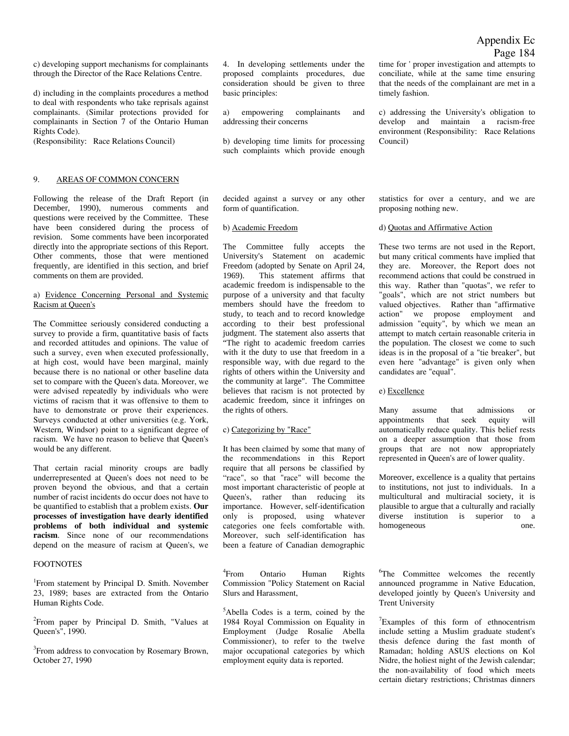c) developing support mechanisms for complainants through the Director of the Race Relations Centre.

d) including in the complaints procedures a method to deal with respondents who take reprisals against complainants. (Similar protections provided for complainants in Section 7 of the Ontario Human Rights Code).
(Responsibility: Race Relations Council)

4. In developing settlements under the proposed complaints procedures, due consideration should be given to three basic principles:

a) empowering complainants and addressing their concerns

b) developing time limits for processing such complaints which provide enough time for ' proper investigation and attempts to conciliate, while at the same time ensuring that the needs of the complainant are met in a timely fashion.

c) addressing the University's obligation to develop and maintain a racism-free environment (Responsibility: Race Relations Council)

## 9. AREAS OF COMMON CONCERN

Following the release of the Draft Report (in December, 1990), numerous comments and questions were received by the Committee. These have been considered during the process of revision. Some comments have been incorporated directly into the appropriate sections of this Report. Other comments, those that were mentioned frequently, are identified in this section, and brief comments on them are provided.

### a) Evidence Concerning Personal and Systemic Racism at Queen's

The Committee seriously considered conducting a survey to provide a firm, quantitative basis of facts and recorded attitudes and opinions. The value of such a survey, even when executed professionally, at high cost, would have been marginal, mainly because there is no national or other baseline data set to compare with the Queen's data. Moreover, we were advised repeatedly by individuals who were victims of racism that it was offensive to them to have to demonstrate or prove their experiences. Surveys conducted at other universities (e.g. York, Western, Windsor) point to a significant degree of racism. We have no reason to believe that Queen's would be any different.

That certain racial minority croups are badly underrepresented at Queen's does not need to be proven beyond the obvious, and that a certain number of racist incidents do occur does not have to be quantified to establish that a problem exists. **Our processes of investigation have dearly identified problems of both individual and systemic racism**. Since none of our recommendations depend on the measure of racism at Queen's, we decided against a survey or any other form of quantification.

### b) Academic Freedom

The Committee fully accepts the University's Statement on academic Freedom (adopted by Senate on April 24, 1969). This statement affirms that academic freedom is indispensable to the purpose of a university and that faculty members should have the freedom to study, to teach and to record knowledge according to their best professional judgment. The statement also asserts that "The right to academic freedom carries with it the duty to use that freedom in a responsible way, with due regard to the rights of others within the University and the community at large". The Committee believes that racism is not protected by academic freedom, since it infringes on the rights of others.

### c) Categorizing by "Race"

It has been claimed by some that many of the recommendations in this Report require that all persons be classified by "race", so that "race" will become the most important characteristic of people at Queen's, rather than reducing its importance. However, self-identification only is proposed, using whatever categories one feels comfortable with. Moreover, such self-identification has been a feature of Canadian demographic statistics for over a century, and we are proposing nothing new.

### d) Quotas and Affirmative Action

These two terms are not used in the Report, but many critical comments have implied that they are. Moreover, the Report does not recommend actions that could be construed in this way. Rather than "quotas", we refer to "goals", which are not strict numbers but valued objectives. Rather than "affirmative action" we propose employment and admission "equity", by which we mean an attempt to match certain reasonable criteria in the population. The closest we come to such ideas is in the proposal of a "tie breaker", but even here "advantage" is given only when candidates are "equal".

### e) Excellence

Many assume that admissions or appointments that seek equity will automatically reduce quality. This belief rests on a deeper assumption that those from groups that are not now appropriately represented in Queen's are of lower quality.

Moreover, excellence is a quality that pertains to institutions, not just to individuals. In a multicultural and multiracial society, it is plausible to argue that a culturally and racially diverse institution is superior to a homogeneous one.

FOOTNOTES

[1]From statement by Principal D. Smith. November 23, 1989; bases are extracted from the Ontario Human Rights Code.

[2]From paper by Principal D. Smith, "Values at Queen's", 1990.

[3]From address to convocation by Rosemary Brown, October 27, 1990

[4]From Ontario Human Rights Commission "Policy Statement on Racial Slurs and Harassment,

[5]Abella Codes is a term, coined by the 1984 Royal Commission on Equality in Employment (Judge Rosalie Abella Commissioner), to refer to the twelve major occupational categories by which employment equity data is reported.

[6]The Committee welcomes the recently announced programme in Native Education, developed jointly by Queen's University and Trent University

[7]Examples of this form of ethnocentrism include setting a Muslim graduate student's thesis defence during the fast month of Ramadan; holding ASUS elections on Kol Nidre, the holiest night of the Jewish calendar; the non-availability of food which meets certain dietary restrictions; Christmas dinners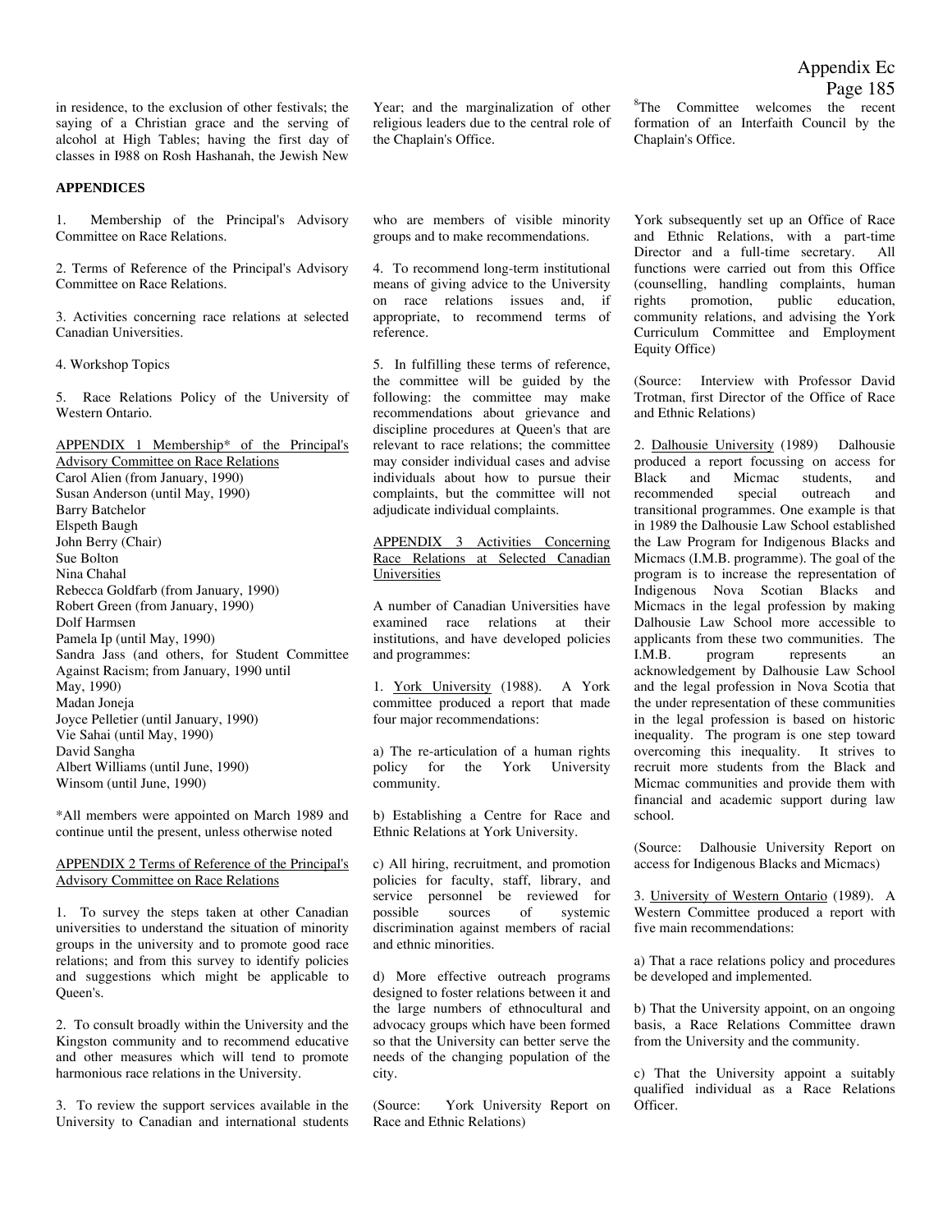in residence, to the exclusion of other festivals; the saying of a Christian grace and the serving of alcohol at High Tables; having the first day of classes in I988 on Rosh Hashanah, the Jewish New Year; and the marginalization of other religious leaders due to the central role of the Chaplain's Office.

[8]The Committee welcomes the recent formation of an Interfaith Council by the Chaplain's Office.

**APPENDICES**

1. Membership of the Principal's Advisory Committee on Race Relations.

2. Terms of Reference of the Principal's Advisory Committee on Race Relations.

3. Activities concerning race relations at selected Canadian Universities.

4. Workshop Topics

5. Race Relations Policy of the University of Western Ontario.

APPENDIX 1 Membership* of the Principal's Advisory Committee on Race Relations

Carol Alien (from January, 1990)
Susan Anderson (until May, 1990)
Barry Batchelor
Elspeth Baugh
John Berry (Chair)
Sue Bolton
Nina Chahal
Rebecca Goldfarb (from January, 1990)
Robert Green (from January, 1990)
Dolf Harmsen
Pamela Ip (until May, 1990)
Sandra Jass (and others, for Student Committee Against Racism; from January, 1990 until May, 1990)
Madan Joneja
Joyce Pelletier (until January, 1990)
Vie Sahai (until May, 1990)
David Sangha
Albert Williams (until June, 1990)
Winsom (until June, 1990)

*All members were appointed on March 1989 and continue until the present, unless otherwise noted

APPENDIX 2 Terms of Reference of the Principal's Advisory Committee on Race Relations

1. To survey the steps taken at other Canadian universities to understand the situation of minority groups in the university and to promote good race relations; and from this survey to identify policies and suggestions which might be applicable to Queen's.

2. To consult broadly within the University and the Kingston community and to recommend educative and other measures which will tend to promote harmonious race relations in the University.

3. To review the support services available in the University to Canadian and international students who are members of visible minority groups and to make recommendations.

4. To recommend long-term institutional means of giving advice to the University on race relations issues and, if appropriate, to recommend terms of reference.

5. In fulfilling these terms of reference, the committee will be guided by the following: the committee may make recommendations about grievance and discipline procedures at Queen's that are relevant to race relations; the committee may consider individual cases and advise individuals about how to pursue their complaints, but the committee will not adjudicate individual complaints.

APPENDIX 3 Activities Concerning Race Relations at Selected Canadian Universities

A number of Canadian Universities have examined race relations at their institutions, and have developed policies and programmes:

1. York University (1988). A York committee produced a report that made four major recommendations:

a) The re-articulation of a human rights policy for the York University community.

b) Establishing a Centre for Race and Ethnic Relations at York University.

c) All hiring, recruitment, and promotion policies for faculty, staff, library, and service personnel be reviewed for possible sources of systemic discrimination against members of racial and ethnic minorities.

d) More effective outreach programs designed to foster relations between it and the large numbers of ethnocultural and advocacy groups which have been formed so that the University can better serve the needs of the changing population of the city.

(Source: York University Report on Race and Ethnic Relations)

York subsequently set up an Office of Race and Ethnic Relations, with a part-time Director and a full-time secretary. All functions were carried out from this Office (counselling, handling complaints, human rights promotion, public education, community relations, and advising the York Curriculum Committee and Employment Equity Office)

(Source: Interview with Professor David Trotman, first Director of the Office of Race and Ethnic Relations)

2. Dalhousie University (1989) Dalhousie produced a report focussing on access for Black and Micmac students, and recommended special outreach and transitional programmes. One example is that in 1989 the Dalhousie Law School established the Law Program for Indigenous Blacks and Micmacs (I.M.B. programme). The goal of the program is to increase the representation of Indigenous Nova Scotian Blacks and Micmacs in the legal profession by making Dalhousie Law School more accessible to applicants from these two communities. The I.M.B. program represents an acknowledgement by Dalhousie Law School and the legal profession in Nova Scotia that the under representation of these communities in the legal profession is based on historic inequality. The program is one step toward overcoming this inequality. It strives to recruit more students from the Black and Micmac communities and provide them with financial and academic support during law school.

(Source: Dalhousie University Report on access for Indigenous Blacks and Micmacs)

3. University of Western Ontario (1989). A Western Committee produced a report with five main recommendations:

a) That a race relations policy and procedures be developed and implemented.

b) That the University appoint, on an ongoing basis, a Race Relations Committee drawn from the University and the community.

c) That the University appoint a suitably qualified individual as a Race Relations Officer.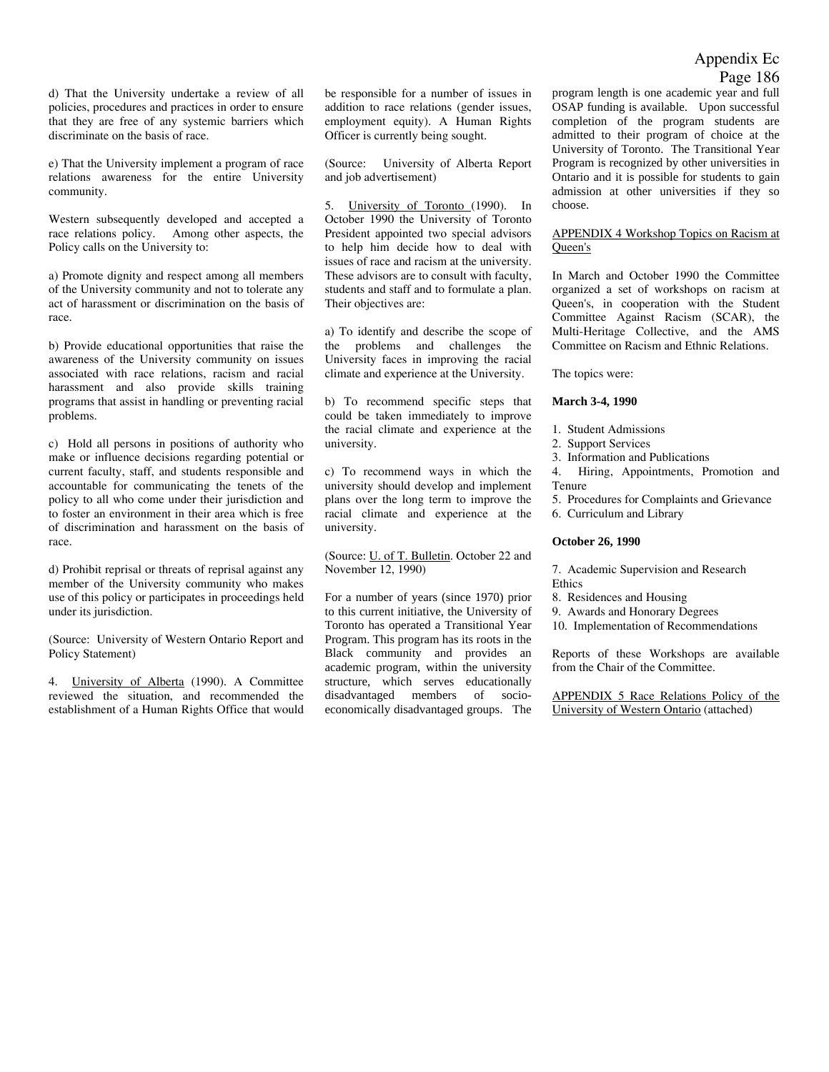d) That the University undertake a review of all policies, procedures and practices in order to ensure that they are free of any systemic barriers which discriminate on the basis of race.

e) That the University implement a program of race relations awareness for the entire University community.

Western subsequently developed and accepted a race relations policy. Among other aspects, the Policy calls on the University to:

a) Promote dignity and respect among all members of the University community and not to tolerate any act of harassment or discrimination on the basis of race.

b) Provide educational opportunities that raise the awareness of the University community on issues associated with race relations, racism and racial harassment and also provide skills training programs that assist in handling or preventing racial problems.

c) Hold all persons in positions of authority who make or influence decisions regarding potential or current faculty, staff, and students responsible and accountable for communicating the tenets of the policy to all who come under their jurisdiction and to foster an environment in their area which is free of discrimination and harassment on the basis of race.

d) Prohibit reprisal or threats of reprisal against any member of the University community who makes use of this policy or participates in proceedings held under its jurisdiction.

(Source: University of Western Ontario Report and Policy Statement)

4. University of Alberta (1990). A Committee reviewed the situation, and recommended the establishment of a Human Rights Office that would be responsible for a number of issues in addition to race relations (gender issues, employment equity). A Human Rights Officer is currently being sought.

(Source: University of Alberta Report and job advertisement)

5. University of Toronto (1990). In October 1990 the University of Toronto President appointed two special advisors to help him decide how to deal with issues of race and racism at the university. These advisors are to consult with faculty, students and staff and to formulate a plan. Their objectives are:

a) To identify and describe the scope of the problems and challenges the University faces in improving the racial climate and experience at the University.

b) To recommend specific steps that could be taken immediately to improve the racial climate and experience at the university.

c) To recommend ways in which the university should develop and implement plans over the long term to improve the racial climate and experience at the university.

(Source: U. of T. Bulletin. October 22 and November 12, 1990)

For a number of years (since 1970) prior to this current initiative, the University of Toronto has operated a Transitional Year Program. This program has its roots in the Black community and provides an academic program, within the university structure, which serves educationally disadvantaged members of socio-economically disadvantaged groups. The program length is one academic year and full OSAP funding is available. Upon successful completion of the program students are admitted to their program of choice at the University of Toronto. The Transitional Year Program is recognized by other universities in Ontario and it is possible for students to gain admission at other universities if they so choose.

APPENDIX 4 Workshop Topics on Racism at Queen's

In March and October 1990 the Committee organized a set of workshops on racism at Queen's, in cooperation with the Student Committee Against Racism (SCAR), the Multi-Heritage Collective, and the AMS Committee on Racism and Ethnic Relations.

The topics were:

**March 3-4, 1990**

1. Student Admissions
2. Support Services
3. Information and Publications
4. Hiring, Appointments, Promotion and Tenure
5. Procedures for Complaints and Grievance
6. Curriculum and Library

**October 26, 1990**

7. Academic Supervision and Research Ethics
8. Residences and Housing
9. Awards and Honorary Degrees
10. Implementation of Recommendations

Reports of these Workshops are available from the Chair of the Committee.

APPENDIX 5 Race Relations Policy of the University of Western Ontario (attached)